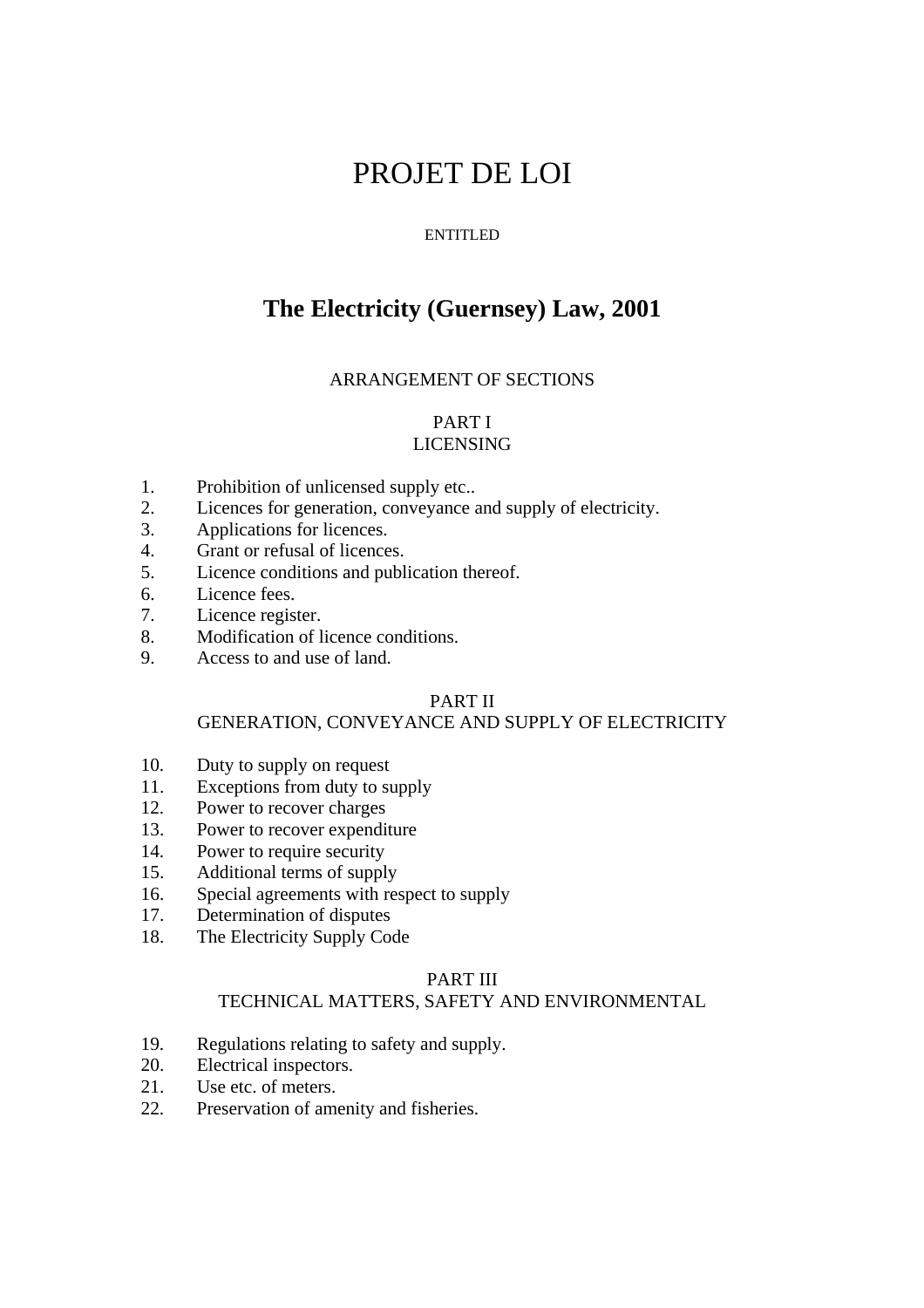# PROJET DE LOI

ENTITLED

## The Electricity (Guernsey) Law, 2001

ARRANGEMENT OF SECTIONS

PART I
LICENSING

1. Prohibition of unlicensed supply etc..
2. Licences for generation, conveyance and supply of electricity.
3. Applications for licences.
4. Grant or refusal of licences.
5. Licence conditions and publication thereof.
6. Licence fees.
7. Licence register.
8. Modification of licence conditions.
9. Access to and use of land.

PART II
GENERATION, CONVEYANCE AND SUPPLY OF ELECTRICITY

10. Duty to supply on request
11. Exceptions from duty to supply
12. Power to recover charges
13. Power to recover expenditure
14. Power to require security
15. Additional terms of supply
16. Special agreements with respect to supply
17. Determination of disputes
18. The Electricity Supply Code

PART III
TECHNICAL MATTERS, SAFETY AND ENVIRONMENTAL

19. Regulations relating to safety and supply.
20. Electrical inspectors.
21. Use etc. of meters.
22. Preservation of amenity and fisheries.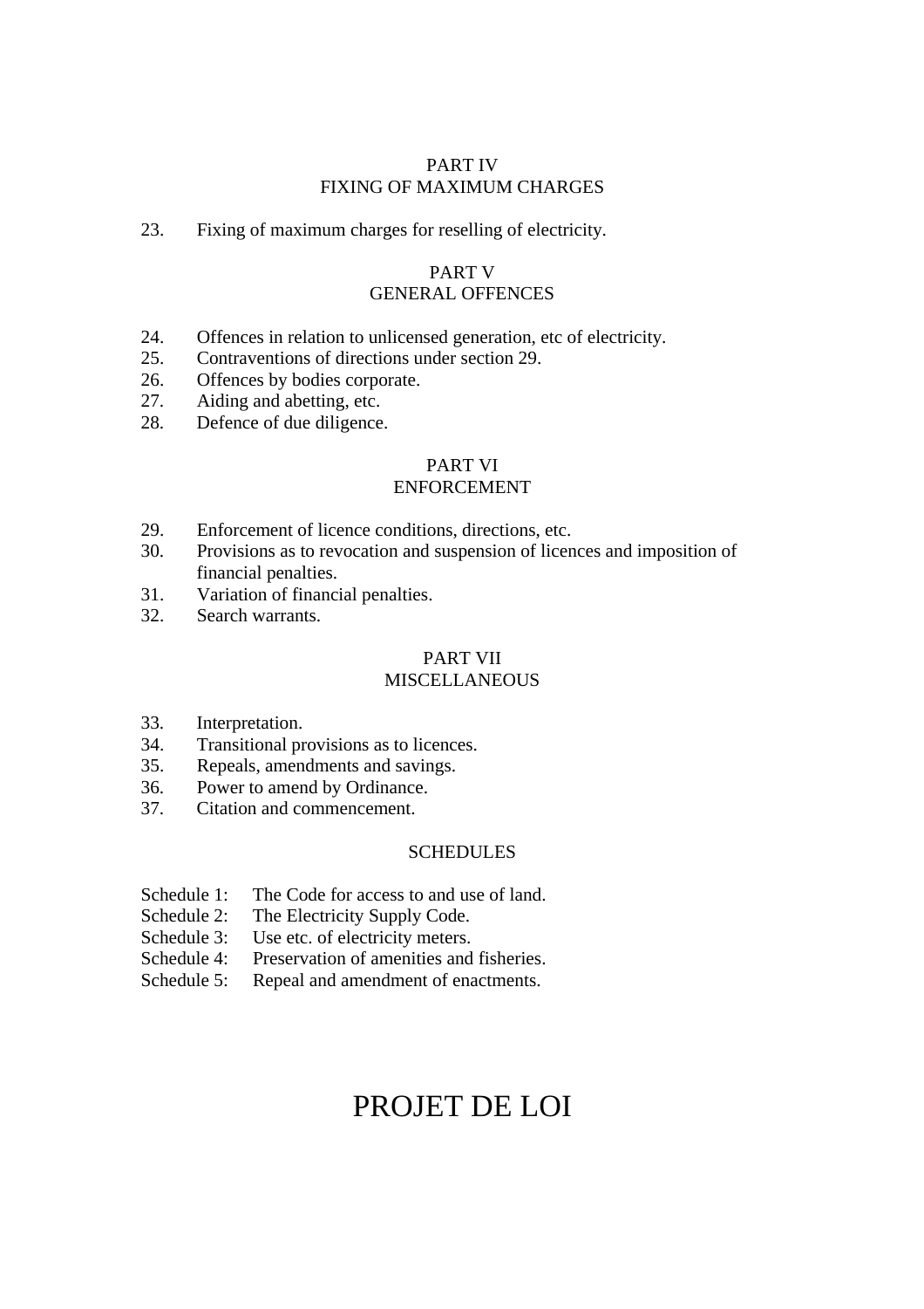PART IV
FIXING OF MAXIMUM CHARGES

23. Fixing of maximum charges for reselling of electricity.

PART V
GENERAL OFFENCES

24. Offences in relation to unlicensed generation, etc of electricity.
25. Contraventions of directions under section 29.
26. Offences by bodies corporate.
27. Aiding and abetting, etc.
28. Defence of due diligence.

PART VI
ENFORCEMENT

29. Enforcement of licence conditions, directions, etc.
30. Provisions as to revocation and suspension of licences and imposition of financial penalties.
31. Variation of financial penalties.
32. Search warrants.

PART VII
MISCELLANEOUS

33. Interpretation.
34. Transitional provisions as to licences.
35. Repeals, amendments and savings.
36. Power to amend by Ordinance.
37. Citation and commencement.

SCHEDULES

Schedule 1: The Code for access to and use of land.
Schedule 2: The Electricity Supply Code.
Schedule 3: Use etc. of electricity meters.
Schedule 4: Preservation of amenities and fisheries.
Schedule 5: Repeal and amendment of enactments.

# PROJET DE LOI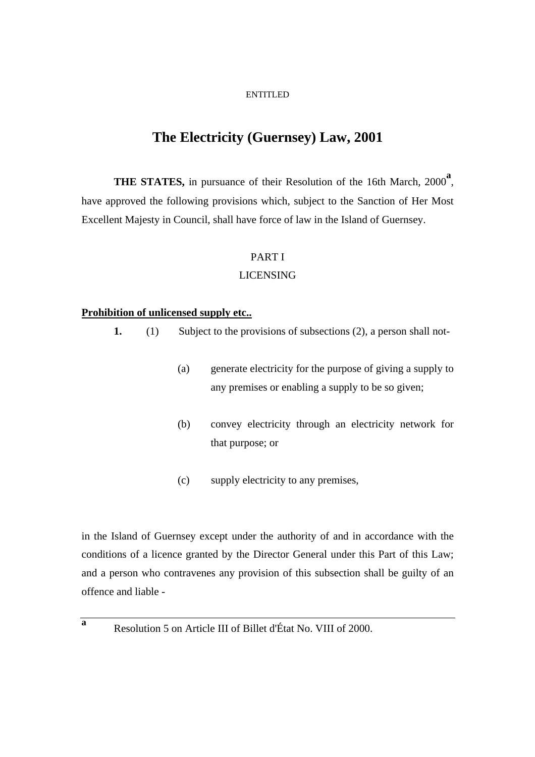ENTITLED

# The Electricity (Guernsey) Law, 2001

**THE STATES,** in pursuance of their Resolution of the 16th March, 2000[a], have approved the following provisions which, subject to the Sanction of Her Most Excellent Majesty in Council, shall have force of law in the Island of Guernsey.

PART I

LICENSING

**Prohibition of unlicensed supply etc..**

**1.** (1) Subject to the provisions of subsections (2), a person shall not-

(a) generate electricity for the purpose of giving a supply to any premises or enabling a supply to be so given;

(b) convey electricity through an electricity network for that purpose; or

(c) supply electricity to any premises,

in the Island of Guernsey except under the authority of and in accordance with the conditions of a licence granted by the Director General under this Part of this Law; and a person who contravenes any provision of this subsection shall be guilty of an offence and liable -

---

[a] Resolution 5 on Article III of Billet d'État No. VIII of 2000.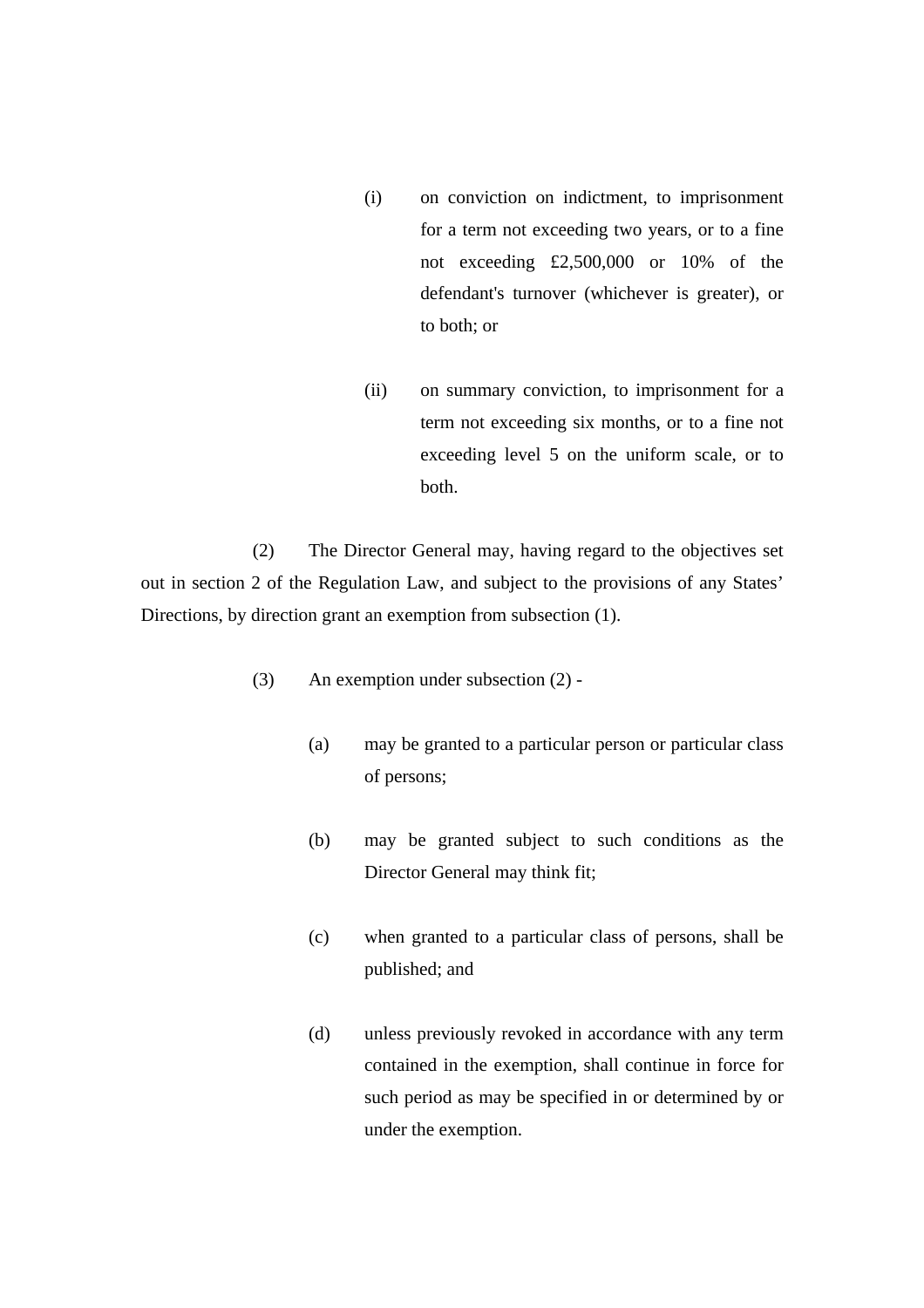(i) on conviction on indictment, to imprisonment for a term not exceeding two years, or to a fine not exceeding £2,500,000 or 10% of the defendant's turnover (whichever is greater), or to both; or

(ii) on summary conviction, to imprisonment for a term not exceeding six months, or to a fine not exceeding level 5 on the uniform scale, or to both.

(2) The Director General may, having regard to the objectives set out in section 2 of the Regulation Law, and subject to the provisions of any States' Directions, by direction grant an exemption from subsection (1).

(3) An exemption under subsection (2) -

(a) may be granted to a particular person or particular class of persons;

(b) may be granted subject to such conditions as the Director General may think fit;

(c) when granted to a particular class of persons, shall be published; and

(d) unless previously revoked in accordance with any term contained in the exemption, shall continue in force for such period as may be specified in or determined by or under the exemption.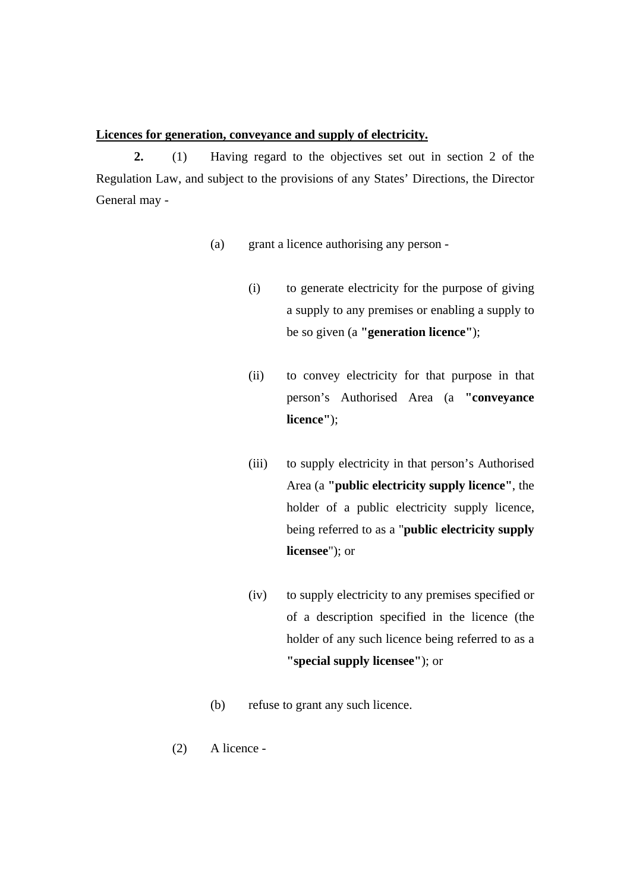**<u>Licences for generation, conveyance and supply of electricity.</u>**

**2.** (1) Having regard to the objectives set out in section 2 of the Regulation Law, and subject to the provisions of any States' Directions, the Director General may -

(a) grant a licence authorising any person -

(i) to generate electricity for the purpose of giving a supply to any premises or enabling a supply to be so given (a **"generation licence"**);

(ii) to convey electricity for that purpose in that person's Authorised Area (a **"conveyance licence"**);

(iii) to supply electricity in that person's Authorised Area (a **"public electricity supply licence"**, the holder of a public electricity supply licence, being referred to as a "**public electricity supply licensee**"); or

(iv) to supply electricity to any premises specified or of a description specified in the licence (the holder of any such licence being referred to as a **"special supply licensee"**); or

(b) refuse to grant any such licence.

(2) A licence -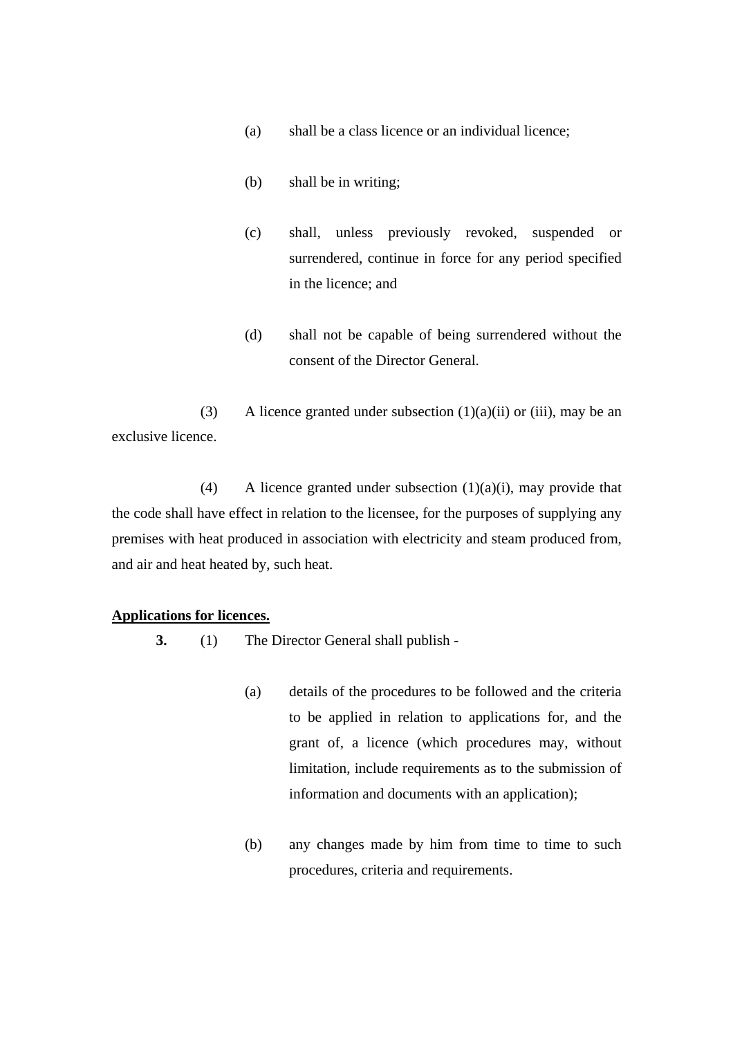(a) shall be a class licence or an individual licence;

(b) shall be in writing;

(c) shall, unless previously revoked, suspended or surrendered, continue in force for any period specified in the licence; and

(d) shall not be capable of being surrendered without the consent of the Director General.

(3) A licence granted under subsection (1)(a)(ii) or (iii), may be an exclusive licence.

(4) A licence granted under subsection (1)(a)(i), may provide that the code shall have effect in relation to the licensee, for the purposes of supplying any premises with heat produced in association with electricity and steam produced from, and air and heat heated by, such heat.

**Applications for licences.**

**3.** (1) The Director General shall publish -

(a) details of the procedures to be followed and the criteria to be applied in relation to applications for, and the grant of, a licence (which procedures may, without limitation, include requirements as to the submission of information and documents with an application);

(b) any changes made by him from time to time to such procedures, criteria and requirements.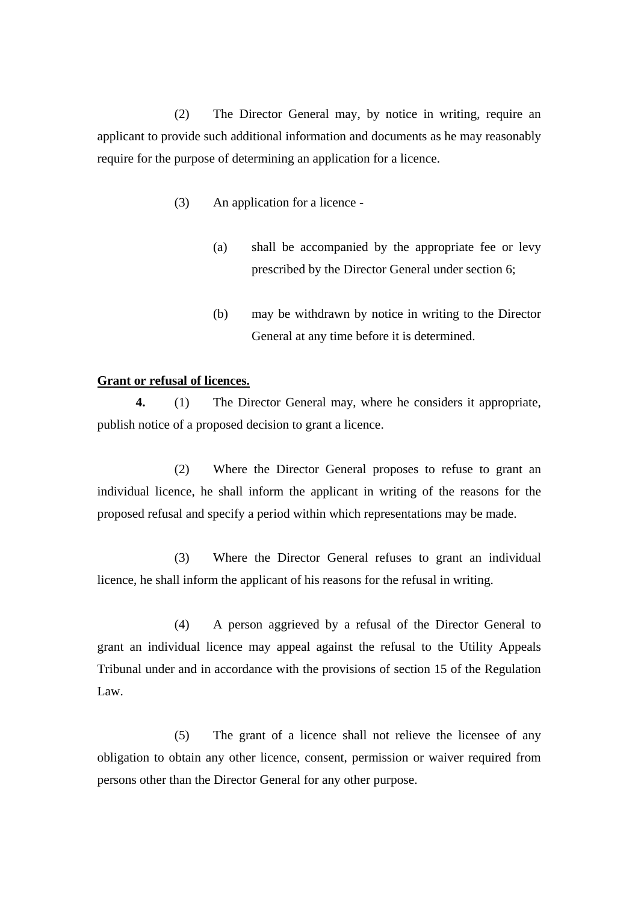(2) The Director General may, by notice in writing, require an applicant to provide such additional information and documents as he may reasonably require for the purpose of determining an application for a licence.

(3) An application for a licence -

(a) shall be accompanied by the appropriate fee or levy prescribed by the Director General under section 6;

(b) may be withdrawn by notice in writing to the Director General at any time before it is determined.

**Grant or refusal of licences.**

**4.** (1) The Director General may, where he considers it appropriate, publish notice of a proposed decision to grant a licence.

(2) Where the Director General proposes to refuse to grant an individual licence, he shall inform the applicant in writing of the reasons for the proposed refusal and specify a period within which representations may be made.

(3) Where the Director General refuses to grant an individual licence, he shall inform the applicant of his reasons for the refusal in writing.

(4) A person aggrieved by a refusal of the Director General to grant an individual licence may appeal against the refusal to the Utility Appeals Tribunal under and in accordance with the provisions of section 15 of the Regulation Law.

(5) The grant of a licence shall not relieve the licensee of any obligation to obtain any other licence, consent, permission or waiver required from persons other than the Director General for any other purpose.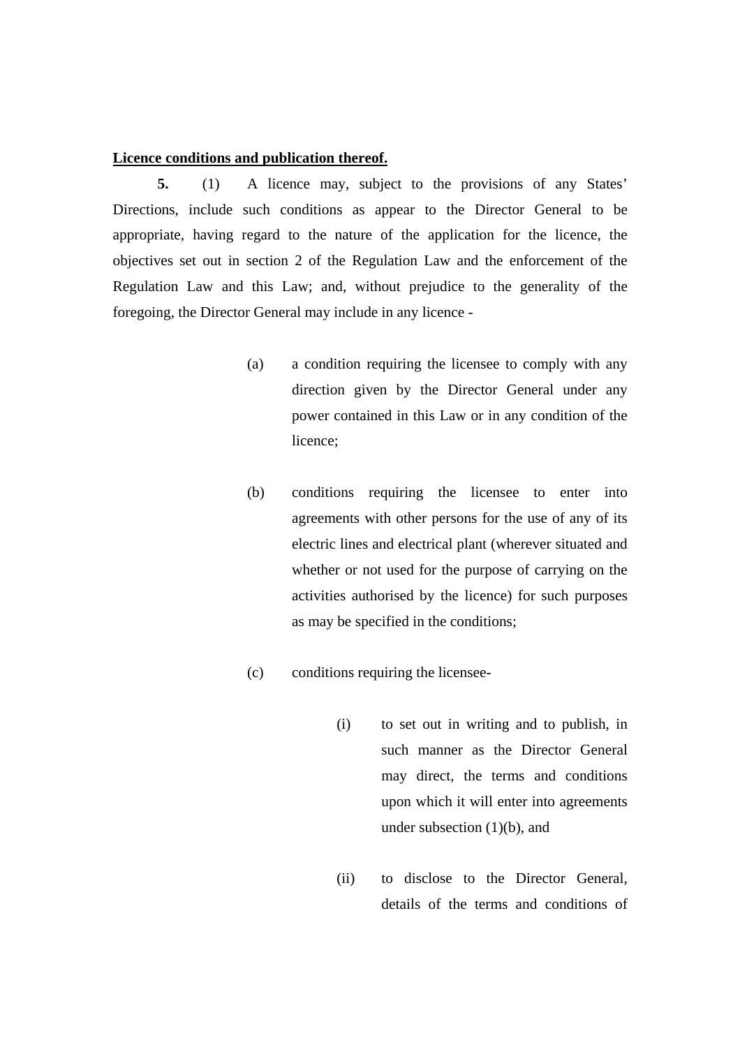**Licence conditions and publication thereof.**

**5.** (1) A licence may, subject to the provisions of any States' Directions, include such conditions as appear to the Director General to be appropriate, having regard to the nature of the application for the licence, the objectives set out in section 2 of the Regulation Law and the enforcement of the Regulation Law and this Law; and, without prejudice to the generality of the foregoing, the Director General may include in any licence -

(a) a condition requiring the licensee to comply with any direction given by the Director General under any power contained in this Law or in any condition of the licence;

(b) conditions requiring the licensee to enter into agreements with other persons for the use of any of its electric lines and electrical plant (wherever situated and whether or not used for the purpose of carrying on the activities authorised by the licence) for such purposes as may be specified in the conditions;

(c) conditions requiring the licensee-

(i) to set out in writing and to publish, in such manner as the Director General may direct, the terms and conditions upon which it will enter into agreements under subsection (1)(b), and

(ii) to disclose to the Director General, details of the terms and conditions of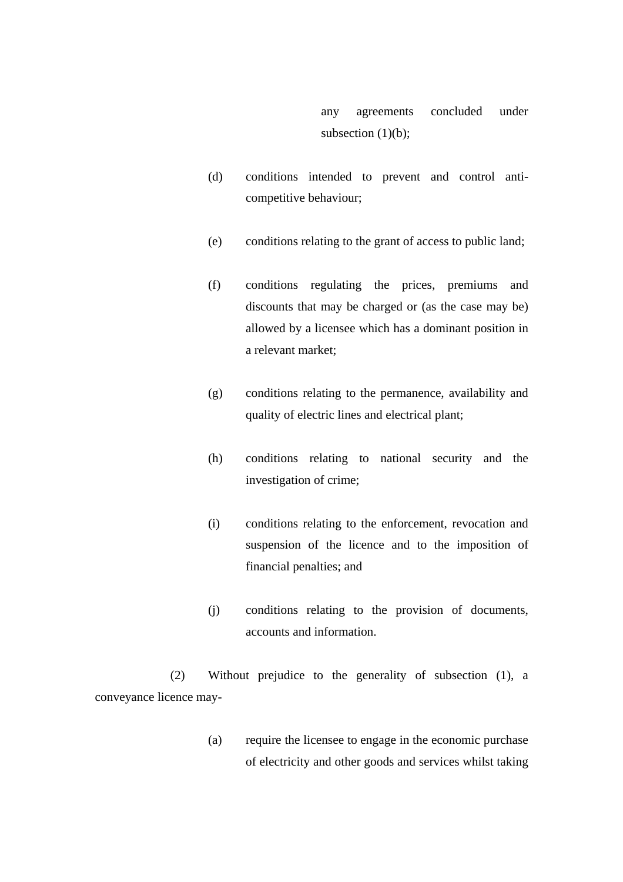any agreements concluded under subsection (1)(b);

(d) conditions intended to prevent and control anti-competitive behaviour;

(e) conditions relating to the grant of access to public land;

(f) conditions regulating the prices, premiums and discounts that may be charged or (as the case may be) allowed by a licensee which has a dominant position in a relevant market;

(g) conditions relating to the permanence, availability and quality of electric lines and electrical plant;

(h) conditions relating to national security and the investigation of crime;

(i) conditions relating to the enforcement, revocation and suspension of the licence and to the imposition of financial penalties; and

(j) conditions relating to the provision of documents, accounts and information.

(2) Without prejudice to the generality of subsection (1), a conveyance licence may-

(a) require the licensee to engage in the economic purchase of electricity and other goods and services whilst taking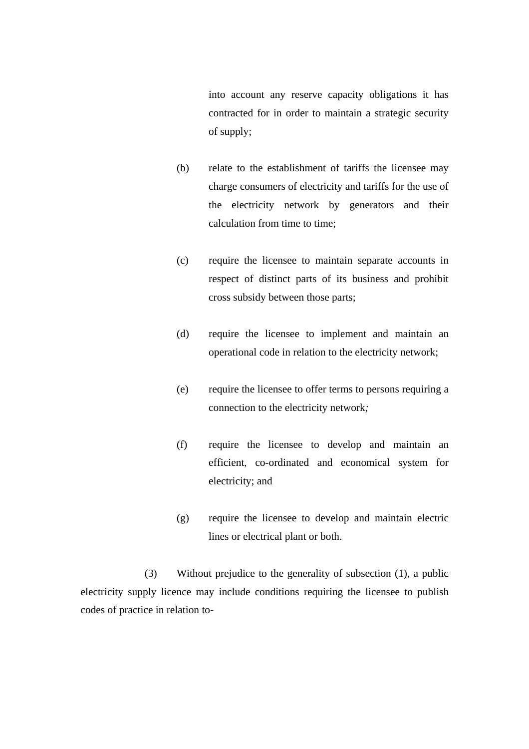into account any reserve capacity obligations it has contracted for in order to maintain a strategic security of supply;

(b) relate to the establishment of tariffs the licensee may charge consumers of electricity and tariffs for the use of the electricity network by generators and their calculation from time to time;

(c) require the licensee to maintain separate accounts in respect of distinct parts of its business and prohibit cross subsidy between those parts;

(d) require the licensee to implement and maintain an operational code in relation to the electricity network;

(e) require the licensee to offer terms to persons requiring a connection to the electricity network;

(f) require the licensee to develop and maintain an efficient, co-ordinated and economical system for electricity; and

(g) require the licensee to develop and maintain electric lines or electrical plant or both.

(3) Without prejudice to the generality of subsection (1), a public electricity supply licence may include conditions requiring the licensee to publish codes of practice in relation to-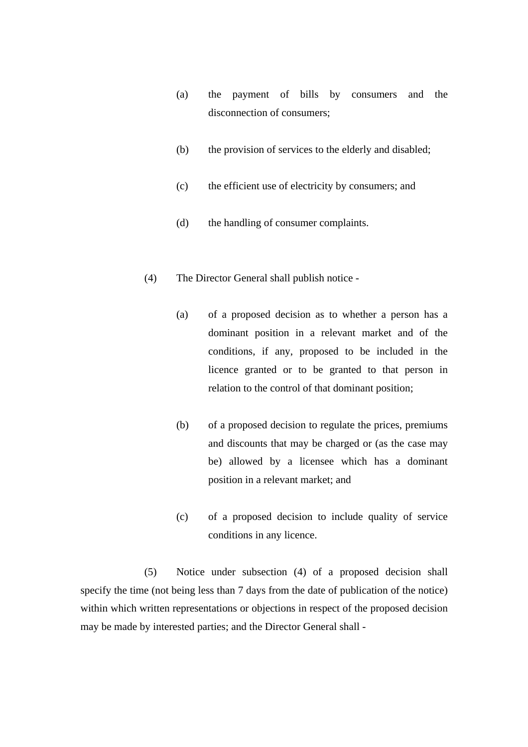(a) the payment of bills by consumers and the disconnection of consumers;

(b) the provision of services to the elderly and disabled;

(c) the efficient use of electricity by consumers; and

(d) the handling of consumer complaints.

(4) The Director General shall publish notice -

(a) of a proposed decision as to whether a person has a dominant position in a relevant market and of the conditions, if any, proposed to be included in the licence granted or to be granted to that person in relation to the control of that dominant position;

(b) of a proposed decision to regulate the prices, premiums and discounts that may be charged or (as the case may be) allowed by a licensee which has a dominant position in a relevant market; and

(c) of a proposed decision to include quality of service conditions in any licence.

(5) Notice under subsection (4) of a proposed decision shall specify the time (not being less than 7 days from the date of publication of the notice) within which written representations or objections in respect of the proposed decision may be made by interested parties; and the Director General shall -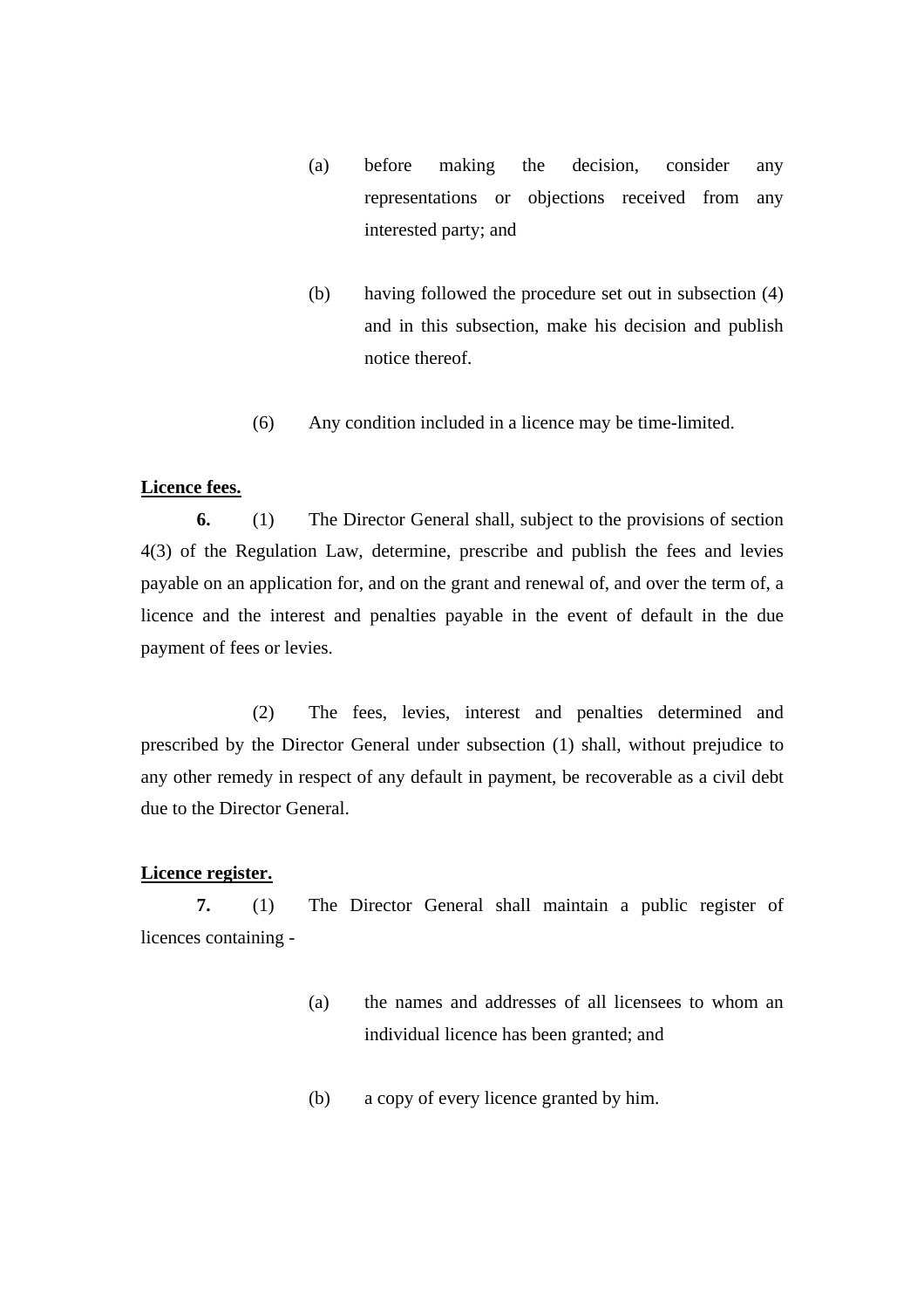(a) before making the decision, consider any representations or objections received from any interested party; and

(b) having followed the procedure set out in subsection (4) and in this subsection, make his decision and publish notice thereof.

(6) Any condition included in a licence may be time-limited.

**Licence fees.**

**6.** (1) The Director General shall, subject to the provisions of section 4(3) of the Regulation Law, determine, prescribe and publish the fees and levies payable on an application for, and on the grant and renewal of, and over the term of, a licence and the interest and penalties payable in the event of default in the due payment of fees or levies.

(2) The fees, levies, interest and penalties determined and prescribed by the Director General under subsection (1) shall, without prejudice to any other remedy in respect of any default in payment, be recoverable as a civil debt due to the Director General.

**Licence register.**

**7.** (1) The Director General shall maintain a public register of licences containing -

(a) the names and addresses of all licensees to whom an individual licence has been granted; and

(b) a copy of every licence granted by him.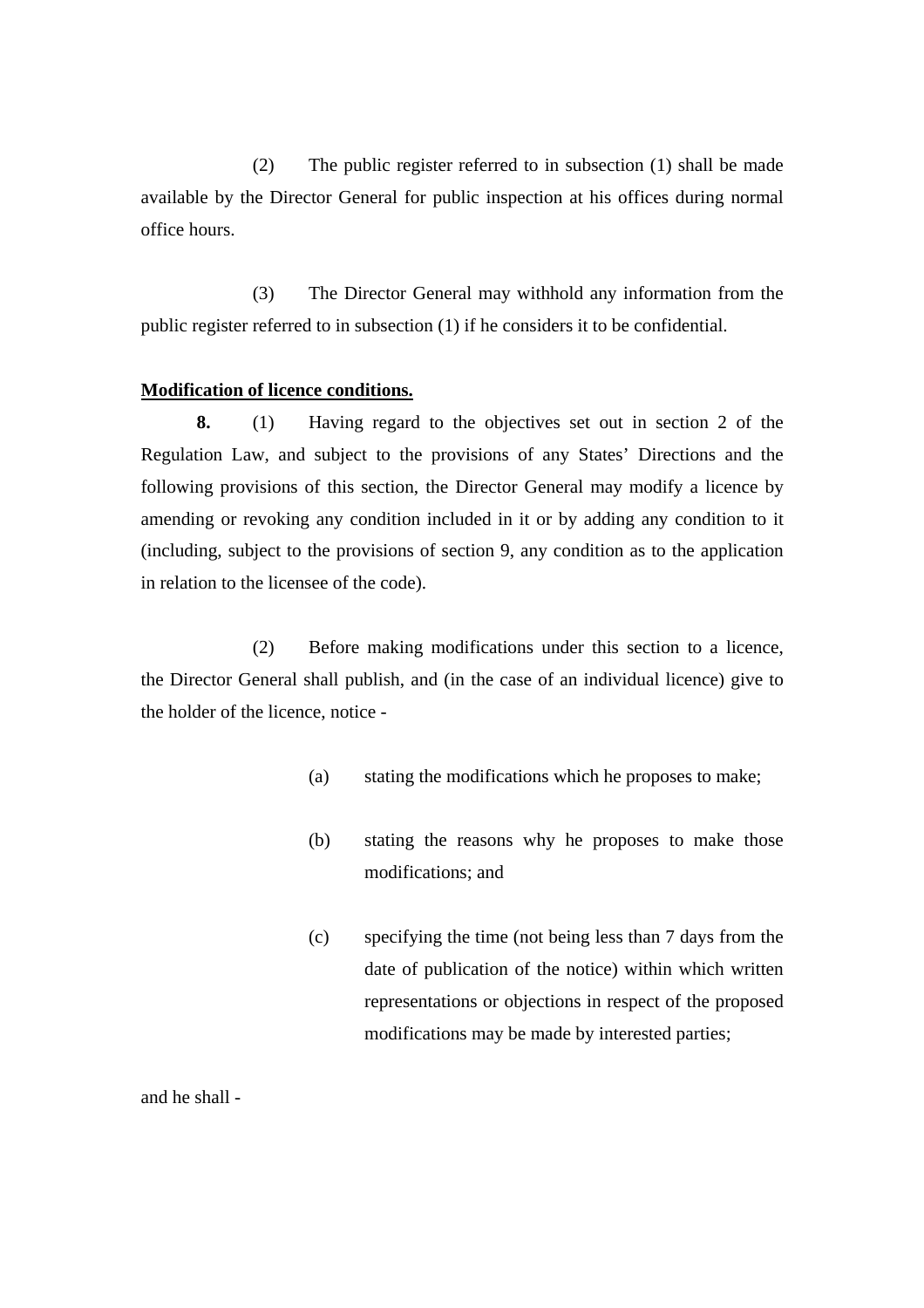(2) The public register referred to in subsection (1) shall be made available by the Director General for public inspection at his offices during normal office hours.

(3) The Director General may withhold any information from the public register referred to in subsection (1) if he considers it to be confidential.

**Modification of licence conditions.**

**8.** (1) Having regard to the objectives set out in section 2 of the Regulation Law, and subject to the provisions of any States' Directions and the following provisions of this section, the Director General may modify a licence by amending or revoking any condition included in it or by adding any condition to it (including, subject to the provisions of section 9, any condition as to the application in relation to the licensee of the code).

(2) Before making modifications under this section to a licence, the Director General shall publish, and (in the case of an individual licence) give to the holder of the licence, notice -

(a) stating the modifications which he proposes to make;

(b) stating the reasons why he proposes to make those modifications; and

(c) specifying the time (not being less than 7 days from the date of publication of the notice) within which written representations or objections in respect of the proposed modifications may be made by interested parties;

and he shall -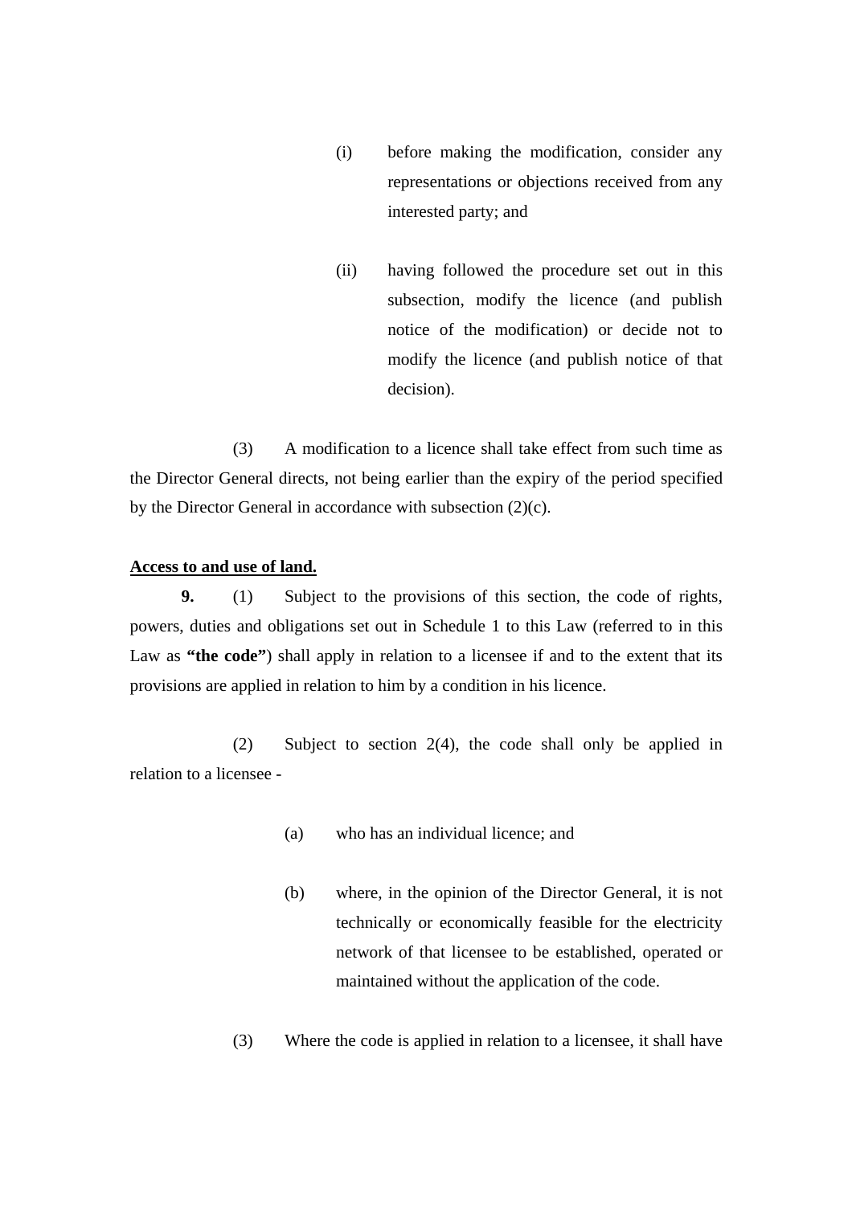(i) before making the modification, consider any representations or objections received from any interested party; and

(ii) having followed the procedure set out in this subsection, modify the licence (and publish notice of the modification) or decide not to modify the licence (and publish notice of that decision).

(3) A modification to a licence shall take effect from such time as the Director General directs, not being earlier than the expiry of the period specified by the Director General in accordance with subsection (2)(c).

**Access to and use of land.**

**9.** (1) Subject to the provisions of this section, the code of rights, powers, duties and obligations set out in Schedule 1 to this Law (referred to in this Law as **"the code"**) shall apply in relation to a licensee if and to the extent that its provisions are applied in relation to him by a condition in his licence.

(2) Subject to section 2(4), the code shall only be applied in relation to a licensee -

(a) who has an individual licence; and

(b) where, in the opinion of the Director General, it is not technically or economically feasible for the electricity network of that licensee to be established, operated or maintained without the application of the code.

(3) Where the code is applied in relation to a licensee, it shall have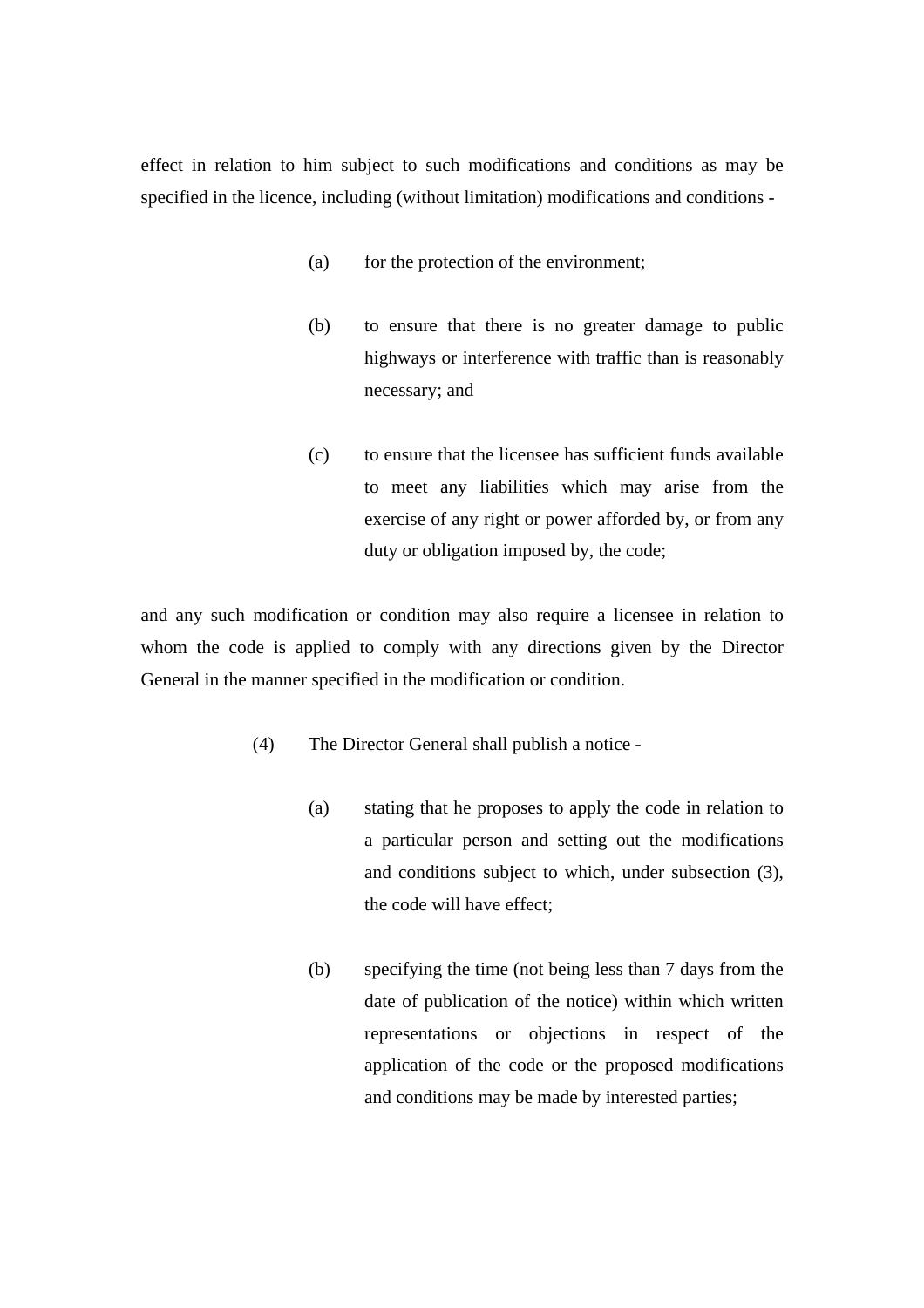effect in relation to him subject to such modifications and conditions as may be specified in the licence, including (without limitation) modifications and conditions -

(a) for the protection of the environment;

(b) to ensure that there is no greater damage to public highways or interference with traffic than is reasonably necessary; and

(c) to ensure that the licensee has sufficient funds available to meet any liabilities which may arise from the exercise of any right or power afforded by, or from any duty or obligation imposed by, the code;

and any such modification or condition may also require a licensee in relation to whom the code is applied to comply with any directions given by the Director General in the manner specified in the modification or condition.

(4) The Director General shall publish a notice -

(a) stating that he proposes to apply the code in relation to a particular person and setting out the modifications and conditions subject to which, under subsection (3), the code will have effect;

(b) specifying the time (not being less than 7 days from the date of publication of the notice) within which written representations or objections in respect of the application of the code or the proposed modifications and conditions may be made by interested parties;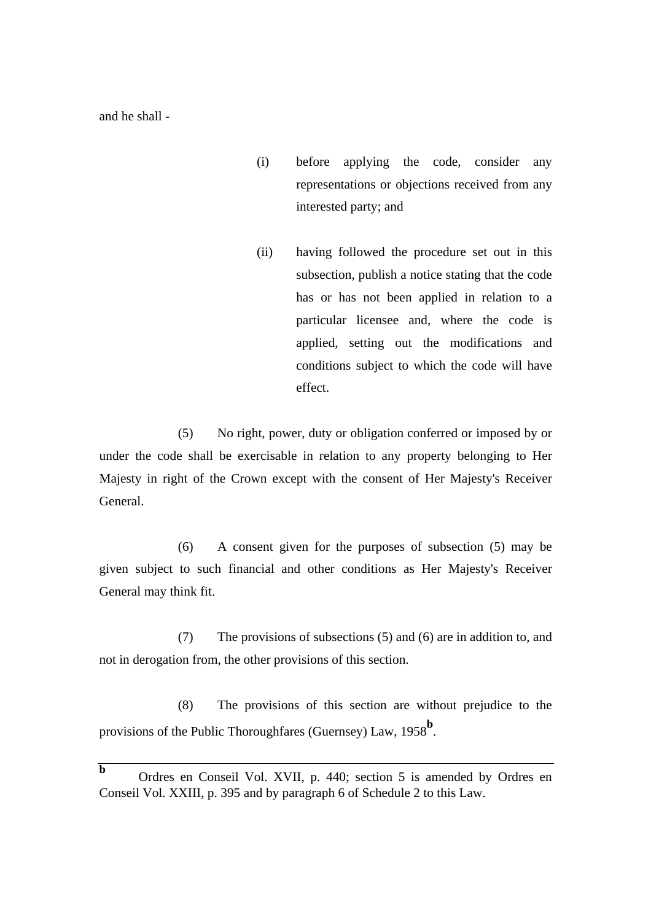and he shall -

(i) before applying the code, consider any representations or objections received from any interested party; and

(ii) having followed the procedure set out in this subsection, publish a notice stating that the code has or has not been applied in relation to a particular licensee and, where the code is applied, setting out the modifications and conditions subject to which the code will have effect.

(5) No right, power, duty or obligation conferred or imposed by or under the code shall be exercisable in relation to any property belonging to Her Majesty in right of the Crown except with the consent of Her Majesty's Receiver General.

(6) A consent given for the purposes of subsection (5) may be given subject to such financial and other conditions as Her Majesty's Receiver General may think fit.

(7) The provisions of subsections (5) and (6) are in addition to, and not in derogation from, the other provisions of this section.

(8) The provisions of this section are without prejudice to the provisions of the Public Thoroughfares (Guernsey) Law, 1958[b].

---

[b] Ordres en Conseil Vol. XVII, p. 440; section 5 is amended by Ordres en Conseil Vol. XXIII, p. 395 and by paragraph 6 of Schedule 2 to this Law.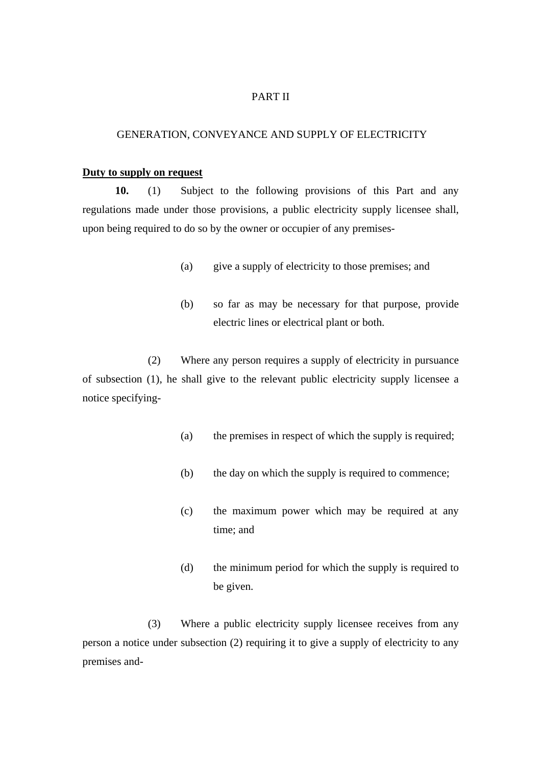# PART II

## GENERATION, CONVEYANCE AND SUPPLY OF ELECTRICITY

**Duty to supply on request**

**10.** (1) Subject to the following provisions of this Part and any regulations made under those provisions, a public electricity supply licensee shall, upon being required to do so by the owner or occupier of any premises-

(a) give a supply of electricity to those premises; and

(b) so far as may be necessary for that purpose, provide electric lines or electrical plant or both.

(2) Where any person requires a supply of electricity in pursuance of subsection (1), he shall give to the relevant public electricity supply licensee a notice specifying-

(a) the premises in respect of which the supply is required;

(b) the day on which the supply is required to commence;

(c) the maximum power which may be required at any time; and

(d) the minimum period for which the supply is required to be given.

(3) Where a public electricity supply licensee receives from any person a notice under subsection (2) requiring it to give a supply of electricity to any premises and-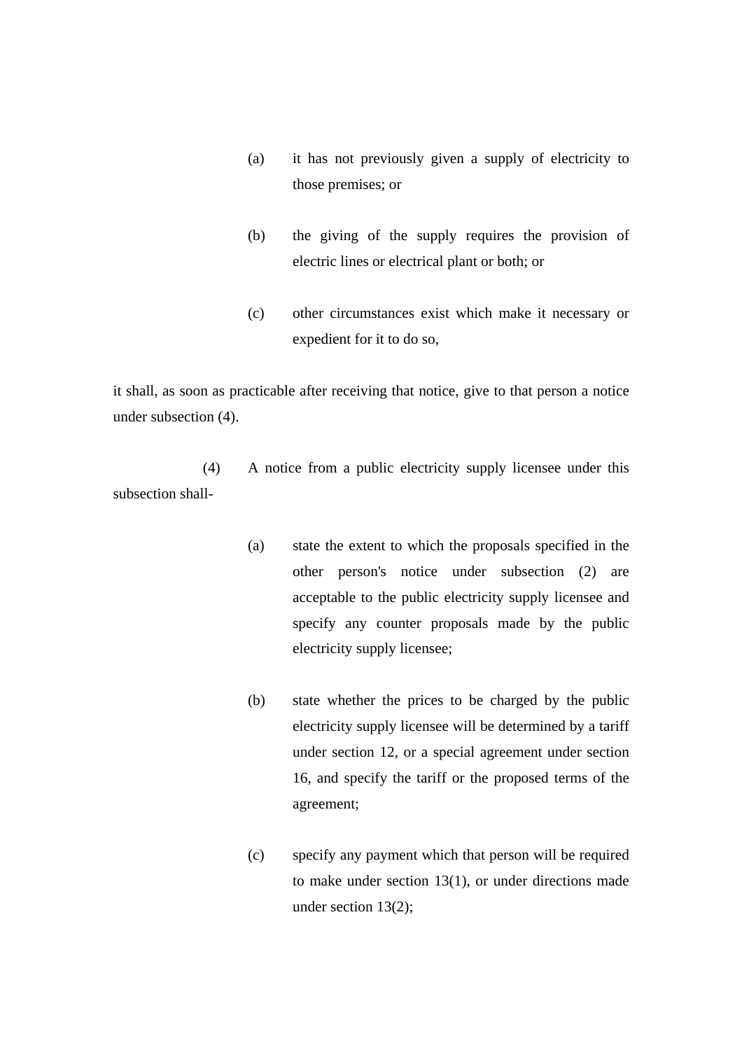(a) it has not previously given a supply of electricity to those premises; or

(b) the giving of the supply requires the provision of electric lines or electrical plant or both; or

(c) other circumstances exist which make it necessary or expedient for it to do so,

it shall, as soon as practicable after receiving that notice, give to that person a notice under subsection (4).

(4) A notice from a public electricity supply licensee under this subsection shall-

(a) state the extent to which the proposals specified in the other person's notice under subsection (2) are acceptable to the public electricity supply licensee and specify any counter proposals made by the public electricity supply licensee;

(b) state whether the prices to be charged by the public electricity supply licensee will be determined by a tariff under section 12, or a special agreement under section 16, and specify the tariff or the proposed terms of the agreement;

(c) specify any payment which that person will be required to make under section 13(1), or under directions made under section 13(2);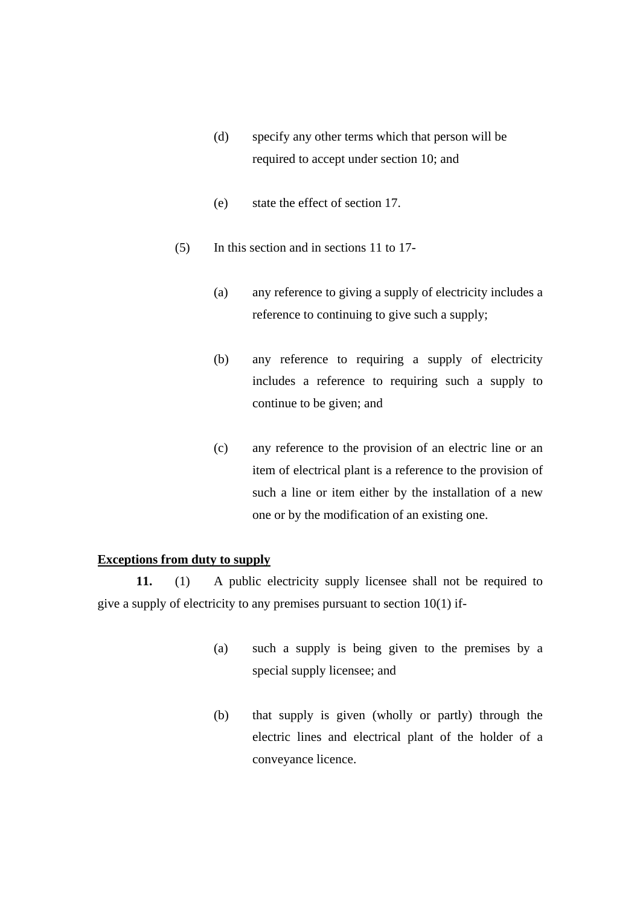(d) specify any other terms which that person will be required to accept under section 10; and

(e) state the effect of section 17.

(5) In this section and in sections 11 to 17-

(a) any reference to giving a supply of electricity includes a reference to continuing to give such a supply;

(b) any reference to requiring a supply of electricity includes a reference to requiring such a supply to continue to be given; and

(c) any reference to the provision of an electric line or an item of electrical plant is a reference to the provision of such a line or item either by the installation of a new one or by the modification of an existing one.

**Exceptions from duty to supply**

**11.** (1) A public electricity supply licensee shall not be required to give a supply of electricity to any premises pursuant to section 10(1) if-

(a) such a supply is being given to the premises by a special supply licensee; and

(b) that supply is given (wholly or partly) through the electric lines and electrical plant of the holder of a conveyance licence.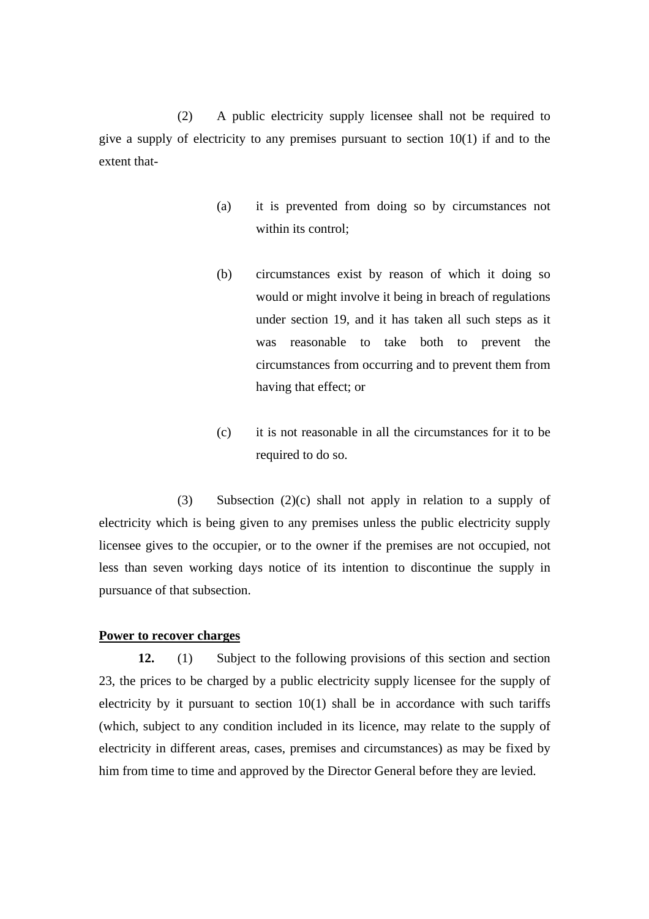(2) A public electricity supply licensee shall not be required to give a supply of electricity to any premises pursuant to section 10(1) if and to the extent that-

(a) it is prevented from doing so by circumstances not within its control;

(b) circumstances exist by reason of which it doing so would or might involve it being in breach of regulations under section 19, and it has taken all such steps as it was reasonable to take both to prevent the circumstances from occurring and to prevent them from having that effect; or

(c) it is not reasonable in all the circumstances for it to be required to do so.

(3) Subsection (2)(c) shall not apply in relation to a supply of electricity which is being given to any premises unless the public electricity supply licensee gives to the occupier, or to the owner if the premises are not occupied, not less than seven working days notice of its intention to discontinue the supply in pursuance of that subsection.

**Power to recover charges**

**12.** (1) Subject to the following provisions of this section and section 23, the prices to be charged by a public electricity supply licensee for the supply of electricity by it pursuant to section 10(1) shall be in accordance with such tariffs (which, subject to any condition included in its licence, may relate to the supply of electricity in different areas, cases, premises and circumstances) as may be fixed by him from time to time and approved by the Director General before they are levied.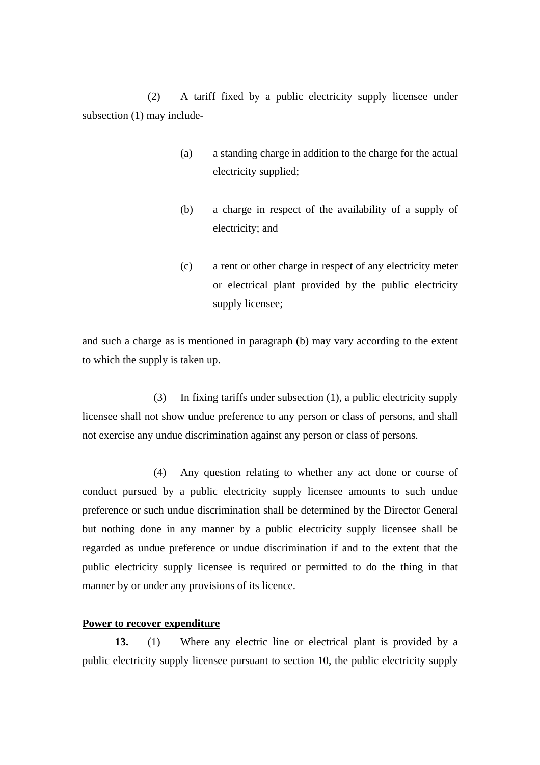(2) A tariff fixed by a public electricity supply licensee under subsection (1) may include-

(a) a standing charge in addition to the charge for the actual electricity supplied;

(b) a charge in respect of the availability of a supply of electricity; and

(c) a rent or other charge in respect of any electricity meter or electrical plant provided by the public electricity supply licensee;

and such a charge as is mentioned in paragraph (b) may vary according to the extent to which the supply is taken up.

(3) In fixing tariffs under subsection (1), a public electricity supply licensee shall not show undue preference to any person or class of persons, and shall not exercise any undue discrimination against any person or class of persons.

(4) Any question relating to whether any act done or course of conduct pursued by a public electricity supply licensee amounts to such undue preference or such undue discrimination shall be determined by the Director General but nothing done in any manner by a public electricity supply licensee shall be regarded as undue preference or undue discrimination if and to the extent that the public electricity supply licensee is required or permitted to do the thing in that manner by or under any provisions of its licence.

**Power to recover expenditure**

**13.** (1) Where any electric line or electrical plant is provided by a public electricity supply licensee pursuant to section 10, the public electricity supply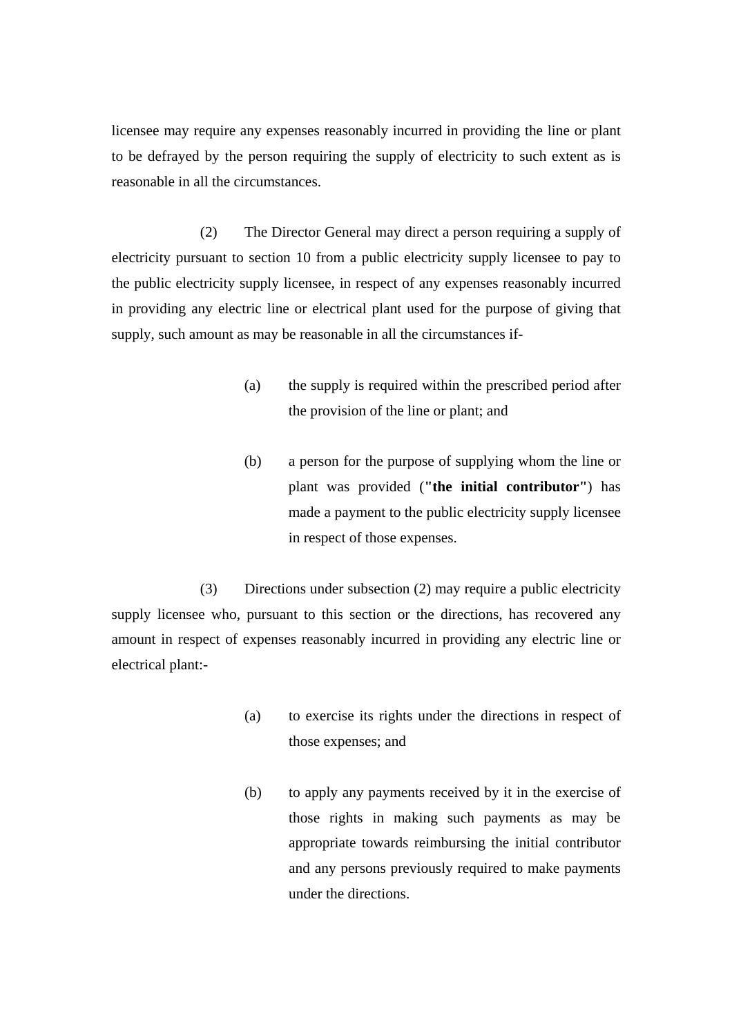licensee may require any expenses reasonably incurred in providing the line or plant to be defrayed by the person requiring the supply of electricity to such extent as is reasonable in all the circumstances.

(2) The Director General may direct a person requiring a supply of electricity pursuant to section 10 from a public electricity supply licensee to pay to the public electricity supply licensee, in respect of any expenses reasonably incurred in providing any electric line or electrical plant used for the purpose of giving that supply, such amount as may be reasonable in all the circumstances if-

(a) the supply is required within the prescribed period after the provision of the line or plant; and

(b) a person for the purpose of supplying whom the line or plant was provided (**"the initial contributor"**) has made a payment to the public electricity supply licensee in respect of those expenses.

(3) Directions under subsection (2) may require a public electricity supply licensee who, pursuant to this section or the directions, has recovered any amount in respect of expenses reasonably incurred in providing any electric line or electrical plant:-

(a) to exercise its rights under the directions in respect of those expenses; and

(b) to apply any payments received by it in the exercise of those rights in making such payments as may be appropriate towards reimbursing the initial contributor and any persons previously required to make payments under the directions.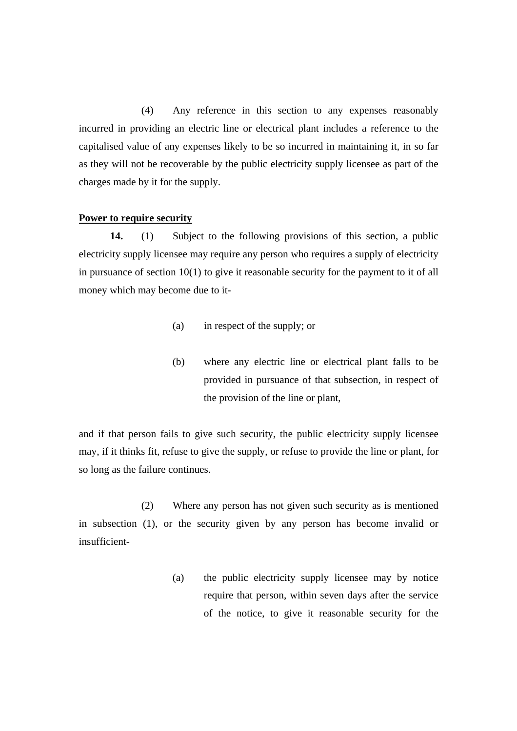(4) Any reference in this section to any expenses reasonably incurred in providing an electric line or electrical plant includes a reference to the capitalised value of any expenses likely to be so incurred in maintaining it, in so far as they will not be recoverable by the public electricity supply licensee as part of the charges made by it for the supply.

**Power to require security**

**14.** (1) Subject to the following provisions of this section, a public electricity supply licensee may require any person who requires a supply of electricity in pursuance of section 10(1) to give it reasonable security for the payment to it of all money which may become due to it-

(a) in respect of the supply; or

(b) where any electric line or electrical plant falls to be provided in pursuance of that subsection, in respect of the provision of the line or plant,

and if that person fails to give such security, the public electricity supply licensee may, if it thinks fit, refuse to give the supply, or refuse to provide the line or plant, for so long as the failure continues.

(2) Where any person has not given such security as is mentioned in subsection (1), or the security given by any person has become invalid or insufficient-

(a) the public electricity supply licensee may by notice require that person, within seven days after the service of the notice, to give it reasonable security for the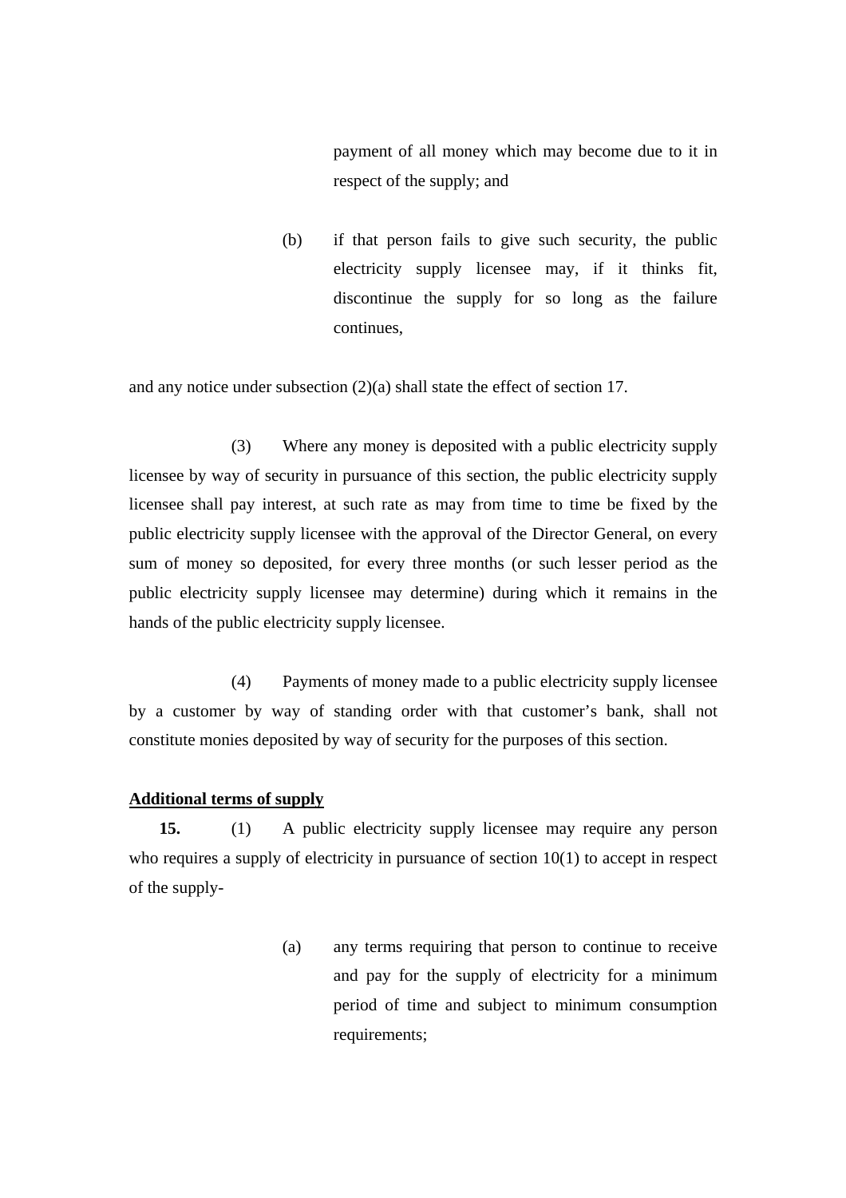payment of all money which may become due to it in respect of the supply; and

(b) if that person fails to give such security, the public electricity supply licensee may, if it thinks fit, discontinue the supply for so long as the failure continues,

and any notice under subsection (2)(a) shall state the effect of section 17.

(3) Where any money is deposited with a public electricity supply licensee by way of security in pursuance of this section, the public electricity supply licensee shall pay interest, at such rate as may from time to time be fixed by the public electricity supply licensee with the approval of the Director General, on every sum of money so deposited, for every three months (or such lesser period as the public electricity supply licensee may determine) during which it remains in the hands of the public electricity supply licensee.

(4) Payments of money made to a public electricity supply licensee by a customer by way of standing order with that customer's bank, shall not constitute monies deposited by way of security for the purposes of this section.

**Additional terms of supply**

**15.** (1) A public electricity supply licensee may require any person who requires a supply of electricity in pursuance of section 10(1) to accept in respect of the supply-

(a) any terms requiring that person to continue to receive and pay for the supply of electricity for a minimum period of time and subject to minimum consumption requirements;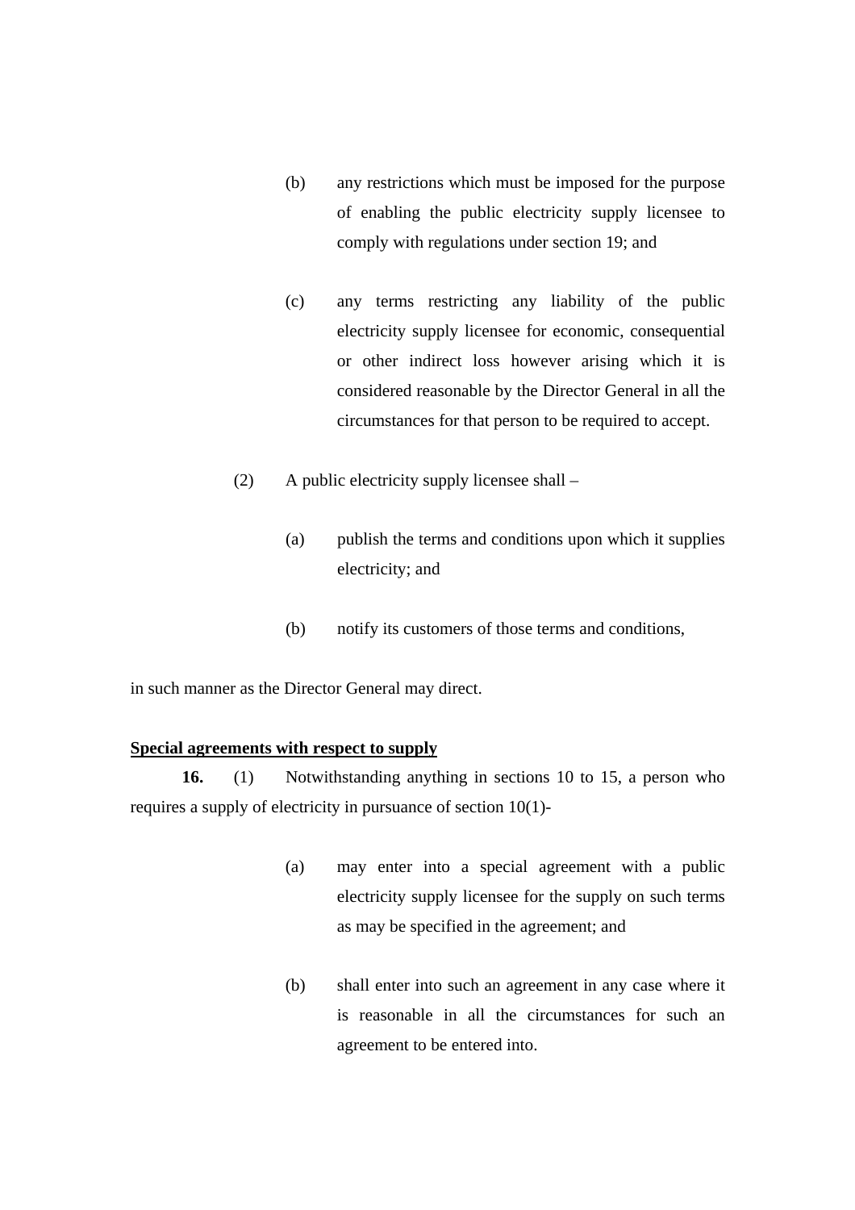(b) any restrictions which must be imposed for the purpose of enabling the public electricity supply licensee to comply with regulations under section 19; and

(c) any terms restricting any liability of the public electricity supply licensee for economic, consequential or other indirect loss however arising which it is considered reasonable by the Director General in all the circumstances for that person to be required to accept.

(2) A public electricity supply licensee shall –

(a) publish the terms and conditions upon which it supplies electricity; and

(b) notify its customers of those terms and conditions,

in such manner as the Director General may direct.

**Special agreements with respect to supply**

**16.** (1) Notwithstanding anything in sections 10 to 15, a person who requires a supply of electricity in pursuance of section 10(1)-

(a) may enter into a special agreement with a public electricity supply licensee for the supply on such terms as may be specified in the agreement; and

(b) shall enter into such an agreement in any case where it is reasonable in all the circumstances for such an agreement to be entered into.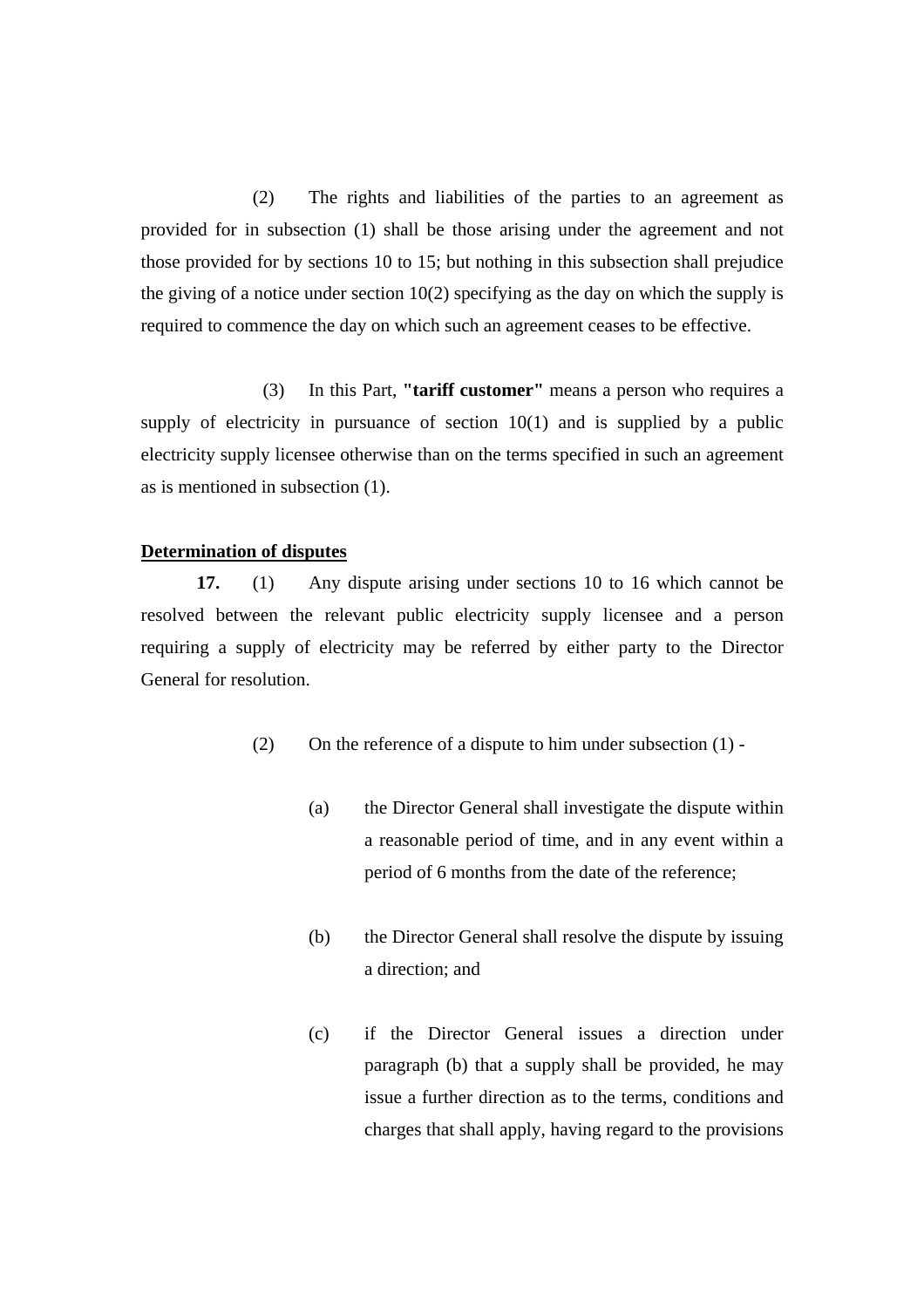(2) The rights and liabilities of the parties to an agreement as provided for in subsection (1) shall be those arising under the agreement and not those provided for by sections 10 to 15; but nothing in this subsection shall prejudice the giving of a notice under section 10(2) specifying as the day on which the supply is required to commence the day on which such an agreement ceases to be effective.

(3) In this Part, **"tariff customer"** means a person who requires a supply of electricity in pursuance of section 10(1) and is supplied by a public electricity supply licensee otherwise than on the terms specified in such an agreement as is mentioned in subsection (1).

**Determination of disputes**

**17.** (1) Any dispute arising under sections 10 to 16 which cannot be resolved between the relevant public electricity supply licensee and a person requiring a supply of electricity may be referred by either party to the Director General for resolution.

(2) On the reference of a dispute to him under subsection (1) -

(a) the Director General shall investigate the dispute within a reasonable period of time, and in any event within a period of 6 months from the date of the reference;

(b) the Director General shall resolve the dispute by issuing a direction; and

(c) if the Director General issues a direction under paragraph (b) that a supply shall be provided, he may issue a further direction as to the terms, conditions and charges that shall apply, having regard to the provisions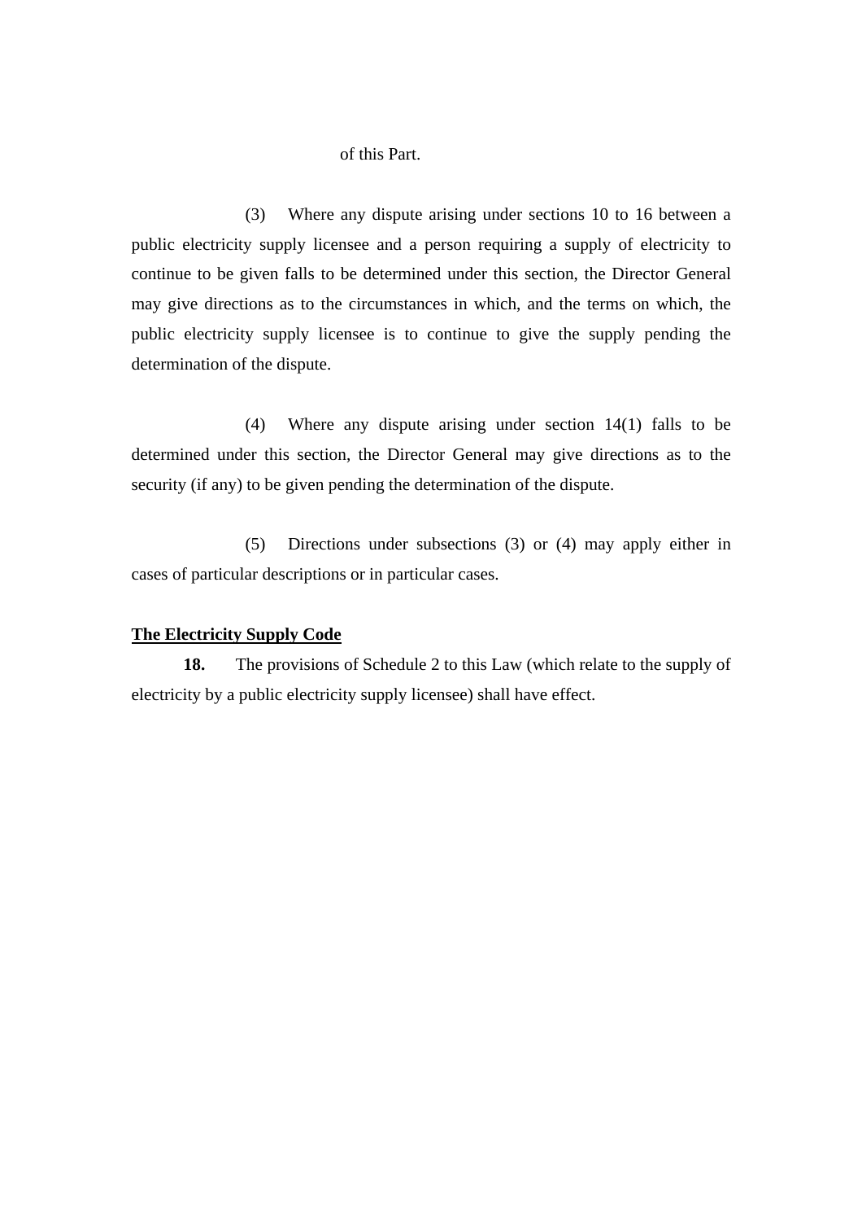of this Part.

(3) Where any dispute arising under sections 10 to 16 between a public electricity supply licensee and a person requiring a supply of electricity to continue to be given falls to be determined under this section, the Director General may give directions as to the circumstances in which, and the terms on which, the public electricity supply licensee is to continue to give the supply pending the determination of the dispute.

(4) Where any dispute arising under section 14(1) falls to be determined under this section, the Director General may give directions as to the security (if any) to be given pending the determination of the dispute.

(5) Directions under subsections (3) or (4) may apply either in cases of particular descriptions or in particular cases.

**The Electricity Supply Code**

**18.** The provisions of Schedule 2 to this Law (which relate to the supply of electricity by a public electricity supply licensee) shall have effect.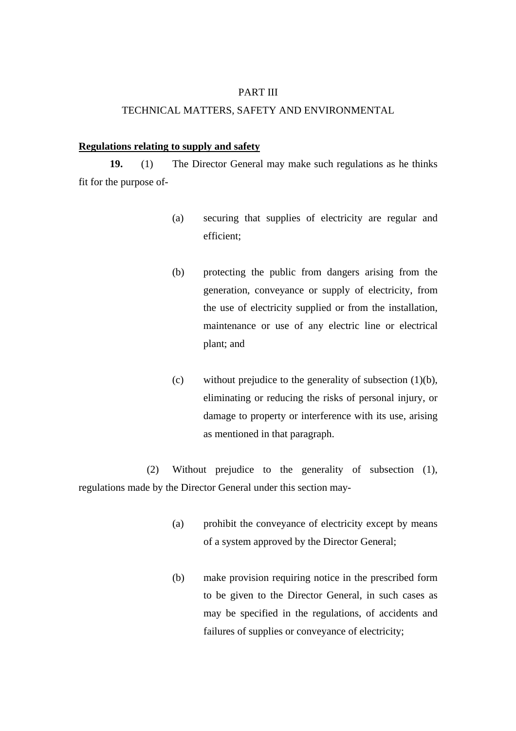PART III

TECHNICAL MATTERS, SAFETY AND ENVIRONMENTAL

**Regulations relating to supply and safety**

**19.** (1) The Director General may make such regulations as he thinks fit for the purpose of-

(a) securing that supplies of electricity are regular and efficient;

(b) protecting the public from dangers arising from the generation, conveyance or supply of electricity, from the use of electricity supplied or from the installation, maintenance or use of any electric line or electrical plant; and

(c) without prejudice to the generality of subsection (1)(b), eliminating or reducing the risks of personal injury, or damage to property or interference with its use, arising as mentioned in that paragraph.

(2) Without prejudice to the generality of subsection (1), regulations made by the Director General under this section may-

(a) prohibit the conveyance of electricity except by means of a system approved by the Director General;

(b) make provision requiring notice in the prescribed form to be given to the Director General, in such cases as may be specified in the regulations, of accidents and failures of supplies or conveyance of electricity;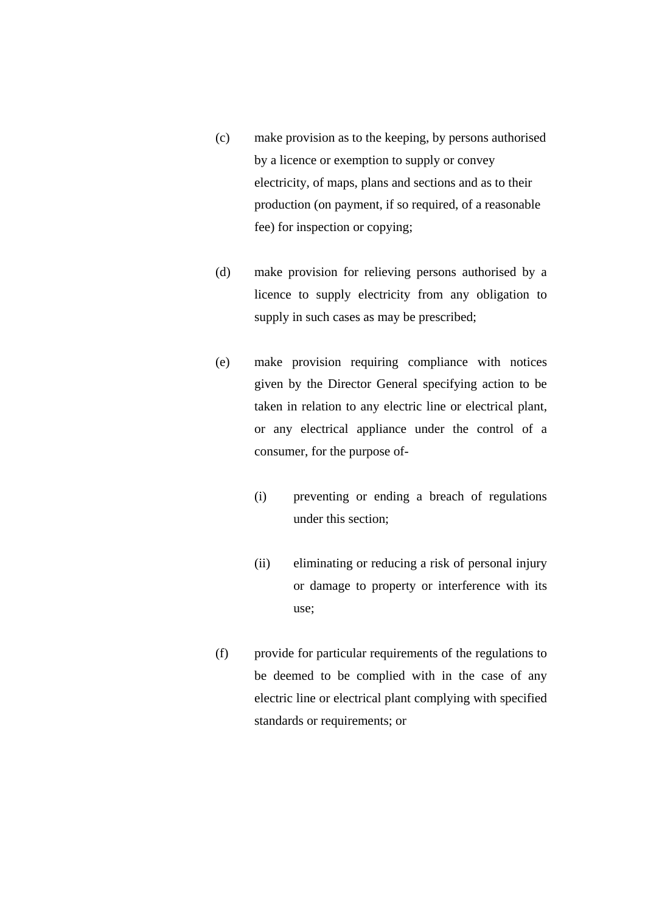(c) make provision as to the keeping, by persons authorised by a licence or exemption to supply or convey electricity, of maps, plans and sections and as to their production (on payment, if so required, of a reasonable fee) for inspection or copying;

(d) make provision for relieving persons authorised by a licence to supply electricity from any obligation to supply in such cases as may be prescribed;

(e) make provision requiring compliance with notices given by the Director General specifying action to be taken in relation to any electric line or electrical plant, or any electrical appliance under the control of a consumer, for the purpose of-

   (i) preventing or ending a breach of regulations under this section;

   (ii) eliminating or reducing a risk of personal injury or damage to property or interference with its use;

(f) provide for particular requirements of the regulations to be deemed to be complied with in the case of any electric line or electrical plant complying with specified standards or requirements; or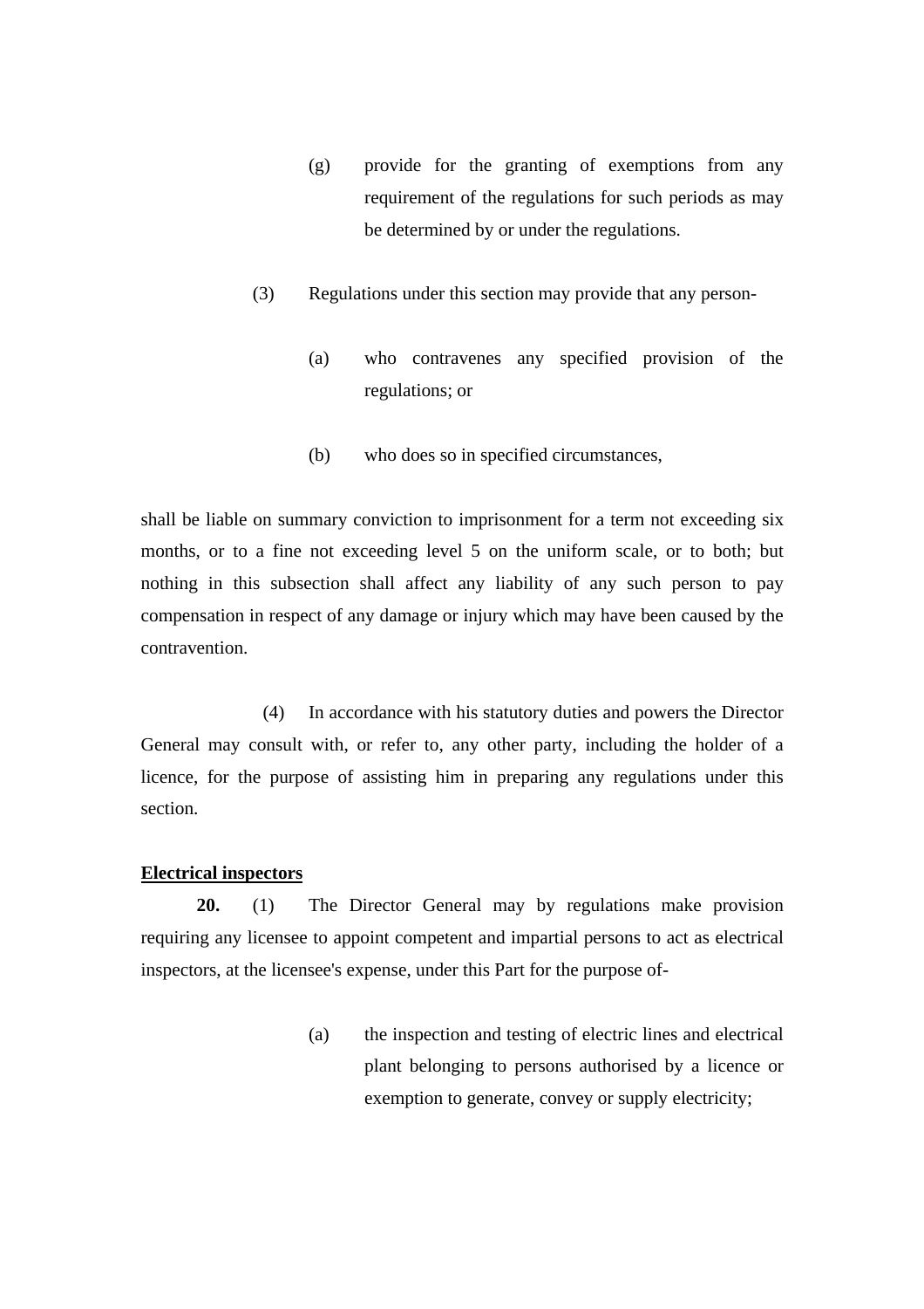(g) provide for the granting of exemptions from any requirement of the regulations for such periods as may be determined by or under the regulations.

(3) Regulations under this section may provide that any person-

(a) who contravenes any specified provision of the regulations; or

(b) who does so in specified circumstances,

shall be liable on summary conviction to imprisonment for a term not exceeding six months, or to a fine not exceeding level 5 on the uniform scale, or to both; but nothing in this subsection shall affect any liability of any such person to pay compensation in respect of any damage or injury which may have been caused by the contravention.

(4) In accordance with his statutory duties and powers the Director General may consult with, or refer to, any other party, including the holder of a licence, for the purpose of assisting him in preparing any regulations under this section.

**Electrical inspectors**

**20.** (1) The Director General may by regulations make provision requiring any licensee to appoint competent and impartial persons to act as electrical inspectors, at the licensee's expense, under this Part for the purpose of-

(a) the inspection and testing of electric lines and electrical plant belonging to persons authorised by a licence or exemption to generate, convey or supply electricity;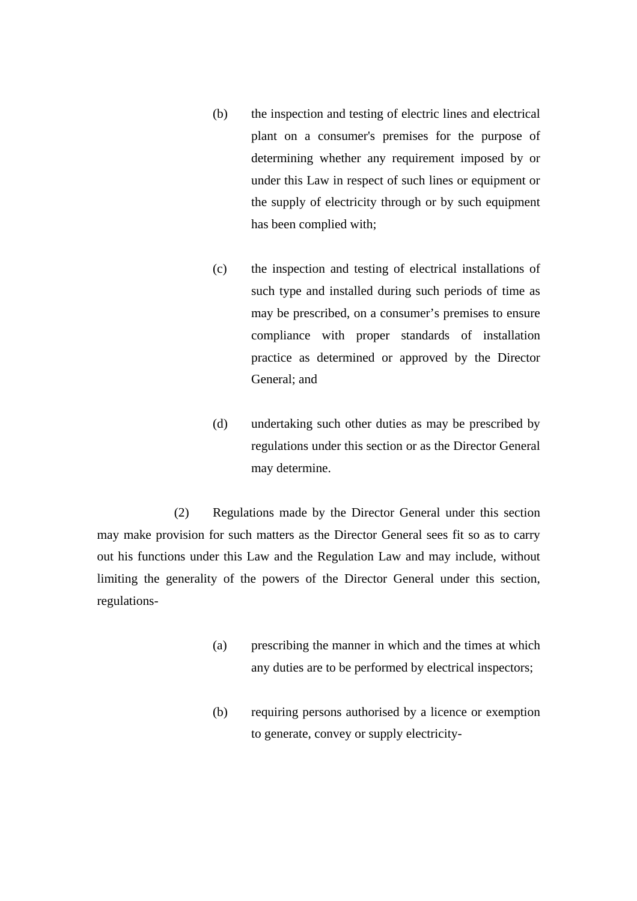(b) the inspection and testing of electric lines and electrical plant on a consumer's premises for the purpose of determining whether any requirement imposed by or under this Law in respect of such lines or equipment or the supply of electricity through or by such equipment has been complied with;

(c) the inspection and testing of electrical installations of such type and installed during such periods of time as may be prescribed, on a consumer’s premises to ensure compliance with proper standards of installation practice as determined or approved by the Director General; and

(d) undertaking such other duties as may be prescribed by regulations under this section or as the Director General may determine.

(2) Regulations made by the Director General under this section may make provision for such matters as the Director General sees fit so as to carry out his functions under this Law and the Regulation Law and may include, without limiting the generality of the powers of the Director General under this section, regulations-

(a) prescribing the manner in which and the times at which any duties are to be performed by electrical inspectors;

(b) requiring persons authorised by a licence or exemption to generate, convey or supply electricity-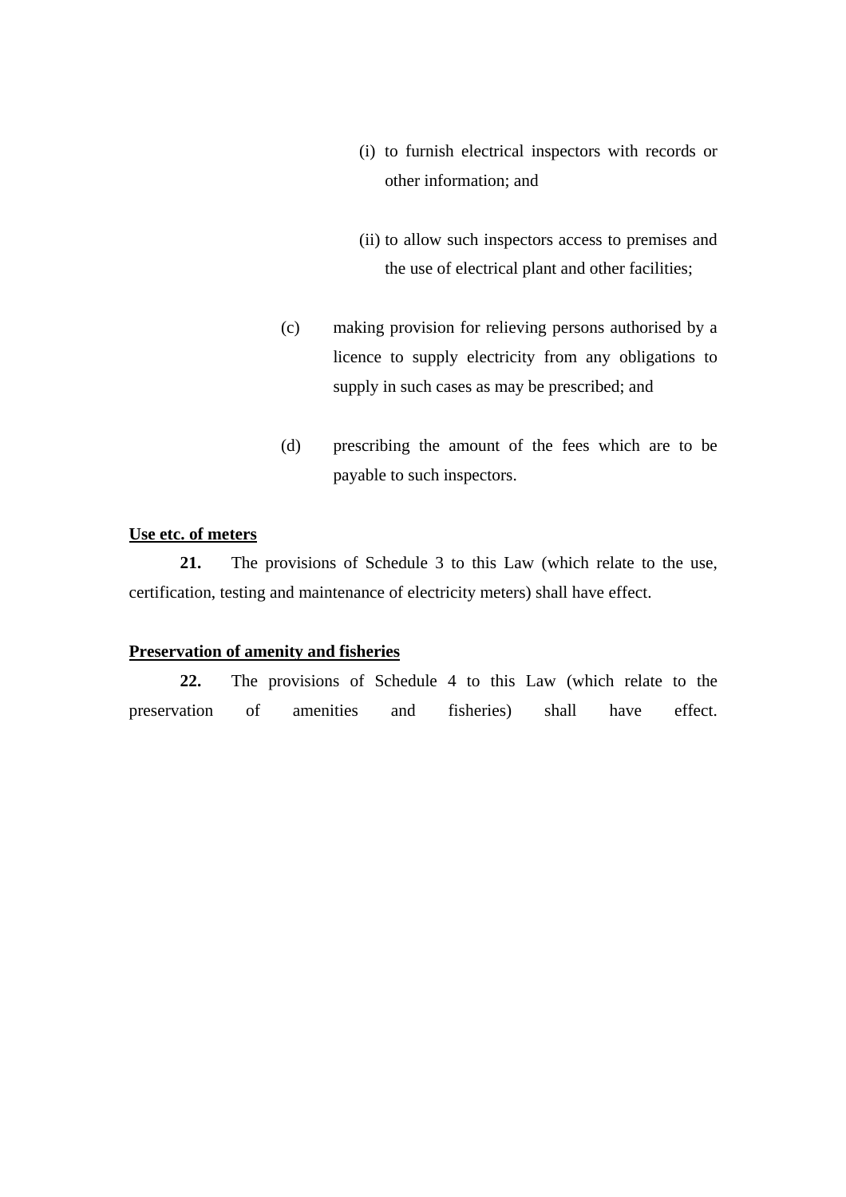(i) to furnish electrical inspectors with records or other information; and

(ii) to allow such inspectors access to premises and the use of electrical plant and other facilities;

(c) making provision for relieving persons authorised by a licence to supply electricity from any obligations to supply in such cases as may be prescribed; and

(d) prescribing the amount of the fees which are to be payable to such inspectors.

**Use etc. of meters**

**21.** The provisions of Schedule 3 to this Law (which relate to the use, certification, testing and maintenance of electricity meters) shall have effect.

**Preservation of amenity and fisheries**

**22.** The provisions of Schedule 4 to this Law (which relate to the preservation of amenities and fisheries) shall have effect.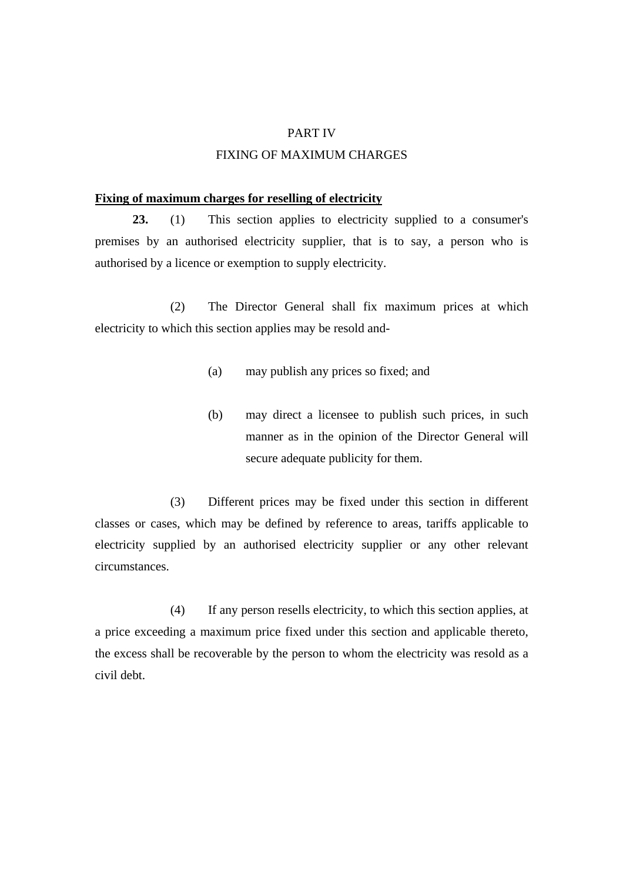# PART IV

# FIXING OF MAXIMUM CHARGES

**Fixing of maximum charges for reselling of electricity**

**23.** (1) This section applies to electricity supplied to a consumer's premises by an authorised electricity supplier, that is to say, a person who is authorised by a licence or exemption to supply electricity.

(2) The Director General shall fix maximum prices at which electricity to which this section applies may be resold and-

(a) may publish any prices so fixed; and

(b) may direct a licensee to publish such prices, in such manner as in the opinion of the Director General will secure adequate publicity for them.

(3) Different prices may be fixed under this section in different classes or cases, which may be defined by reference to areas, tariffs applicable to electricity supplied by an authorised electricity supplier or any other relevant circumstances.

(4) If any person resells electricity, to which this section applies, at a price exceeding a maximum price fixed under this section and applicable thereto, the excess shall be recoverable by the person to whom the electricity was resold as a civil debt.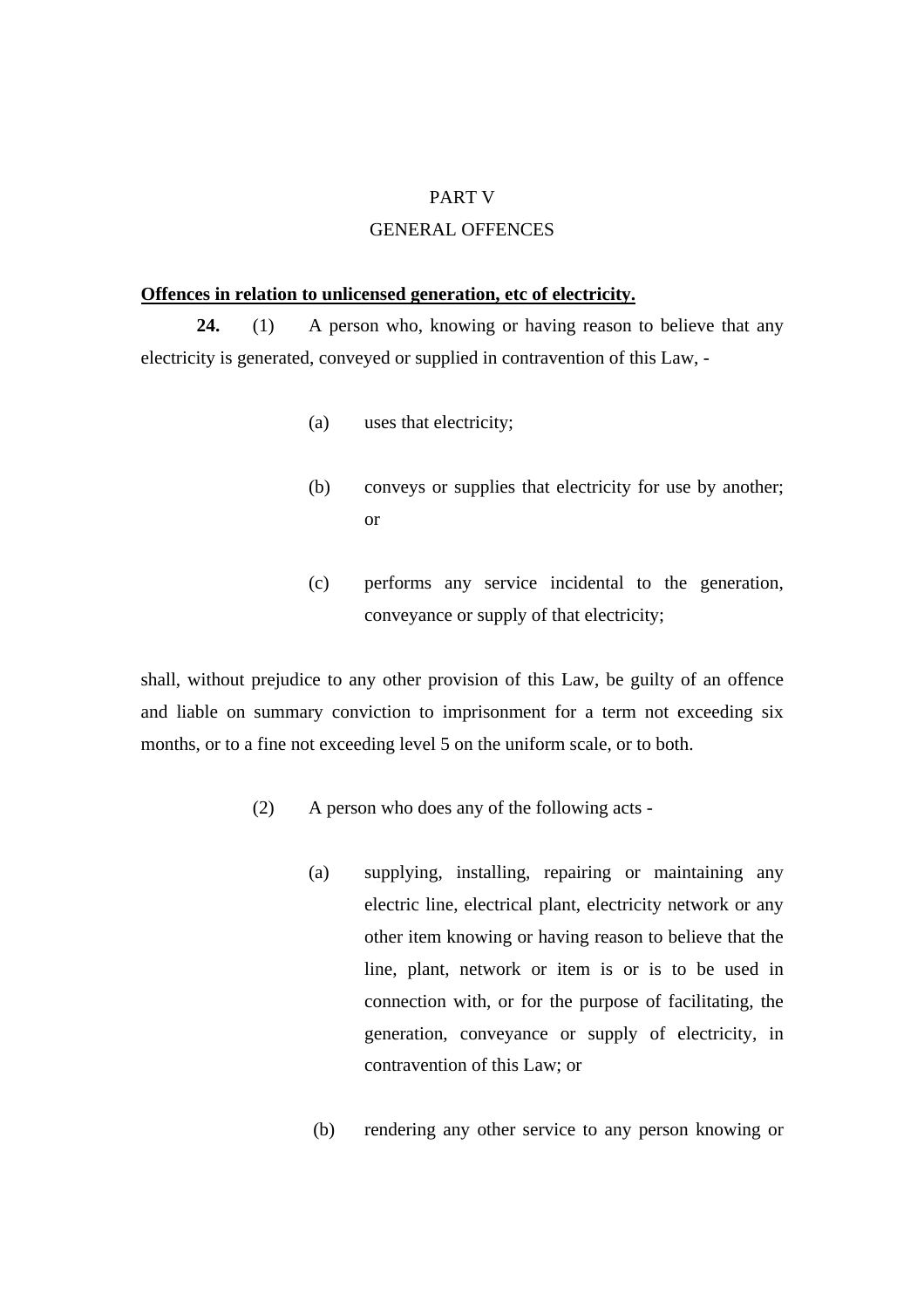PART V

GENERAL OFFENCES

**Offences in relation to unlicensed generation, etc of electricity.**

**24.** (1) A person who, knowing or having reason to believe that any electricity is generated, conveyed or supplied in contravention of this Law, -

(a) uses that electricity;

(b) conveys or supplies that electricity for use by another; or

(c) performs any service incidental to the generation, conveyance or supply of that electricity;

shall, without prejudice to any other provision of this Law, be guilty of an offence and liable on summary conviction to imprisonment for a term not exceeding six months, or to a fine not exceeding level 5 on the uniform scale, or to both.

(2) A person who does any of the following acts -

(a) supplying, installing, repairing or maintaining any electric line, electrical plant, electricity network or any other item knowing or having reason to believe that the line, plant, network or item is or is to be used in connection with, or for the purpose of facilitating, the generation, conveyance or supply of electricity, in contravention of this Law; or

(b) rendering any other service to any person knowing or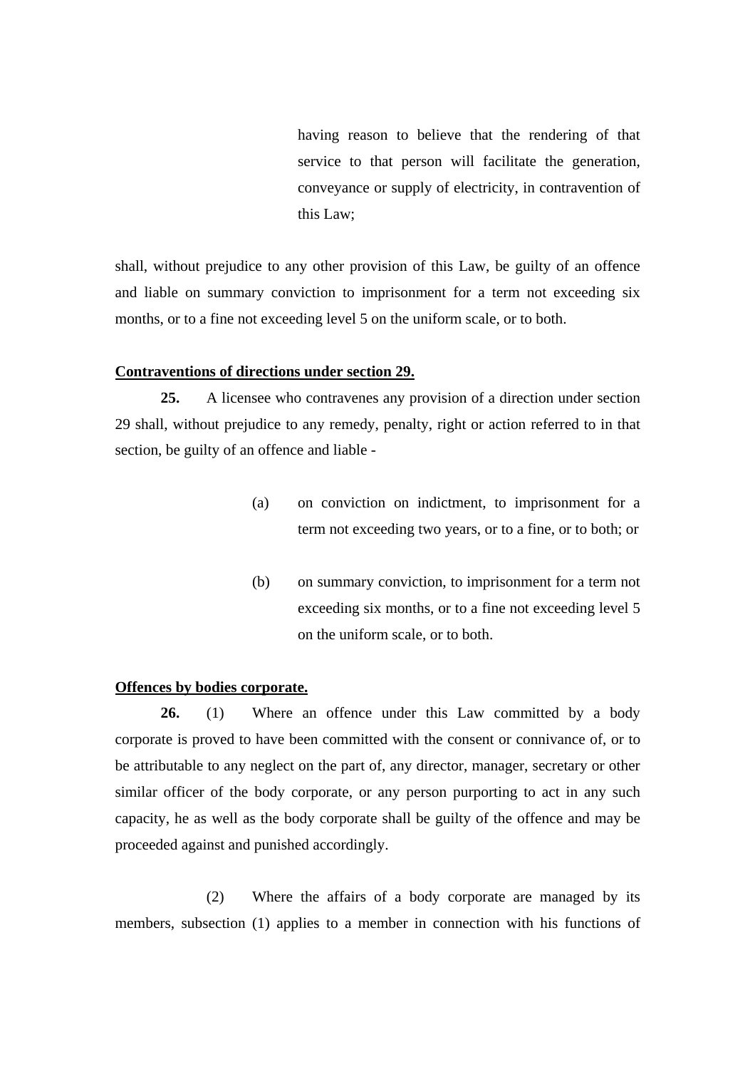having reason to believe that the rendering of that service to that person will facilitate the generation, conveyance or supply of electricity, in contravention of this Law;

shall, without prejudice to any other provision of this Law, be guilty of an offence and liable on summary conviction to imprisonment for a term not exceeding six months, or to a fine not exceeding level 5 on the uniform scale, or to both.

**Contraventions of directions under section 29.**

**25.** A licensee who contravenes any provision of a direction under section 29 shall, without prejudice to any remedy, penalty, right or action referred to in that section, be guilty of an offence and liable -

(a) on conviction on indictment, to imprisonment for a term not exceeding two years, or to a fine, or to both; or

(b) on summary conviction, to imprisonment for a term not exceeding six months, or to a fine not exceeding level 5 on the uniform scale, or to both.

**Offences by bodies corporate.**

**26.** (1) Where an offence under this Law committed by a body corporate is proved to have been committed with the consent or connivance of, or to be attributable to any neglect on the part of, any director, manager, secretary or other similar officer of the body corporate, or any person purporting to act in any such capacity, he as well as the body corporate shall be guilty of the offence and may be proceeded against and punished accordingly.

(2) Where the affairs of a body corporate are managed by its members, subsection (1) applies to a member in connection with his functions of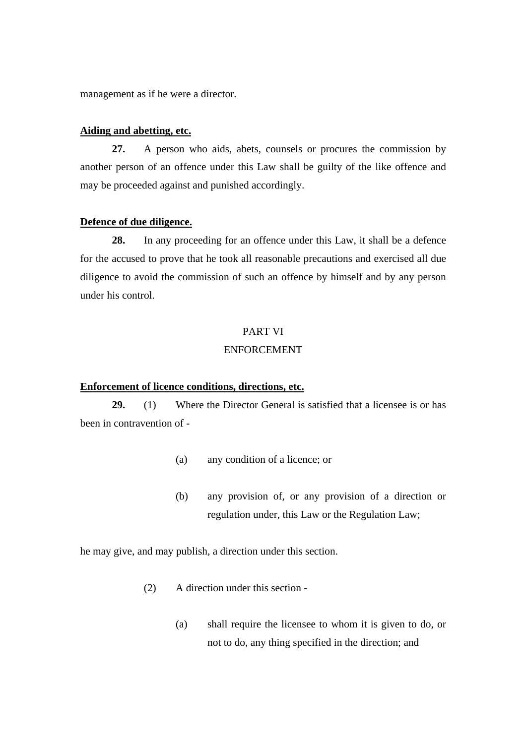management as if he were a director.

**Aiding and abetting, etc.**

**27.** A person who aids, abets, counsels or procures the commission by another person of an offence under this Law shall be guilty of the like offence and may be proceeded against and punished accordingly.

**Defence of due diligence.**

**28.** In any proceeding for an offence under this Law, it shall be a defence for the accused to prove that he took all reasonable precautions and exercised all due diligence to avoid the commission of such an offence by himself and by any person under his control.

PART VI

ENFORCEMENT

**Enforcement of licence conditions, directions, etc.**

**29.** (1) Where the Director General is satisfied that a licensee is or has been in contravention of -

(a) any condition of a licence; or

(b) any provision of, or any provision of a direction or regulation under, this Law or the Regulation Law;

he may give, and may publish, a direction under this section.

(2) A direction under this section -

(a) shall require the licensee to whom it is given to do, or not to do, any thing specified in the direction; and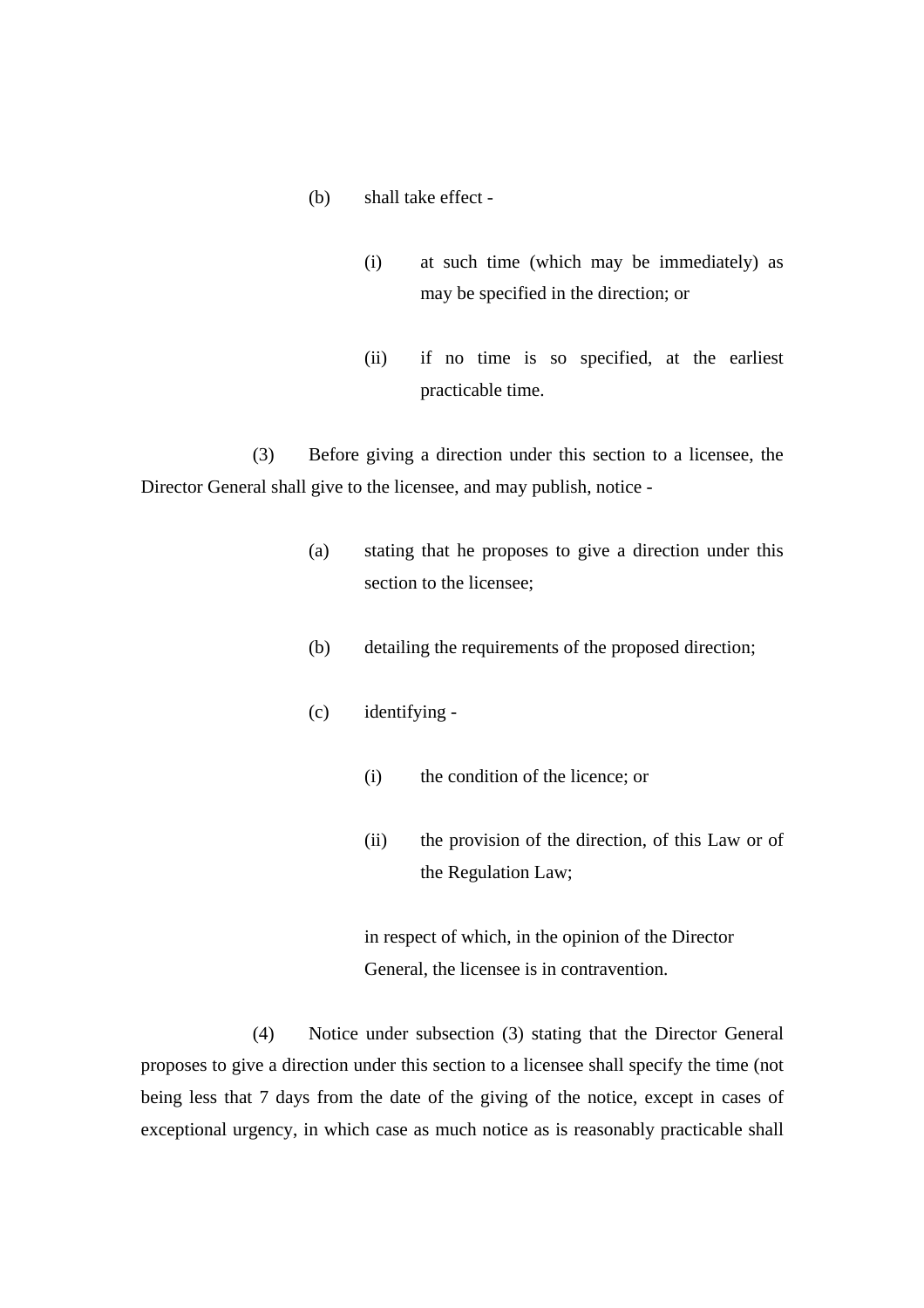(b) shall take effect -

(i) at such time (which may be immediately) as may be specified in the direction; or

(ii) if no time is so specified, at the earliest practicable time.

(3) Before giving a direction under this section to a licensee, the Director General shall give to the licensee, and may publish, notice -

(a) stating that he proposes to give a direction under this section to the licensee;

(b) detailing the requirements of the proposed direction;

(c) identifying -

(i) the condition of the licence; or

(ii) the provision of the direction, of this Law or of the Regulation Law;

in respect of which, in the opinion of the Director General, the licensee is in contravention.

(4) Notice under subsection (3) stating that the Director General proposes to give a direction under this section to a licensee shall specify the time (not being less that 7 days from the date of the giving of the notice, except in cases of exceptional urgency, in which case as much notice as is reasonably practicable shall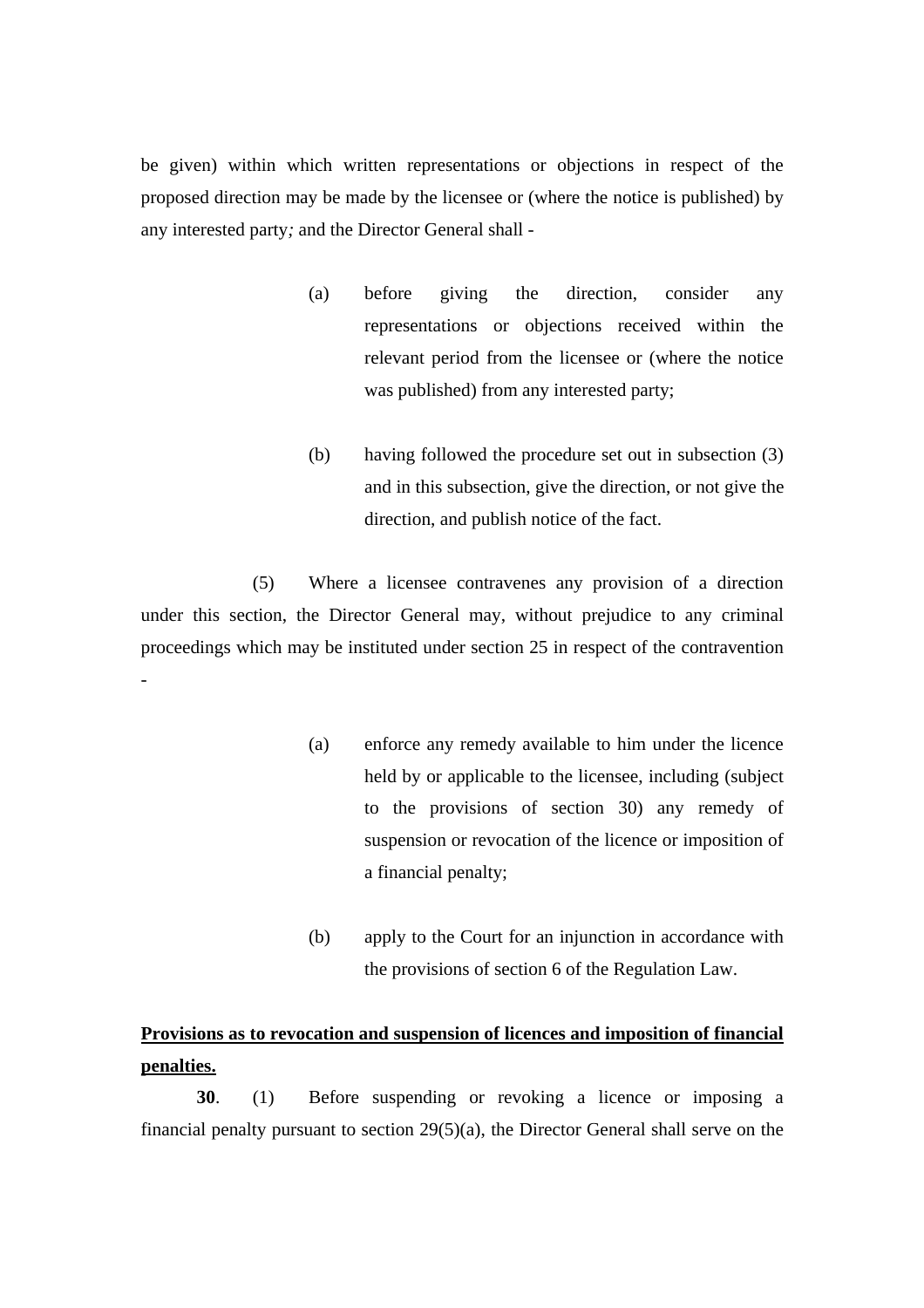be given) within which written representations or objections in respect of the proposed direction may be made by the licensee or (where the notice is published) by any interested party*;* and the Director General shall -

(a) before giving the direction, consider any representations or objections received within the relevant period from the licensee or (where the notice was published) from any interested party;

(b) having followed the procedure set out in subsection (3) and in this subsection, give the direction, or not give the direction, and publish notice of the fact.

(5) Where a licensee contravenes any provision of a direction under this section, the Director General may, without prejudice to any criminal proceedings which may be instituted under section 25 in respect of the contravention -

(a) enforce any remedy available to him under the licence held by or applicable to the licensee, including (subject to the provisions of section 30) any remedy of suspension or revocation of the licence or imposition of a financial penalty;

(b) apply to the Court for an injunction in accordance with the provisions of section 6 of the Regulation Law.

**Provisions as to revocation and suspension of licences and imposition of financial penalties.**

**30**. (1) Before suspending or revoking a licence or imposing a financial penalty pursuant to section 29(5)(a), the Director General shall serve on the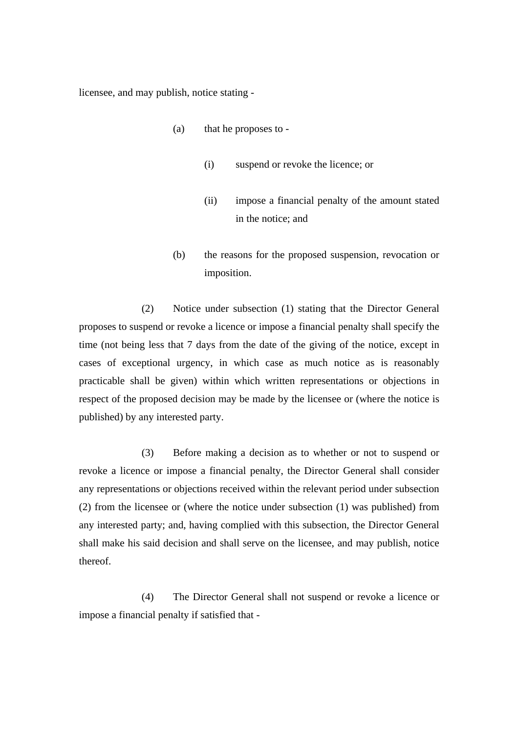licensee, and may publish, notice stating -

(a) that he proposes to -

(i) suspend or revoke the licence; or

(ii) impose a financial penalty of the amount stated in the notice; and

(b) the reasons for the proposed suspension, revocation or imposition.

(2) Notice under subsection (1) stating that the Director General proposes to suspend or revoke a licence or impose a financial penalty shall specify the time (not being less that 7 days from the date of the giving of the notice, except in cases of exceptional urgency, in which case as much notice as is reasonably practicable shall be given) within which written representations or objections in respect of the proposed decision may be made by the licensee or (where the notice is published) by any interested party.

(3) Before making a decision as to whether or not to suspend or revoke a licence or impose a financial penalty, the Director General shall consider any representations or objections received within the relevant period under subsection (2) from the licensee or (where the notice under subsection (1) was published) from any interested party; and, having complied with this subsection, the Director General shall make his said decision and shall serve on the licensee, and may publish, notice thereof.

(4) The Director General shall not suspend or revoke a licence or impose a financial penalty if satisfied that -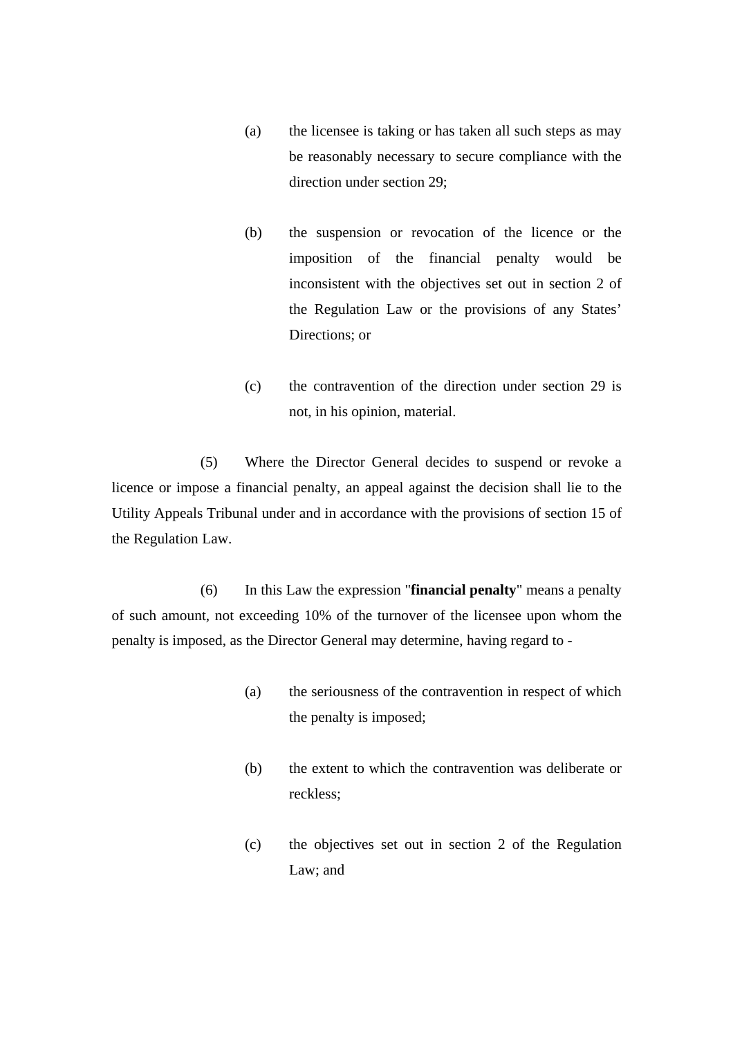(a) the licensee is taking or has taken all such steps as may be reasonably necessary to secure compliance with the direction under section 29;

(b) the suspension or revocation of the licence or the imposition of the financial penalty would be inconsistent with the objectives set out in section 2 of the Regulation Law or the provisions of any States' Directions; or

(c) the contravention of the direction under section 29 is not, in his opinion, material.

(5) Where the Director General decides to suspend or revoke a licence or impose a financial penalty, an appeal against the decision shall lie to the Utility Appeals Tribunal under and in accordance with the provisions of section 15 of the Regulation Law.

(6) In this Law the expression "**financial penalty**" means a penalty of such amount, not exceeding 10% of the turnover of the licensee upon whom the penalty is imposed, as the Director General may determine, having regard to -

(a) the seriousness of the contravention in respect of which the penalty is imposed;

(b) the extent to which the contravention was deliberate or reckless;

(c) the objectives set out in section 2 of the Regulation Law; and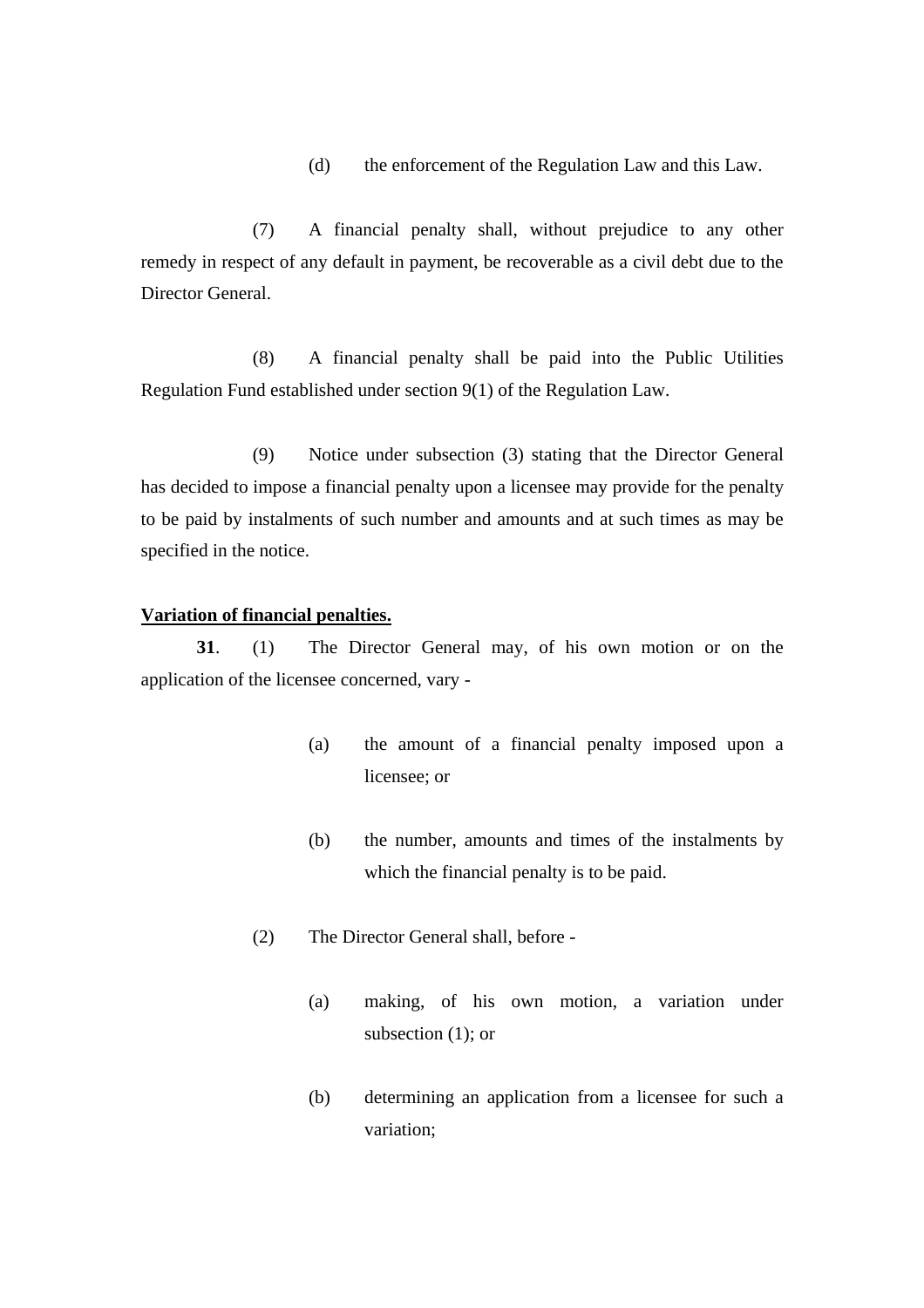(d) the enforcement of the Regulation Law and this Law.

(7) A financial penalty shall, without prejudice to any other remedy in respect of any default in payment, be recoverable as a civil debt due to the Director General.

(8) A financial penalty shall be paid into the Public Utilities Regulation Fund established under section 9(1) of the Regulation Law.

(9) Notice under subsection (3) stating that the Director General has decided to impose a financial penalty upon a licensee may provide for the penalty to be paid by instalments of such number and amounts and at such times as may be specified in the notice.

**Variation of financial penalties.**

**31**. (1) The Director General may, of his own motion or on the application of the licensee concerned, vary -

(a) the amount of a financial penalty imposed upon a licensee; or

(b) the number, amounts and times of the instalments by which the financial penalty is to be paid.

(2) The Director General shall, before -

(a) making, of his own motion, a variation under subsection (1); or

(b) determining an application from a licensee for such a variation;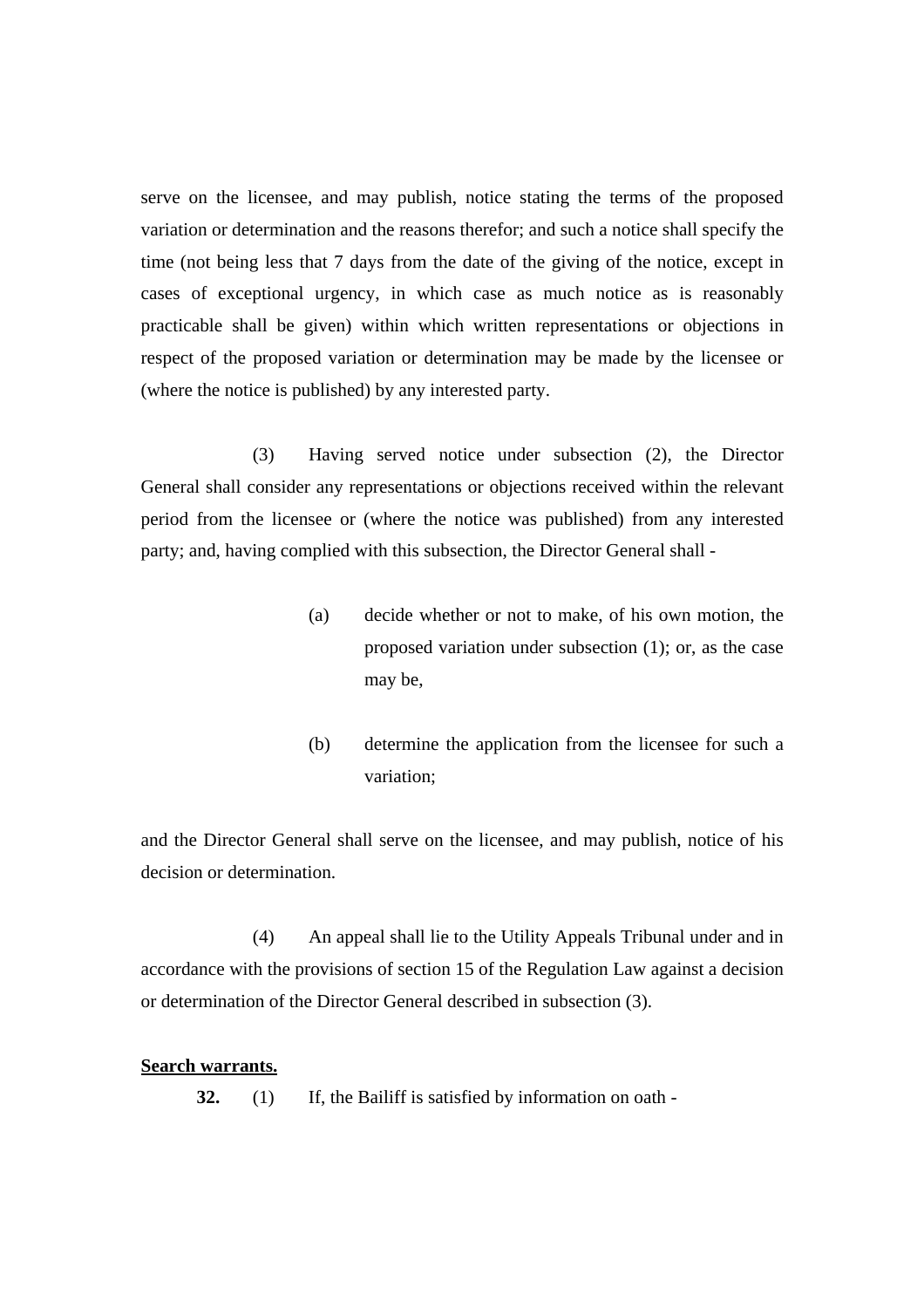serve on the licensee, and may publish, notice stating the terms of the proposed variation or determination and the reasons therefor; and such a notice shall specify the time (not being less that 7 days from the date of the giving of the notice, except in cases of exceptional urgency, in which case as much notice as is reasonably practicable shall be given) within which written representations or objections in respect of the proposed variation or determination may be made by the licensee or (where the notice is published) by any interested party.

(3) Having served notice under subsection (2), the Director General shall consider any representations or objections received within the relevant period from the licensee or (where the notice was published) from any interested party; and, having complied with this subsection, the Director General shall -

(a) decide whether or not to make, of his own motion, the proposed variation under subsection (1); or, as the case may be,

(b) determine the application from the licensee for such a variation;

and the Director General shall serve on the licensee, and may publish, notice of his decision or determination.

(4) An appeal shall lie to the Utility Appeals Tribunal under and in accordance with the provisions of section 15 of the Regulation Law against a decision or determination of the Director General described in subsection (3).

**Search warrants.**

**32.** (1) If, the Bailiff is satisfied by information on oath -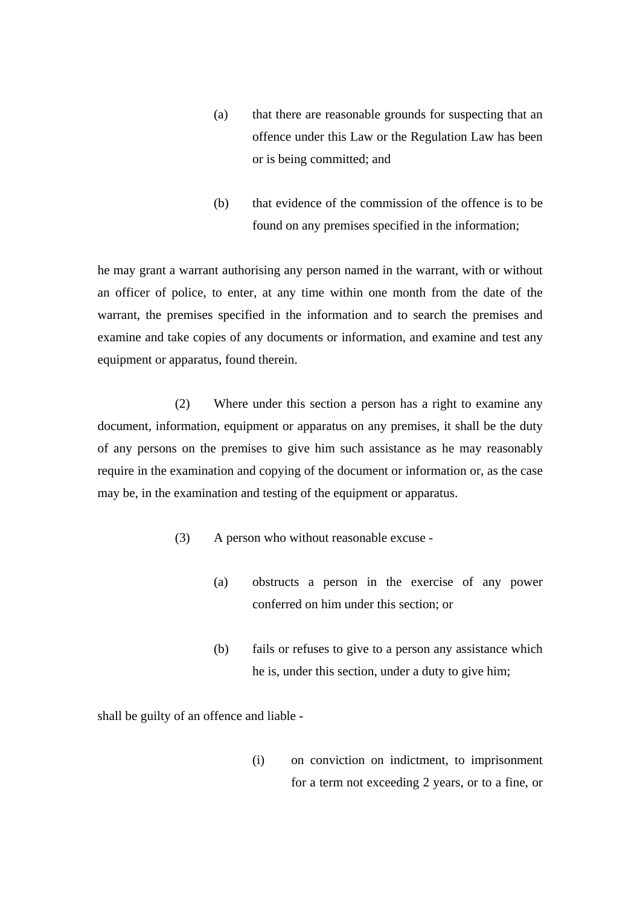(a) that there are reasonable grounds for suspecting that an offence under this Law or the Regulation Law has been or is being committed; and

(b) that evidence of the commission of the offence is to be found on any premises specified in the information;

he may grant a warrant authorising any person named in the warrant, with or without an officer of police, to enter, at any time within one month from the date of the warrant, the premises specified in the information and to search the premises and examine and take copies of any documents or information, and examine and test any equipment or apparatus, found therein.

(2) Where under this section a person has a right to examine any document, information, equipment or apparatus on any premises, it shall be the duty of any persons on the premises to give him such assistance as he may reasonably require in the examination and copying of the document or information or, as the case may be, in the examination and testing of the equipment or apparatus.

(3) A person who without reasonable excuse -

(a) obstructs a person in the exercise of any power conferred on him under this section; or

(b) fails or refuses to give to a person any assistance which he is, under this section, under a duty to give him;

shall be guilty of an offence and liable -

(i) on conviction on indictment, to imprisonment for a term not exceeding 2 years, or to a fine, or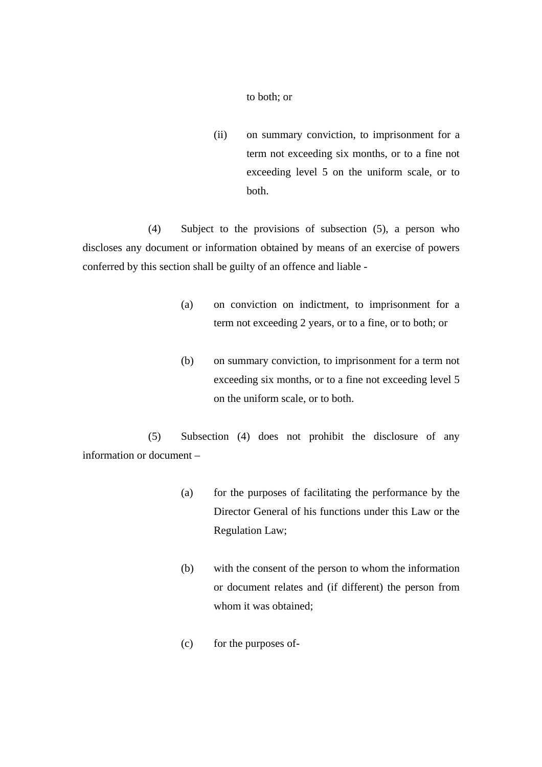to both; or

(ii) on summary conviction, to imprisonment for a term not exceeding six months, or to a fine not exceeding level 5 on the uniform scale, or to both.

(4) Subject to the provisions of subsection (5), a person who discloses any document or information obtained by means of an exercise of powers conferred by this section shall be guilty of an offence and liable -

(a) on conviction on indictment, to imprisonment for a term not exceeding 2 years, or to a fine, or to both; or

(b) on summary conviction, to imprisonment for a term not exceeding six months, or to a fine not exceeding level 5 on the uniform scale, or to both.

(5) Subsection (4) does not prohibit the disclosure of any information or document –

(a) for the purposes of facilitating the performance by the Director General of his functions under this Law or the Regulation Law;

(b) with the consent of the person to whom the information or document relates and (if different) the person from whom it was obtained;

(c) for the purposes of-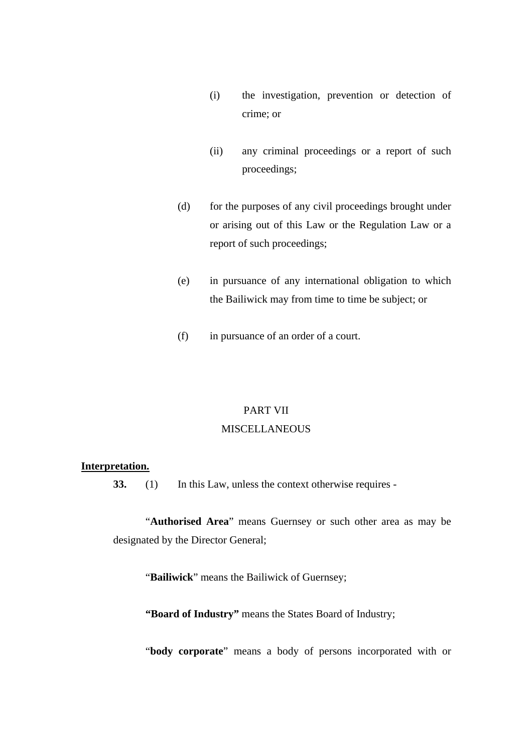(i) the investigation, prevention or detection of crime; or

(ii) any criminal proceedings or a report of such proceedings;

(d) for the purposes of any civil proceedings brought under or arising out of this Law or the Regulation Law or a report of such proceedings;

(e) in pursuance of any international obligation to which the Bailiwick may from time to time be subject; or

(f) in pursuance of an order of a court.

## PART VII
## MISCELLANEOUS

**Interpretation.**

**33.** (1) In this Law, unless the context otherwise requires -

"**Authorised Area**" means Guernsey or such other area as may be designated by the Director General;

"**Bailiwick**" means the Bailiwick of Guernsey;

**"Board of Industry"** means the States Board of Industry;

"**body corporate**" means a body of persons incorporated with or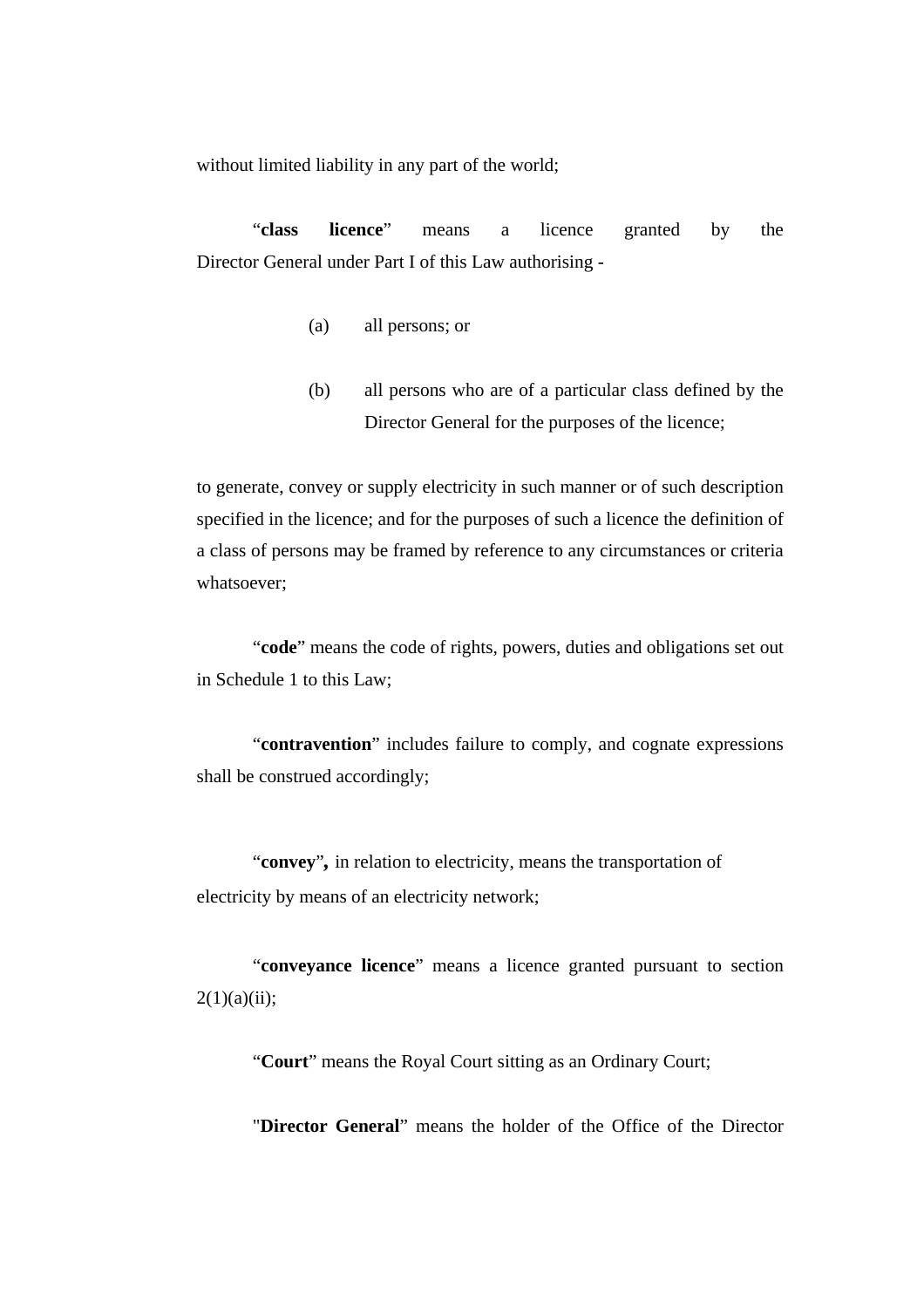without limited liability in any part of the world;

"**class licence**" means a licence granted by the Director General under Part I of this Law authorising -

(a) all persons; or

(b) all persons who are of a particular class defined by the Director General for the purposes of the licence;

to generate, convey or supply electricity in such manner or of such description specified in the licence; and for the purposes of such a licence the definition of a class of persons may be framed by reference to any circumstances or criteria whatsoever;

"**code**" means the code of rights, powers, duties and obligations set out in Schedule 1 to this Law;

"**contravention**" includes failure to comply, and cognate expressions shall be construed accordingly;

"**convey**"**,** in relation to electricity, means the transportation of electricity by means of an electricity network;

"**conveyance licence**" means a licence granted pursuant to section 2(1)(a)(ii);

"**Court**" means the Royal Court sitting as an Ordinary Court;

"**Director General**" means the holder of the Office of the Director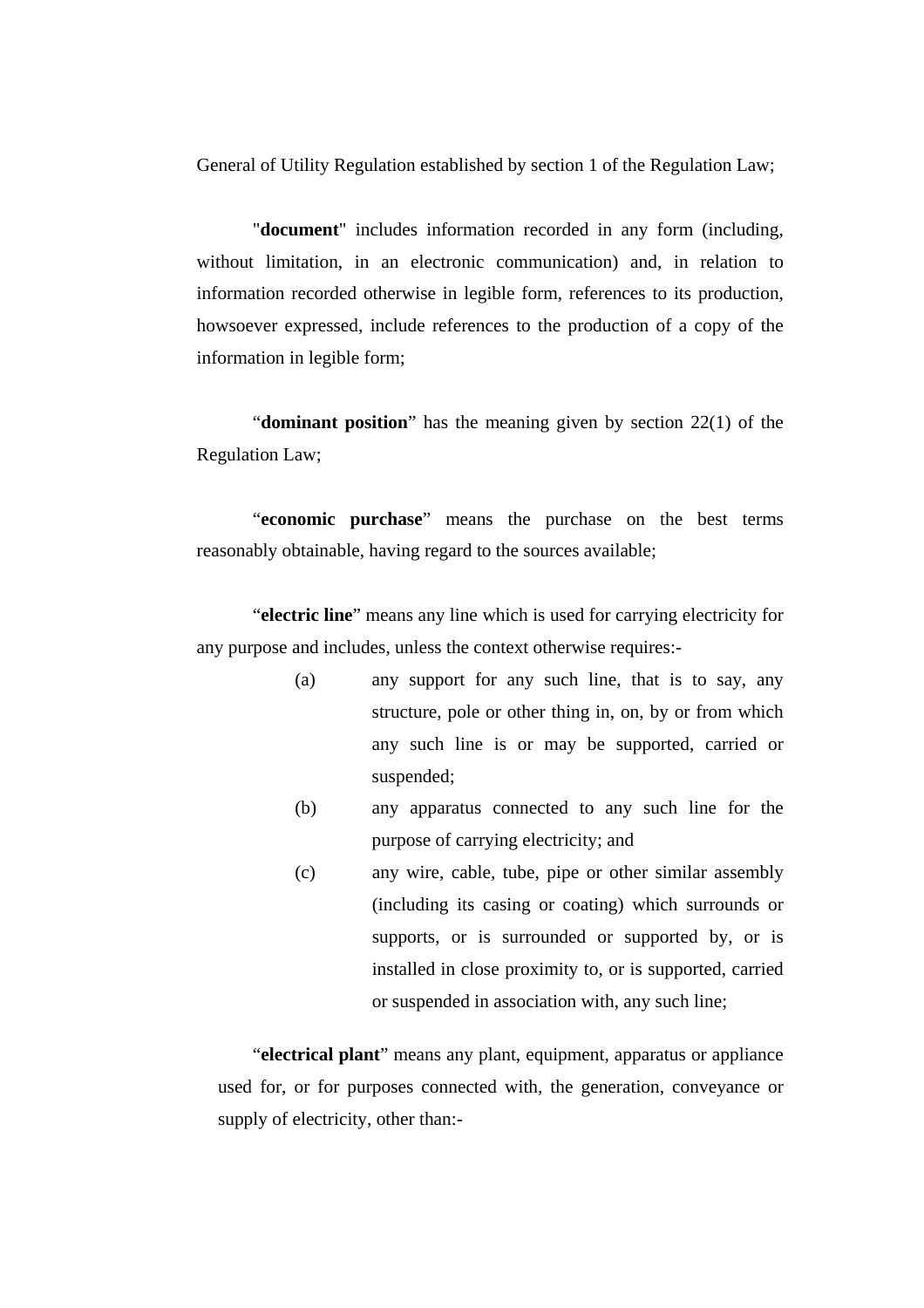General of Utility Regulation established by section 1 of the Regulation Law;

"**document**" includes information recorded in any form (including, without limitation, in an electronic communication) and, in relation to information recorded otherwise in legible form, references to its production, howsoever expressed, include references to the production of a copy of the information in legible form;

"**dominant position**" has the meaning given by section 22(1) of the Regulation Law;

"**economic purchase**" means the purchase on the best terms reasonably obtainable, having regard to the sources available;

"**electric line**" means any line which is used for carrying electricity for any purpose and includes, unless the context otherwise requires:-

(a) any support for any such line, that is to say, any structure, pole or other thing in, on, by or from which any such line is or may be supported, carried or suspended;

(b) any apparatus connected to any such line for the purpose of carrying electricity; and

(c) any wire, cable, tube, pipe or other similar assembly (including its casing or coating) which surrounds or supports, or is surrounded or supported by, or is installed in close proximity to, or is supported, carried or suspended in association with, any such line;

"**electrical plant**" means any plant, equipment, apparatus or appliance used for, or for purposes connected with, the generation, conveyance or supply of electricity, other than:-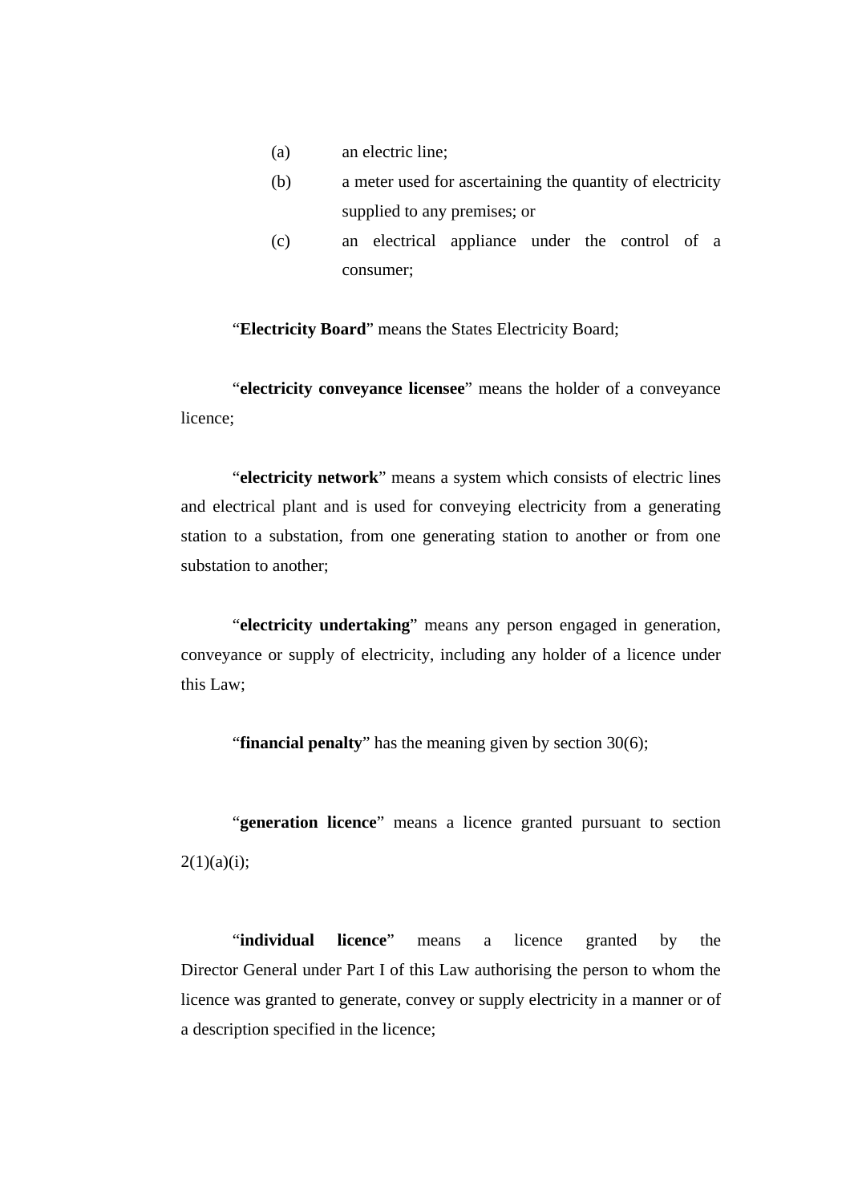(a) an electric line;

(b) a meter used for ascertaining the quantity of electricity supplied to any premises; or

(c) an electrical appliance under the control of a consumer;

"**Electricity Board**" means the States Electricity Board;

"**electricity conveyance licensee**" means the holder of a conveyance licence;

"**electricity network**" means a system which consists of electric lines and electrical plant and is used for conveying electricity from a generating station to a substation, from one generating station to another or from one substation to another;

"**electricity undertaking**" means any person engaged in generation, conveyance or supply of electricity, including any holder of a licence under this Law;

"**financial penalty**" has the meaning given by section 30(6);

"**generation licence**" means a licence granted pursuant to section 2(1)(a)(i);

"**individual licence**" means a licence granted by the Director General under Part I of this Law authorising the person to whom the licence was granted to generate, convey or supply electricity in a manner or of a description specified in the licence;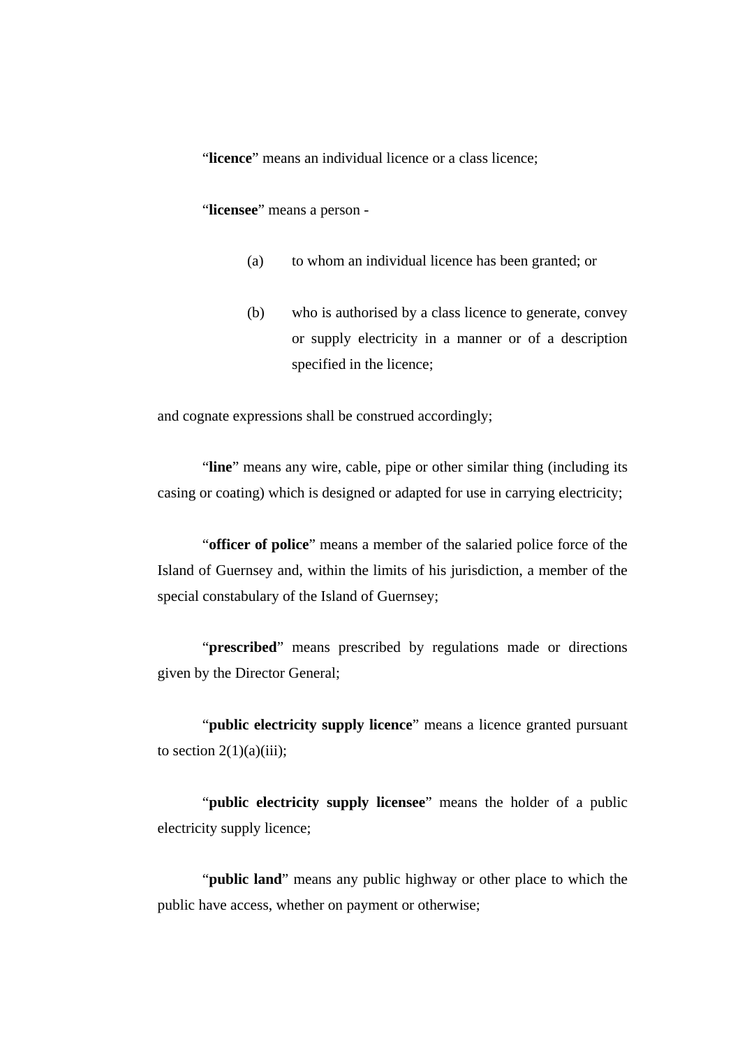"**licence**" means an individual licence or a class licence;

"**licensee**" means a person -

(a) to whom an individual licence has been granted; or

(b) who is authorised by a class licence to generate, convey or supply electricity in a manner or of a description specified in the licence;

and cognate expressions shall be construed accordingly;

"**line**" means any wire, cable, pipe or other similar thing (including its casing or coating) which is designed or adapted for use in carrying electricity;

"**officer of police**" means a member of the salaried police force of the Island of Guernsey and, within the limits of his jurisdiction, a member of the special constabulary of the Island of Guernsey;

"**prescribed**" means prescribed by regulations made or directions given by the Director General;

"**public electricity supply licence**" means a licence granted pursuant to section 2(1)(a)(iii);

"**public electricity supply licensee**" means the holder of a public electricity supply licence;

"**public land**" means any public highway or other place to which the public have access, whether on payment or otherwise;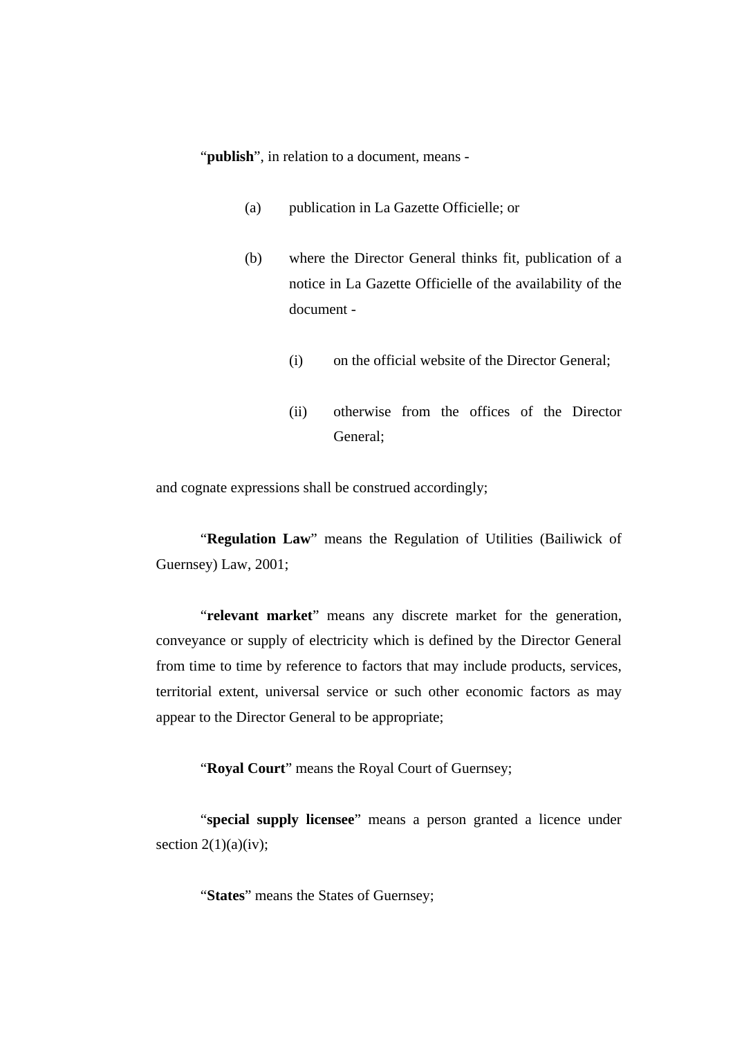"**publish**", in relation to a document, means -

(a) publication in La Gazette Officielle; or

(b) where the Director General thinks fit, publication of a notice in La Gazette Officielle of the availability of the document -

(i) on the official website of the Director General;

(ii) otherwise from the offices of the Director General;

and cognate expressions shall be construed accordingly;

"**Regulation Law**" means the Regulation of Utilities (Bailiwick of Guernsey) Law, 2001;

"**relevant market**" means any discrete market for the generation, conveyance or supply of electricity which is defined by the Director General from time to time by reference to factors that may include products, services, territorial extent, universal service or such other economic factors as may appear to the Director General to be appropriate;

"**Royal Court**" means the Royal Court of Guernsey;

"**special supply licensee**" means a person granted a licence under section 2(1)(a)(iv);

"**States**" means the States of Guernsey;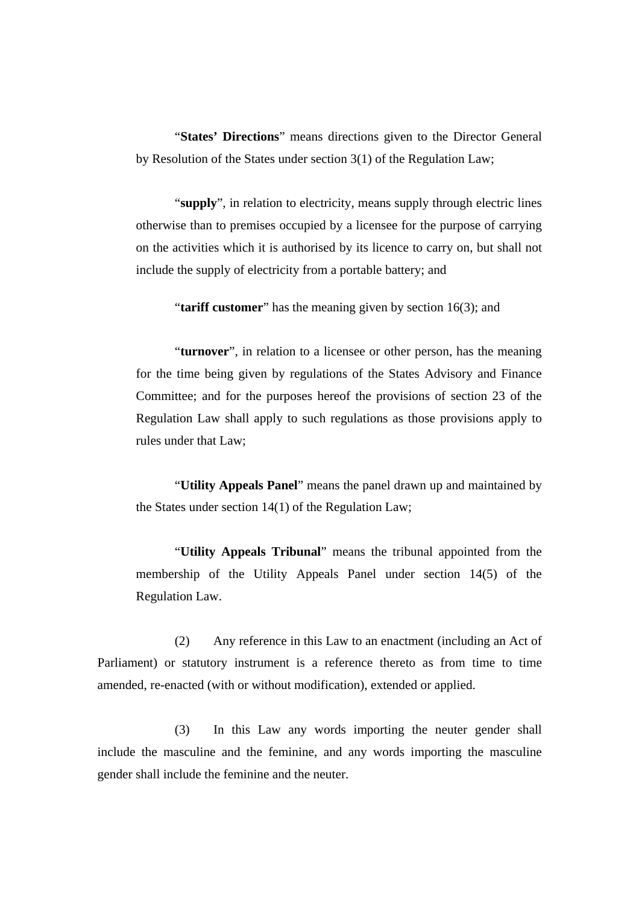"**States' Directions**" means directions given to the Director General by Resolution of the States under section 3(1) of the Regulation Law;

"**supply**", in relation to electricity, means supply through electric lines otherwise than to premises occupied by a licensee for the purpose of carrying on the activities which it is authorised by its licence to carry on, but shall not include the supply of electricity from a portable battery; and

"**tariff customer**" has the meaning given by section 16(3); and

"**turnover**", in relation to a licensee or other person, has the meaning for the time being given by regulations of the States Advisory and Finance Committee; and for the purposes hereof the provisions of section 23 of the Regulation Law shall apply to such regulations as those provisions apply to rules under that Law;

"**Utility Appeals Panel**" means the panel drawn up and maintained by the States under section 14(1) of the Regulation Law;

"**Utility Appeals Tribunal**" means the tribunal appointed from the membership of the Utility Appeals Panel under section 14(5) of the Regulation Law.

(2) Any reference in this Law to an enactment (including an Act of Parliament) or statutory instrument is a reference thereto as from time to time amended, re-enacted (with or without modification), extended or applied.

(3) In this Law any words importing the neuter gender shall include the masculine and the feminine, and any words importing the masculine gender shall include the feminine and the neuter.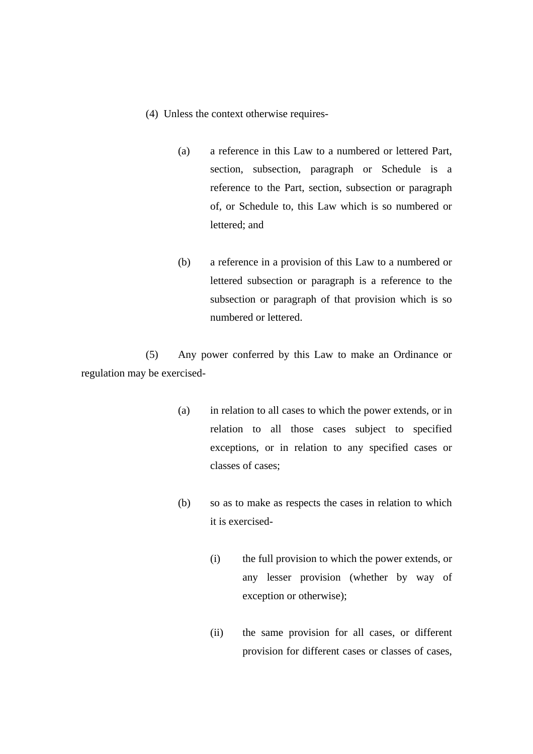(4) Unless the context otherwise requires-

(a) a reference in this Law to a numbered or lettered Part, section, subsection, paragraph or Schedule is a reference to the Part, section, subsection or paragraph of, or Schedule to, this Law which is so numbered or lettered; and

(b) a reference in a provision of this Law to a numbered or lettered subsection or paragraph is a reference to the subsection or paragraph of that provision which is so numbered or lettered.

(5) Any power conferred by this Law to make an Ordinance or regulation may be exercised-

(a) in relation to all cases to which the power extends, or in relation to all those cases subject to specified exceptions, or in relation to any specified cases or classes of cases;

(b) so as to make as respects the cases in relation to which it is exercised-

(i) the full provision to which the power extends, or any lesser provision (whether by way of exception or otherwise);

(ii) the same provision for all cases, or different provision for different cases or classes of cases,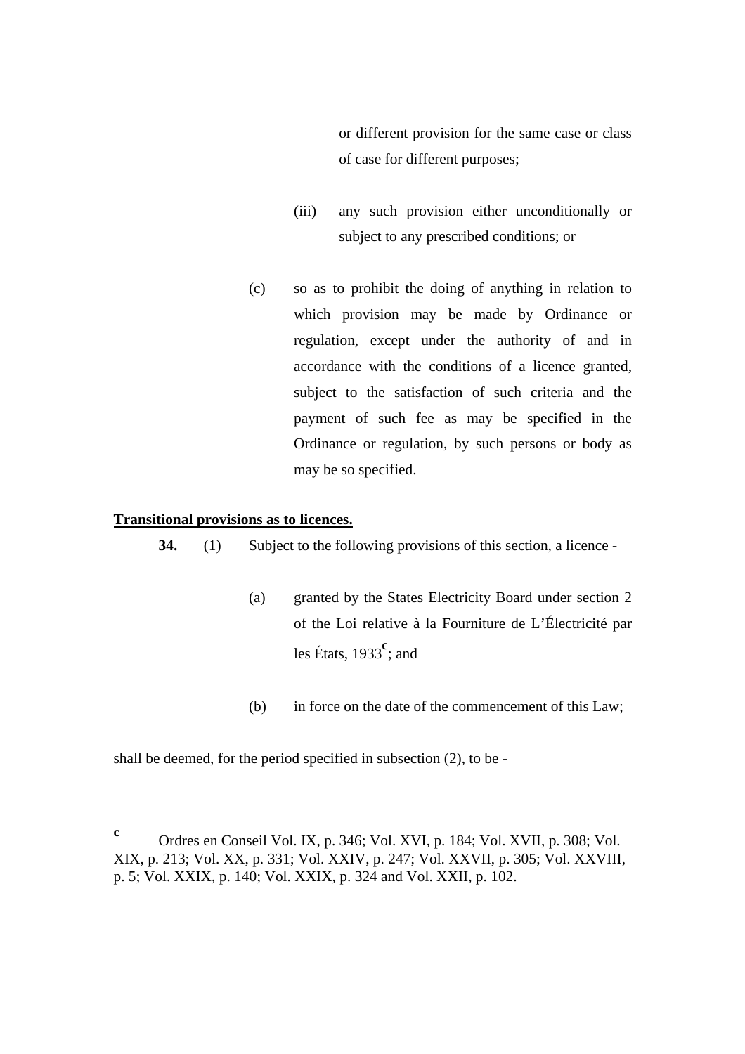or different provision for the same case or class of case for different purposes;

(iii) any such provision either unconditionally or subject to any prescribed conditions; or

(c) so as to prohibit the doing of anything in relation to which provision may be made by Ordinance or regulation, except under the authority of and in accordance with the conditions of a licence granted, subject to the satisfaction of such criteria and the payment of such fee as may be specified in the Ordinance or regulation, by such persons or body as may be so specified.

**Transitional provisions as to licences.**

**34.** (1) Subject to the following provisions of this section, a licence -

(a) granted by the States Electricity Board under section 2 of the Loi relative à la Fourniture de L'Électricité par les États, 1933[c]; and

(b) in force on the date of the commencement of this Law;

shall be deemed, for the period specified in subsection (2), to be -

---

[c] Ordres en Conseil Vol. IX, p. 346; Vol. XVI, p. 184; Vol. XVII, p. 308; Vol. XIX, p. 213; Vol. XX, p. 331; Vol. XXIV, p. 247; Vol. XXVII, p. 305; Vol. XXVIII, p. 5; Vol. XXIX, p. 140; Vol. XXIX, p. 324 and Vol. XXII, p. 102.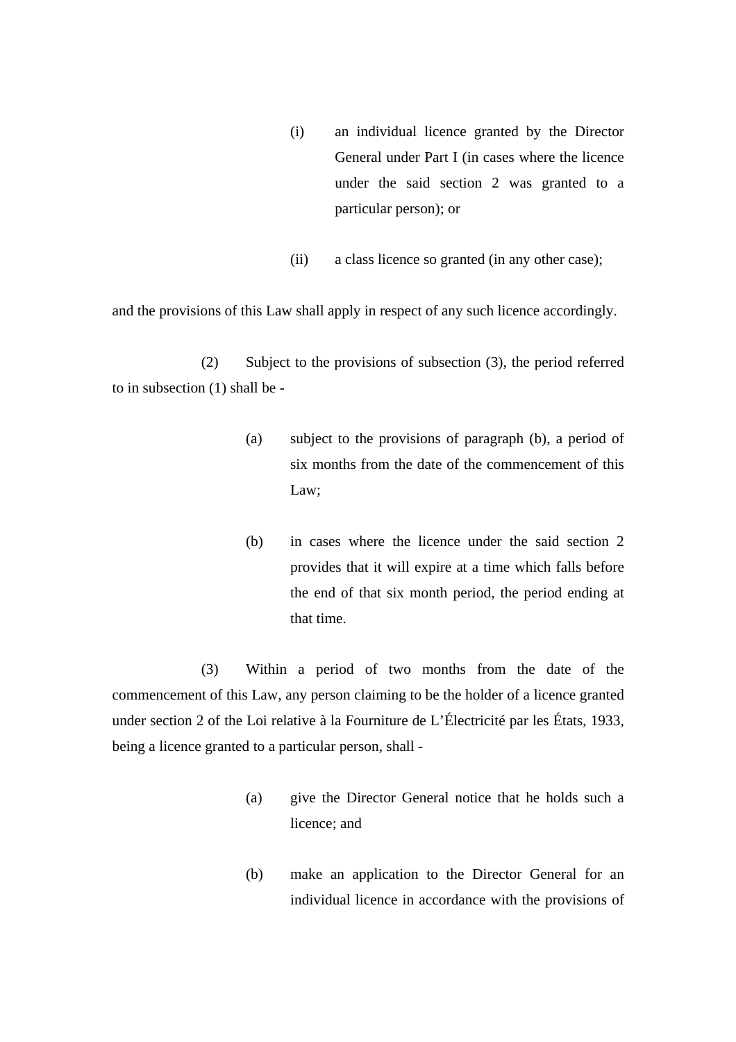(i) an individual licence granted by the Director General under Part I (in cases where the licence under the said section 2 was granted to a particular person); or

(ii) a class licence so granted (in any other case);

and the provisions of this Law shall apply in respect of any such licence accordingly.

(2) Subject to the provisions of subsection (3), the period referred to in subsection (1) shall be -

(a) subject to the provisions of paragraph (b), a period of six months from the date of the commencement of this Law;

(b) in cases where the licence under the said section 2 provides that it will expire at a time which falls before the end of that six month period, the period ending at that time.

(3) Within a period of two months from the date of the commencement of this Law, any person claiming to be the holder of a licence granted under section 2 of the Loi relative à la Fourniture de L'Électricité par les États, 1933, being a licence granted to a particular person, shall -

(a) give the Director General notice that he holds such a licence; and

(b) make an application to the Director General for an individual licence in accordance with the provisions of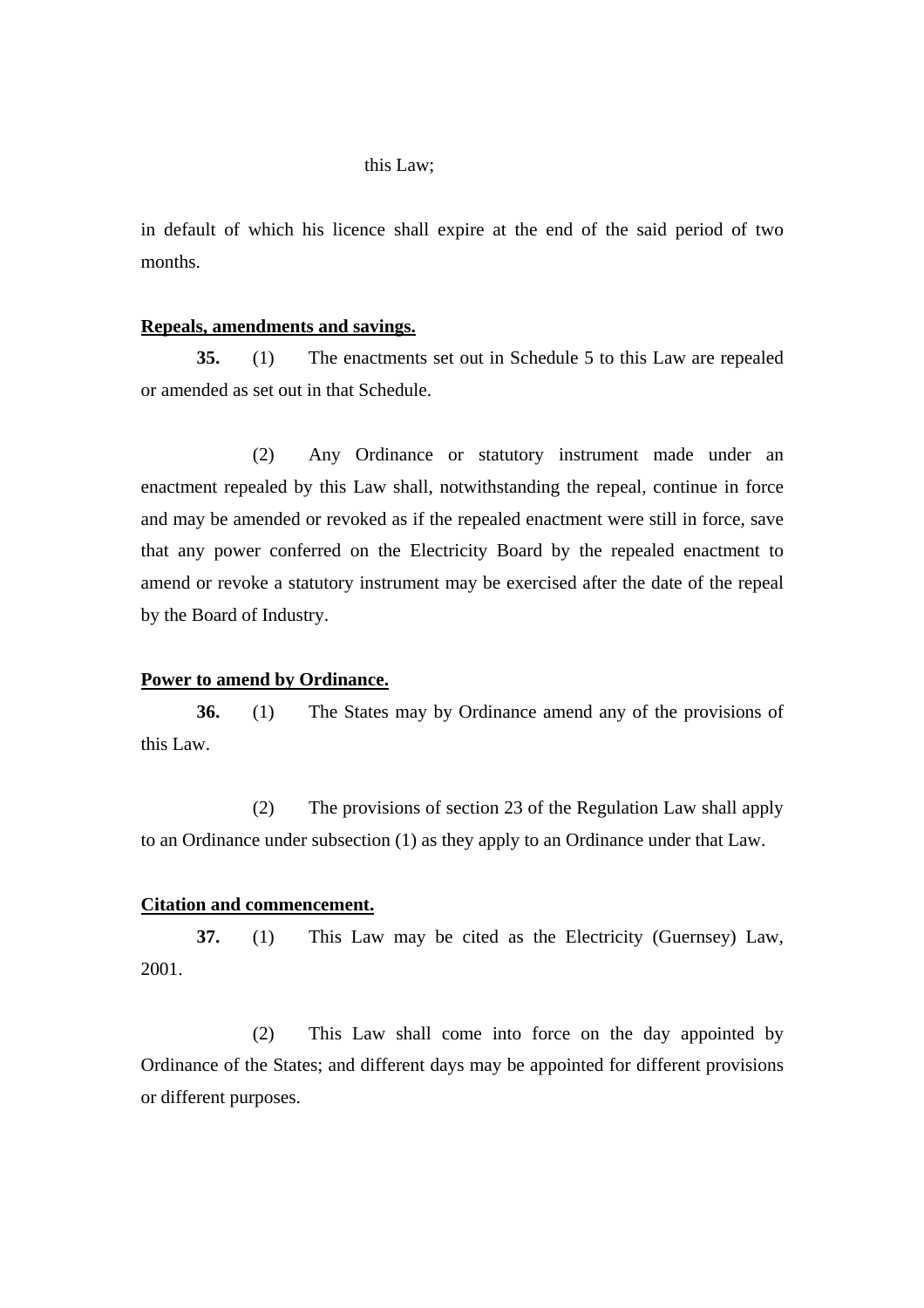this Law;

in default of which his licence shall expire at the end of the said period of two months.

**Repeals, amendments and savings.**

**35.** (1) The enactments set out in Schedule 5 to this Law are repealed or amended as set out in that Schedule.

(2) Any Ordinance or statutory instrument made under an enactment repealed by this Law shall, notwithstanding the repeal, continue in force and may be amended or revoked as if the repealed enactment were still in force, save that any power conferred on the Electricity Board by the repealed enactment to amend or revoke a statutory instrument may be exercised after the date of the repeal by the Board of Industry.

**Power to amend by Ordinance.**

**36.** (1) The States may by Ordinance amend any of the provisions of this Law.

(2) The provisions of section 23 of the Regulation Law shall apply to an Ordinance under subsection (1) as they apply to an Ordinance under that Law.

**Citation and commencement.**

**37.** (1) This Law may be cited as the Electricity (Guernsey) Law, 2001.

(2) This Law shall come into force on the day appointed by Ordinance of the States; and different days may be appointed for different provisions or different purposes.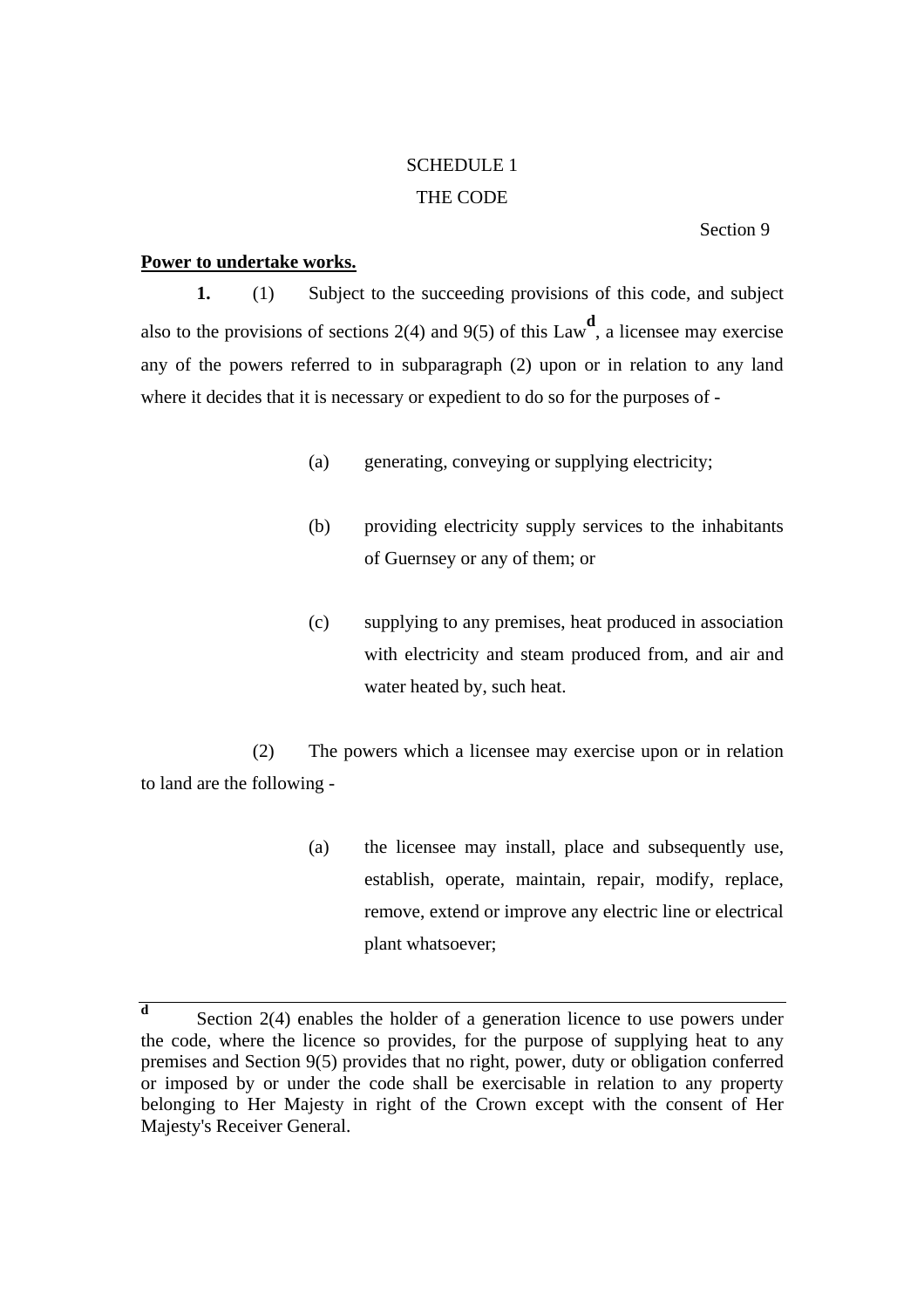SCHEDULE 1

THE CODE

Section 9

**Power to undertake works.**

**1.** (1) Subject to the succeeding provisions of this code, and subject also to the provisions of sections 2(4) and 9(5) of this Law[d], a licensee may exercise any of the powers referred to in subparagraph (2) upon or in relation to any land where it decides that it is necessary or expedient to do so for the purposes of -

(a) generating, conveying or supplying electricity;

(b) providing electricity supply services to the inhabitants of Guernsey or any of them; or

(c) supplying to any premises, heat produced in association with electricity and steam produced from, and air and water heated by, such heat.

(2) The powers which a licensee may exercise upon or in relation to land are the following -

(a) the licensee may install, place and subsequently use, establish, operate, maintain, repair, modify, replace, remove, extend or improve any electric line or electrical plant whatsoever;

---

[d] Section 2(4) enables the holder of a generation licence to use powers under the code, where the licence so provides, for the purpose of supplying heat to any premises and Section 9(5) provides that no right, power, duty or obligation conferred or imposed by or under the code shall be exercisable in relation to any property belonging to Her Majesty in right of the Crown except with the consent of Her Majesty's Receiver General.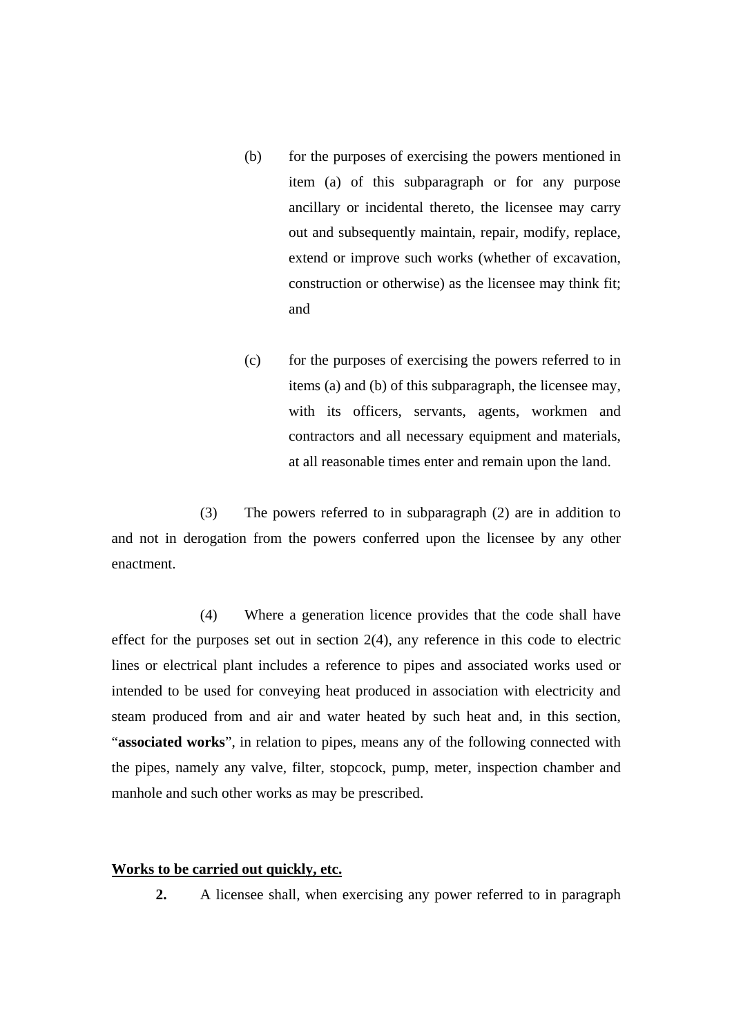(b) for the purposes of exercising the powers mentioned in item (a) of this subparagraph or for any purpose ancillary or incidental thereto, the licensee may carry out and subsequently maintain, repair, modify, replace, extend or improve such works (whether of excavation, construction or otherwise) as the licensee may think fit; and

(c) for the purposes of exercising the powers referred to in items (a) and (b) of this subparagraph, the licensee may, with its officers, servants, agents, workmen and contractors and all necessary equipment and materials, at all reasonable times enter and remain upon the land.

(3) The powers referred to in subparagraph (2) are in addition to and not in derogation from the powers conferred upon the licensee by any other enactment.

(4) Where a generation licence provides that the code shall have effect for the purposes set out in section 2(4), any reference in this code to electric lines or electrical plant includes a reference to pipes and associated works used or intended to be used for conveying heat produced in association with electricity and steam produced from and air and water heated by such heat and, in this section, "**associated works**", in relation to pipes, means any of the following connected with the pipes, namely any valve, filter, stopcock, pump, meter, inspection chamber and manhole and such other works as may be prescribed.

**Works to be carried out quickly, etc.**

**2.** A licensee shall, when exercising any power referred to in paragraph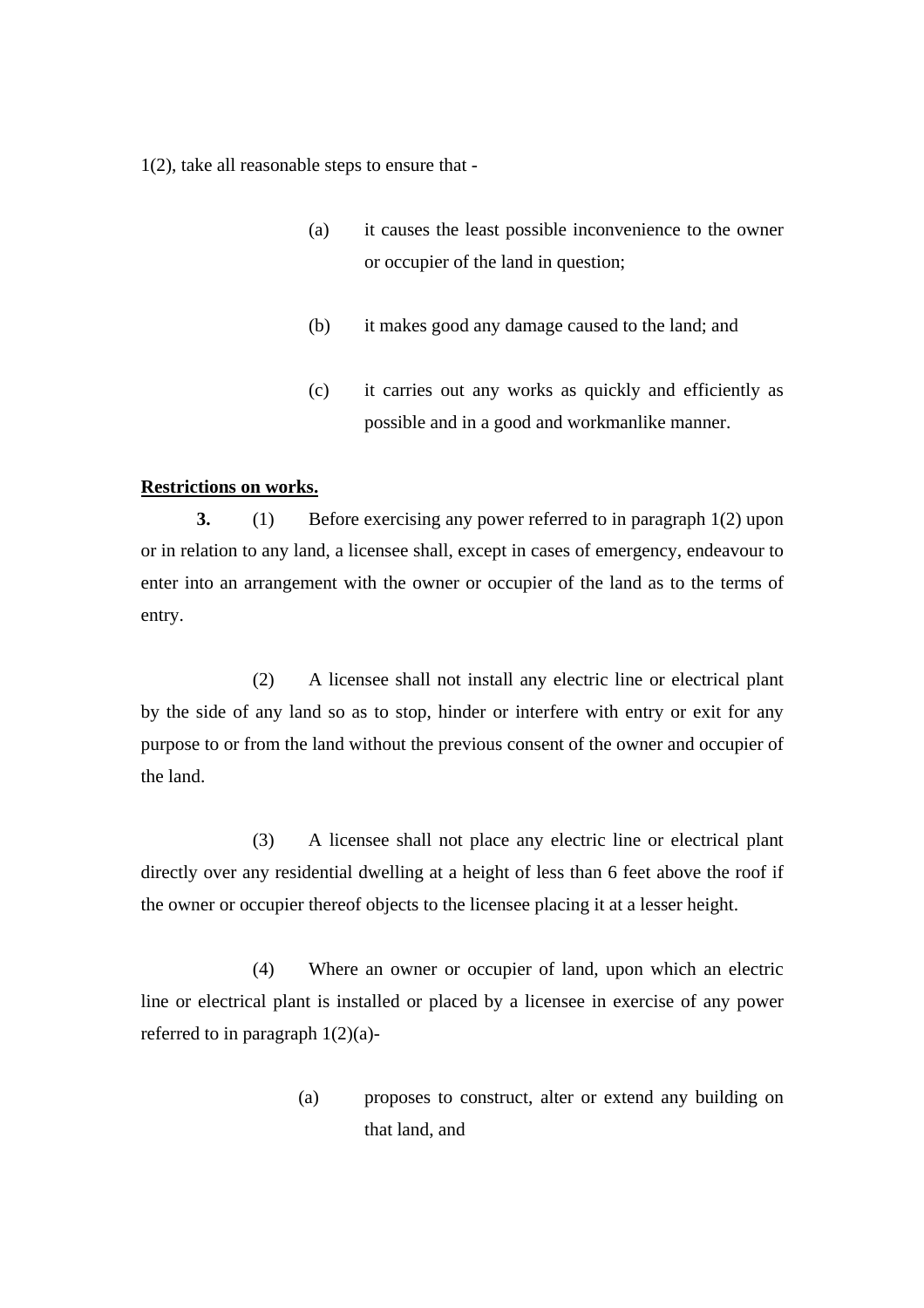1(2), take all reasonable steps to ensure that -

(a) it causes the least possible inconvenience to the owner or occupier of the land in question;

(b) it makes good any damage caused to the land; and

(c) it carries out any works as quickly and efficiently as possible and in a good and workmanlike manner.

**Restrictions on works.**

**3.** (1) Before exercising any power referred to in paragraph 1(2) upon or in relation to any land, a licensee shall, except in cases of emergency, endeavour to enter into an arrangement with the owner or occupier of the land as to the terms of entry.

(2) A licensee shall not install any electric line or electrical plant by the side of any land so as to stop, hinder or interfere with entry or exit for any purpose to or from the land without the previous consent of the owner and occupier of the land.

(3) A licensee shall not place any electric line or electrical plant directly over any residential dwelling at a height of less than 6 feet above the roof if the owner or occupier thereof objects to the licensee placing it at a lesser height.

(4) Where an owner or occupier of land, upon which an electric line or electrical plant is installed or placed by a licensee in exercise of any power referred to in paragraph 1(2)(a)-

(a) proposes to construct, alter or extend any building on that land, and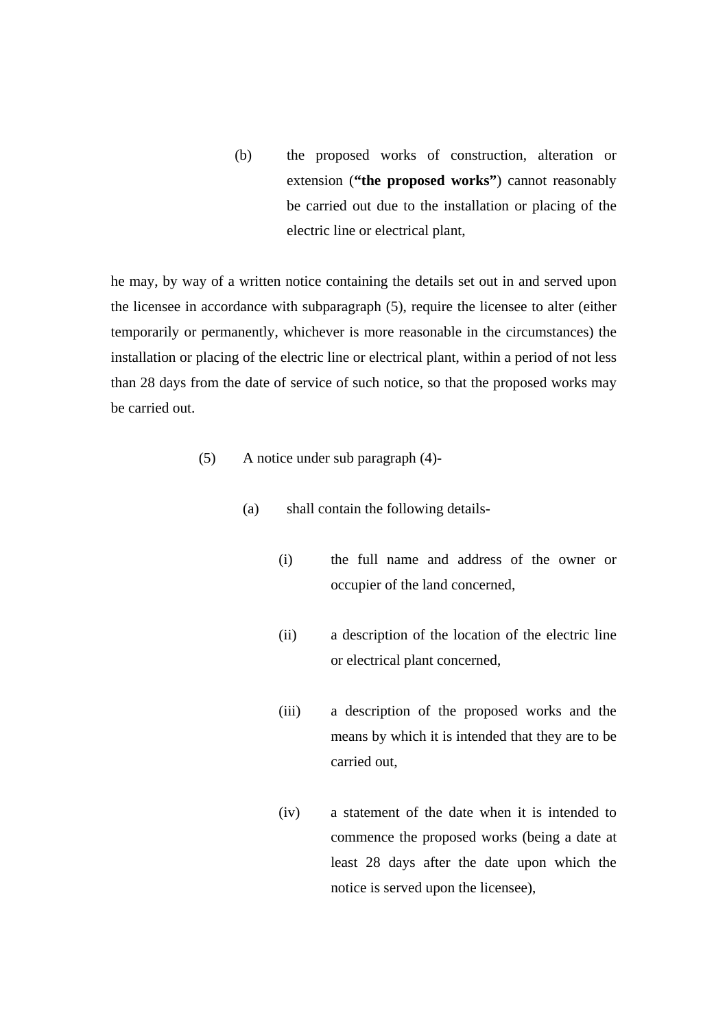(b) the proposed works of construction, alteration or extension (**"the proposed works"**) cannot reasonably be carried out due to the installation or placing of the electric line or electrical plant,

he may, by way of a written notice containing the details set out in and served upon the licensee in accordance with subparagraph (5), require the licensee to alter (either temporarily or permanently, whichever is more reasonable in the circumstances) the installation or placing of the electric line or electrical plant, within a period of not less than 28 days from the date of service of such notice, so that the proposed works may be carried out.

(5) A notice under sub paragraph (4)-

(a) shall contain the following details-

(i) the full name and address of the owner or occupier of the land concerned,

(ii) a description of the location of the electric line or electrical plant concerned,

(iii) a description of the proposed works and the means by which it is intended that they are to be carried out,

(iv) a statement of the date when it is intended to commence the proposed works (being a date at least 28 days after the date upon which the notice is served upon the licensee),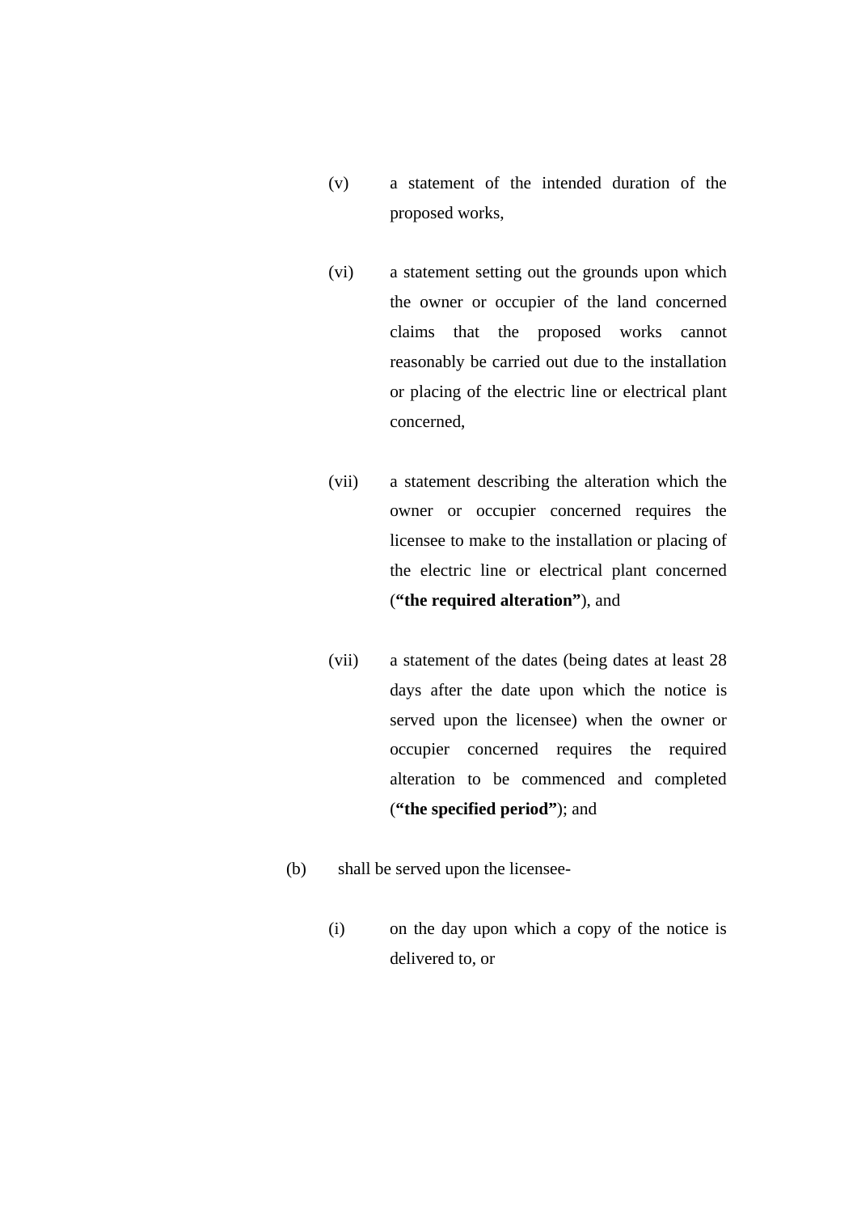(v) a statement of the intended duration of the proposed works,

(vi) a statement setting out the grounds upon which the owner or occupier of the land concerned claims that the proposed works cannot reasonably be carried out due to the installation or placing of the electric line or electrical plant concerned,

(vii) a statement describing the alteration which the owner or occupier concerned requires the licensee to make to the installation or placing of the electric line or electrical plant concerned (**"the required alteration"**), and

(vii) a statement of the dates (being dates at least 28 days after the date upon which the notice is served upon the licensee) when the owner or occupier concerned requires the required alteration to be commenced and completed (**"the specified period"**); and

(b) shall be served upon the licensee-

(i) on the day upon which a copy of the notice is delivered to, or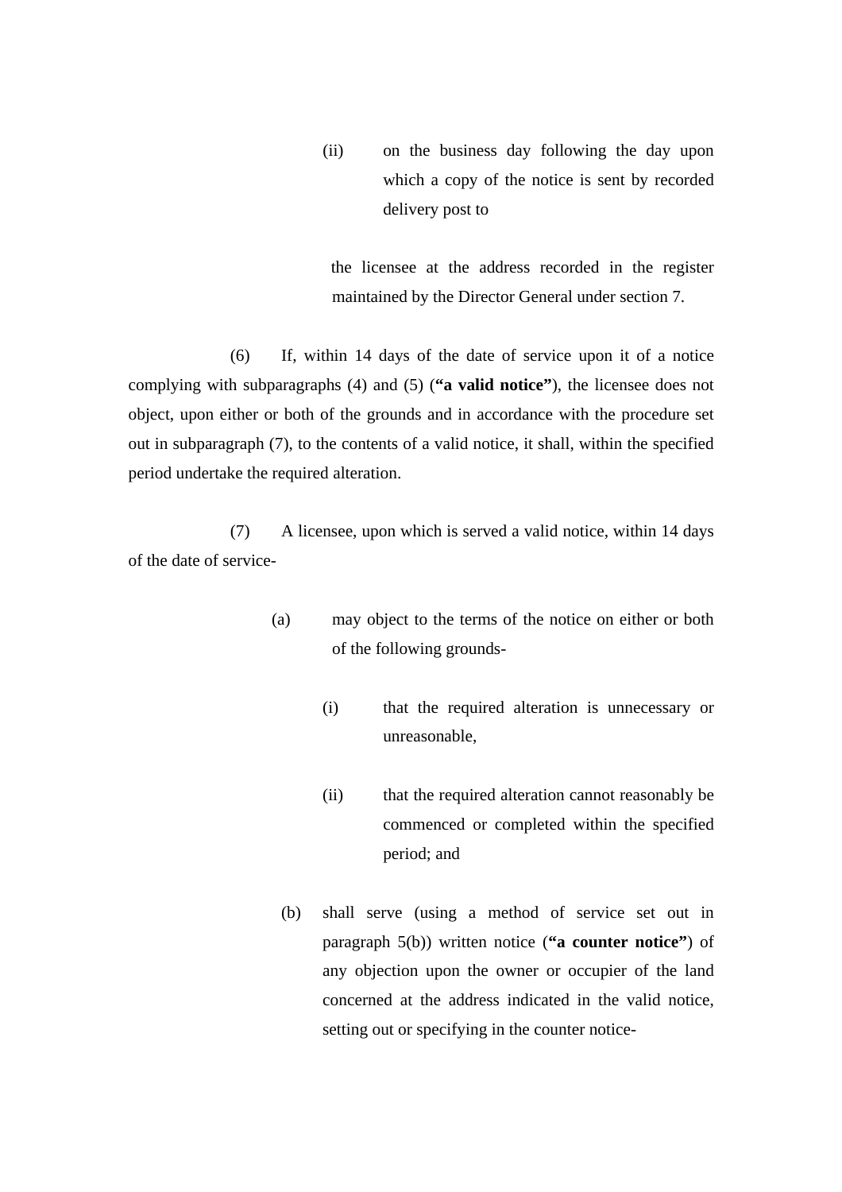(ii) on the business day following the day upon which a copy of the notice is sent by recorded delivery post to

the licensee at the address recorded in the register maintained by the Director General under section 7.

(6) If, within 14 days of the date of service upon it of a notice complying with subparagraphs (4) and (5) (**"a valid notice"**), the licensee does not object, upon either or both of the grounds and in accordance with the procedure set out in subparagraph (7), to the contents of a valid notice, it shall, within the specified period undertake the required alteration.

(7) A licensee, upon which is served a valid notice, within 14 days of the date of service-

(a) may object to the terms of the notice on either or both of the following grounds-

(i) that the required alteration is unnecessary or unreasonable,

(ii) that the required alteration cannot reasonably be commenced or completed within the specified period; and

(b) shall serve (using a method of service set out in paragraph 5(b)) written notice (**"a counter notice"**) of any objection upon the owner or occupier of the land concerned at the address indicated in the valid notice, setting out or specifying in the counter notice-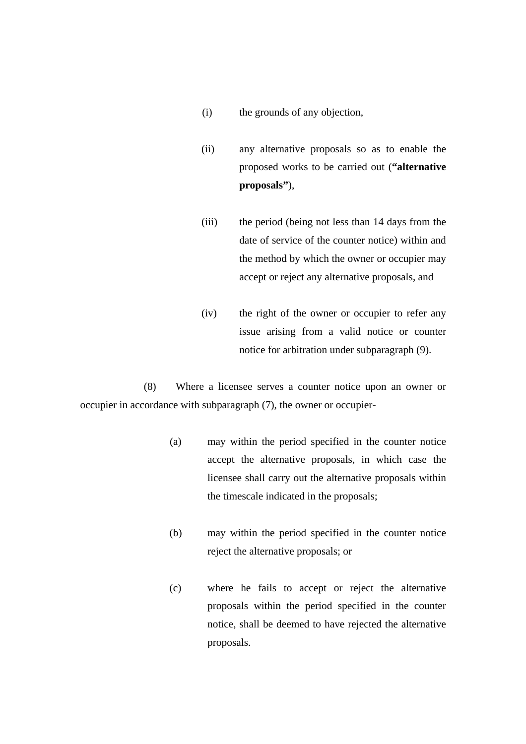(i) the grounds of any objection,

(ii) any alternative proposals so as to enable the proposed works to be carried out (**"alternative proposals"**),

(iii) the period (being not less than 14 days from the date of service of the counter notice) within and the method by which the owner or occupier may accept or reject any alternative proposals, and

(iv) the right of the owner or occupier to refer any issue arising from a valid notice or counter notice for arbitration under subparagraph (9).

(8) Where a licensee serves a counter notice upon an owner or occupier in accordance with subparagraph (7), the owner or occupier-

(a) may within the period specified in the counter notice accept the alternative proposals, in which case the licensee shall carry out the alternative proposals within the timescale indicated in the proposals;

(b) may within the period specified in the counter notice reject the alternative proposals; or

(c) where he fails to accept or reject the alternative proposals within the period specified in the counter notice, shall be deemed to have rejected the alternative proposals.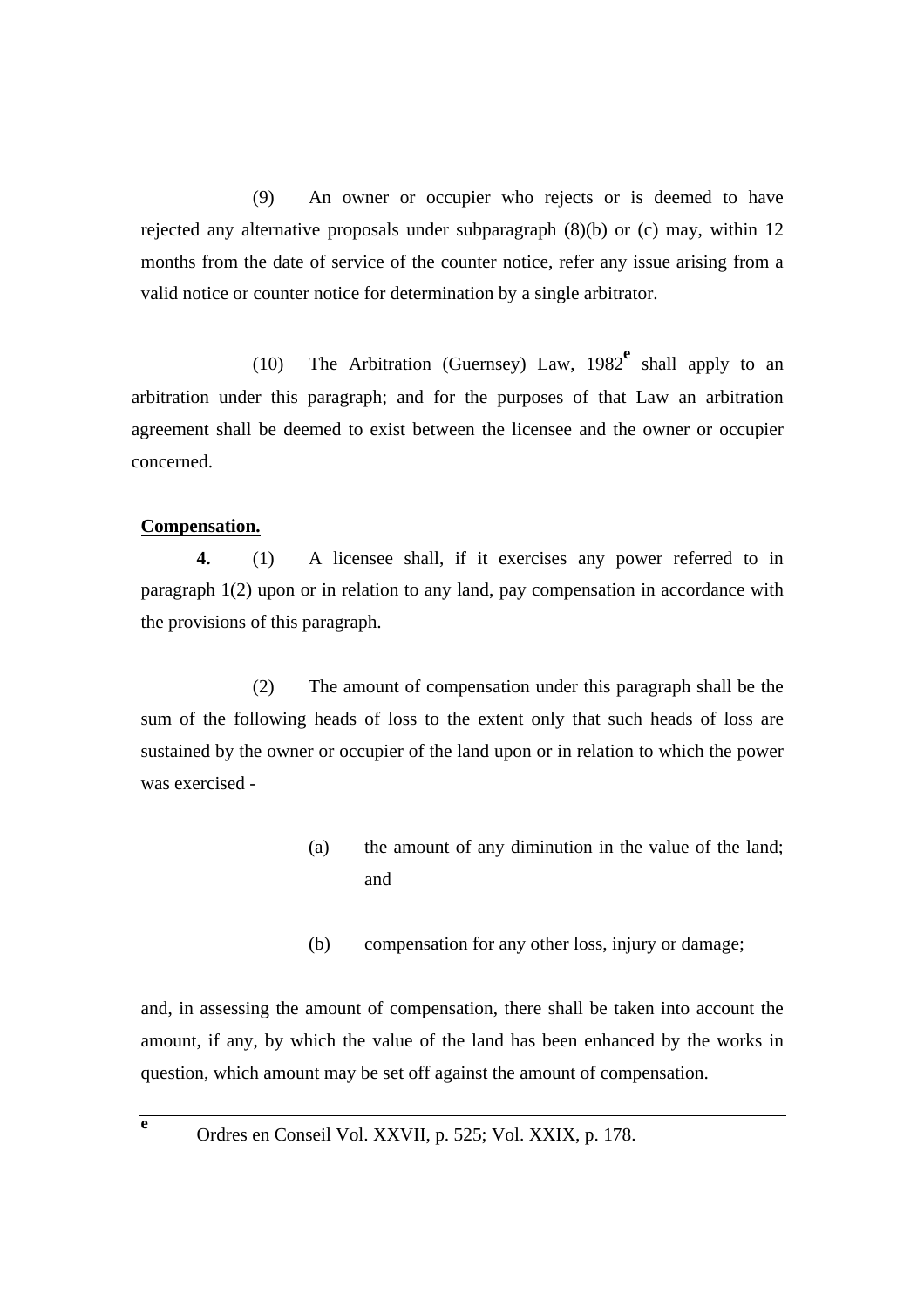(9) An owner or occupier who rejects or is deemed to have rejected any alternative proposals under subparagraph (8)(b) or (c) may, within 12 months from the date of service of the counter notice, refer any issue arising from a valid notice or counter notice for determination by a single arbitrator.

(10) The Arbitration (Guernsey) Law, 1982[e] shall apply to an arbitration under this paragraph; and for the purposes of that Law an arbitration agreement shall be deemed to exist between the licensee and the owner or occupier concerned.

**Compensation.**

**4.** (1) A licensee shall, if it exercises any power referred to in paragraph 1(2) upon or in relation to any land, pay compensation in accordance with the provisions of this paragraph.

(2) The amount of compensation under this paragraph shall be the sum of the following heads of loss to the extent only that such heads of loss are sustained by the owner or occupier of the land upon or in relation to which the power was exercised -

(a) the amount of any diminution in the value of the land; and

(b) compensation for any other loss, injury or damage;

and, in assessing the amount of compensation, there shall be taken into account the amount, if any, by which the value of the land has been enhanced by the works in question, which amount may be set off against the amount of compensation.

---

[e] Ordres en Conseil Vol. XXVII, p. 525; Vol. XXIX, p. 178.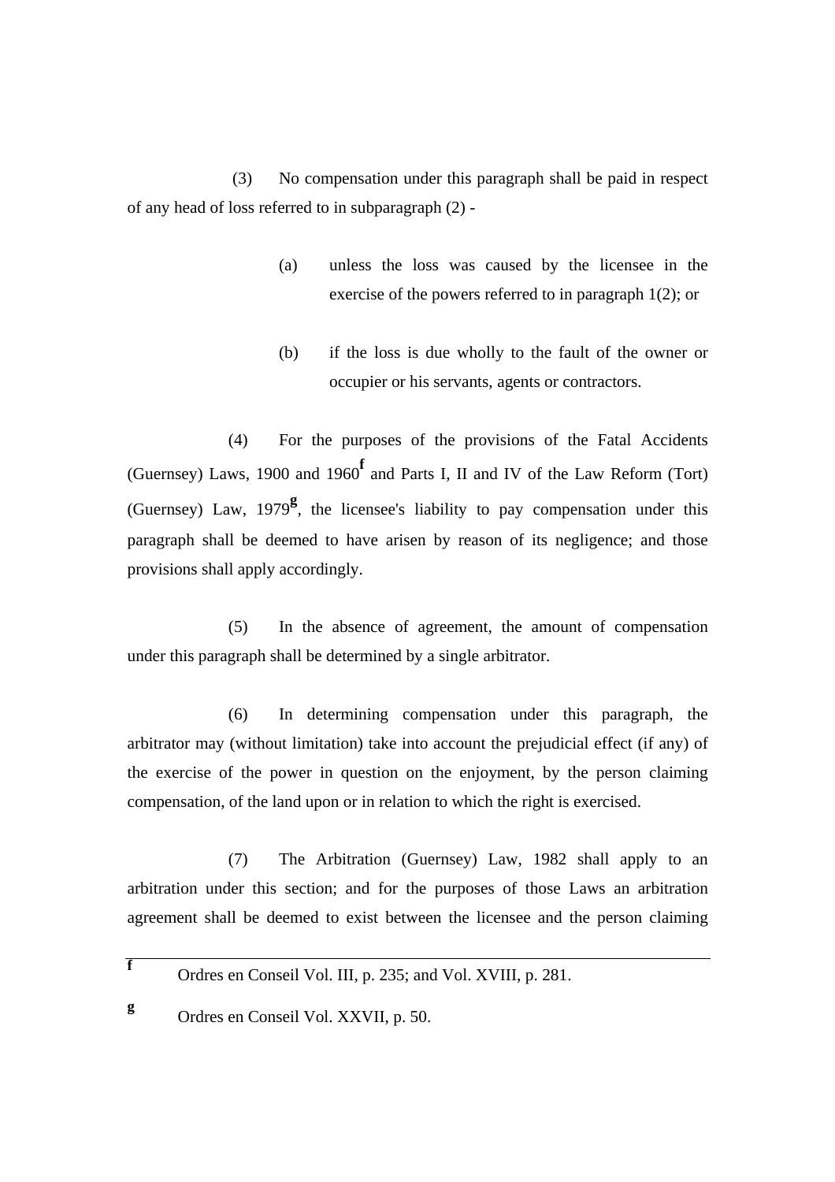(3) No compensation under this paragraph shall be paid in respect of any head of loss referred to in subparagraph (2) -

(a) unless the loss was caused by the licensee in the exercise of the powers referred to in paragraph 1(2); or

(b) if the loss is due wholly to the fault of the owner or occupier or his servants, agents or contractors.

(4) For the purposes of the provisions of the Fatal Accidents (Guernsey) Laws, 1900 and 1960[f] and Parts I, II and IV of the Law Reform (Tort) (Guernsey) Law, 1979[g], the licensee's liability to pay compensation under this paragraph shall be deemed to have arisen by reason of its negligence; and those provisions shall apply accordingly.

(5) In the absence of agreement, the amount of compensation under this paragraph shall be determined by a single arbitrator.

(6) In determining compensation under this paragraph, the arbitrator may (without limitation) take into account the prejudicial effect (if any) of the exercise of the power in question on the enjoyment, by the person claiming compensation, of the land upon or in relation to which the right is exercised.

(7) The Arbitration (Guernsey) Law, 1982 shall apply to an arbitration under this section; and for the purposes of those Laws an arbitration agreement shall be deemed to exist between the licensee and the person claiming

---

[f] Ordres en Conseil Vol. III, p. 235; and Vol. XVIII, p. 281.

[g] Ordres en Conseil Vol. XXVII, p. 50.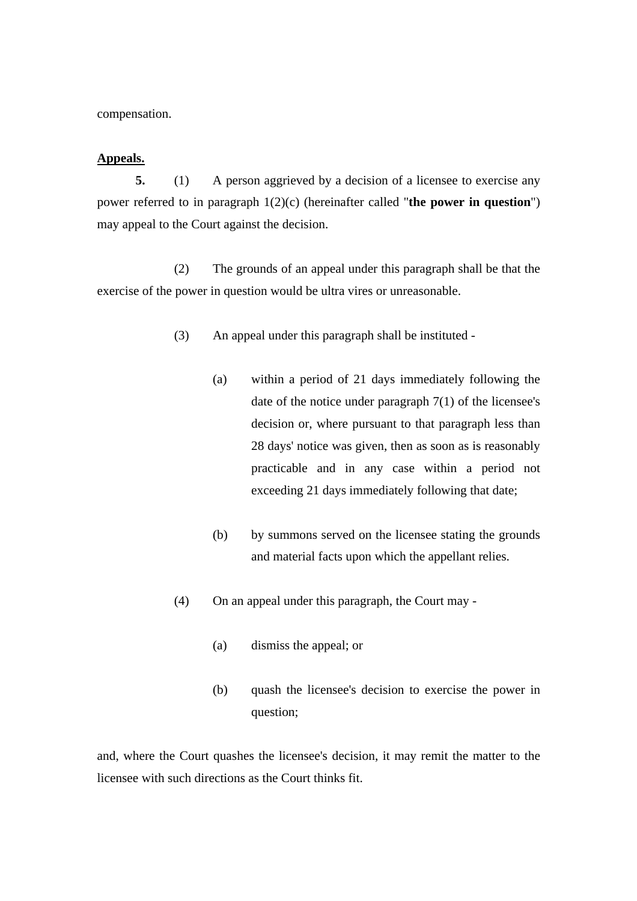compensation.

**Appeals.**

**5.** (1) A person aggrieved by a decision of a licensee to exercise any power referred to in paragraph 1(2)(c) (hereinafter called "**the power in question**") may appeal to the Court against the decision.

(2) The grounds of an appeal under this paragraph shall be that the exercise of the power in question would be ultra vires or unreasonable.

(3) An appeal under this paragraph shall be instituted -

(a) within a period of 21 days immediately following the date of the notice under paragraph 7(1) of the licensee's decision or, where pursuant to that paragraph less than 28 days' notice was given, then as soon as is reasonably practicable and in any case within a period not exceeding 21 days immediately following that date;

(b) by summons served on the licensee stating the grounds and material facts upon which the appellant relies.

(4) On an appeal under this paragraph, the Court may -

(a) dismiss the appeal; or

(b) quash the licensee's decision to exercise the power in question;

and, where the Court quashes the licensee's decision, it may remit the matter to the licensee with such directions as the Court thinks fit.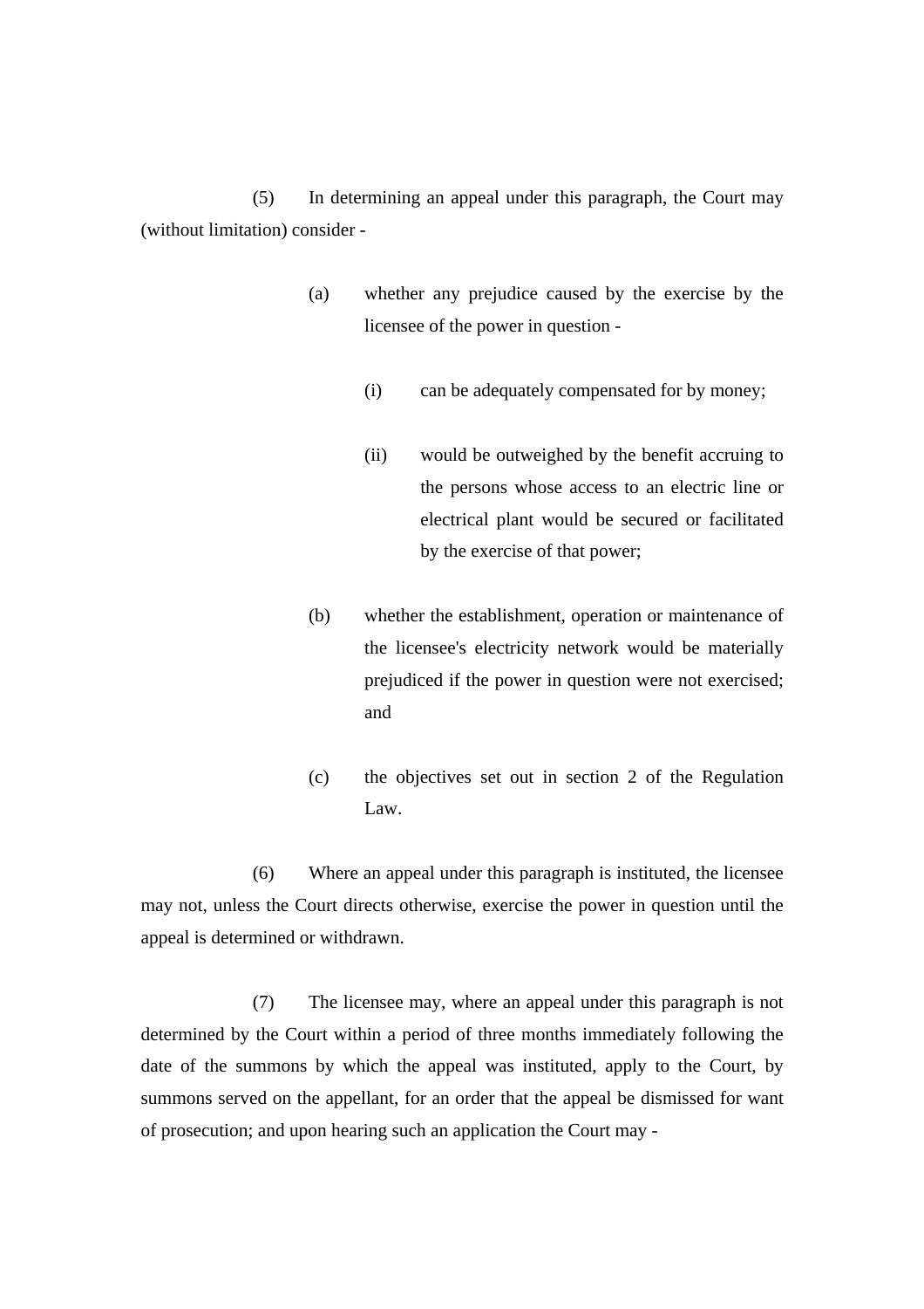(5) In determining an appeal under this paragraph, the Court may (without limitation) consider -

(a) whether any prejudice caused by the exercise by the licensee of the power in question -

(i) can be adequately compensated for by money;

(ii) would be outweighed by the benefit accruing to the persons whose access to an electric line or electrical plant would be secured or facilitated by the exercise of that power;

(b) whether the establishment, operation or maintenance of the licensee's electricity network would be materially prejudiced if the power in question were not exercised; and

(c) the objectives set out in section 2 of the Regulation Law.

(6) Where an appeal under this paragraph is instituted, the licensee may not, unless the Court directs otherwise, exercise the power in question until the appeal is determined or withdrawn.

(7) The licensee may, where an appeal under this paragraph is not determined by the Court within a period of three months immediately following the date of the summons by which the appeal was instituted, apply to the Court, by summons served on the appellant, for an order that the appeal be dismissed for want of prosecution; and upon hearing such an application the Court may -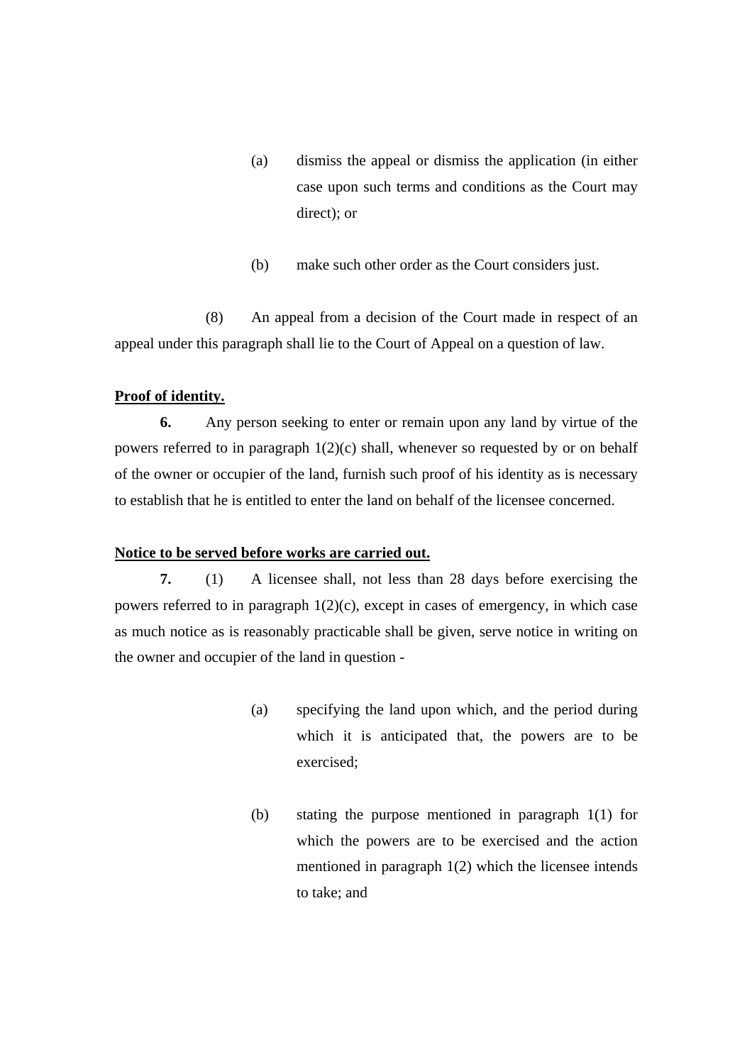(a) dismiss the appeal or dismiss the application (in either case upon such terms and conditions as the Court may direct); or

(b) make such other order as the Court considers just.

(8) An appeal from a decision of the Court made in respect of an appeal under this paragraph shall lie to the Court of Appeal on a question of law.

**Proof of identity.**

**6.** Any person seeking to enter or remain upon any land by virtue of the powers referred to in paragraph 1(2)(c) shall, whenever so requested by or on behalf of the owner or occupier of the land, furnish such proof of his identity as is necessary to establish that he is entitled to enter the land on behalf of the licensee concerned.

**Notice to be served before works are carried out.**

**7.** (1) A licensee shall, not less than 28 days before exercising the powers referred to in paragraph 1(2)(c), except in cases of emergency, in which case as much notice as is reasonably practicable shall be given, serve notice in writing on the owner and occupier of the land in question -

(a) specifying the land upon which, and the period during which it is anticipated that, the powers are to be exercised;

(b) stating the purpose mentioned in paragraph 1(1) for which the powers are to be exercised and the action mentioned in paragraph 1(2) which the licensee intends to take; and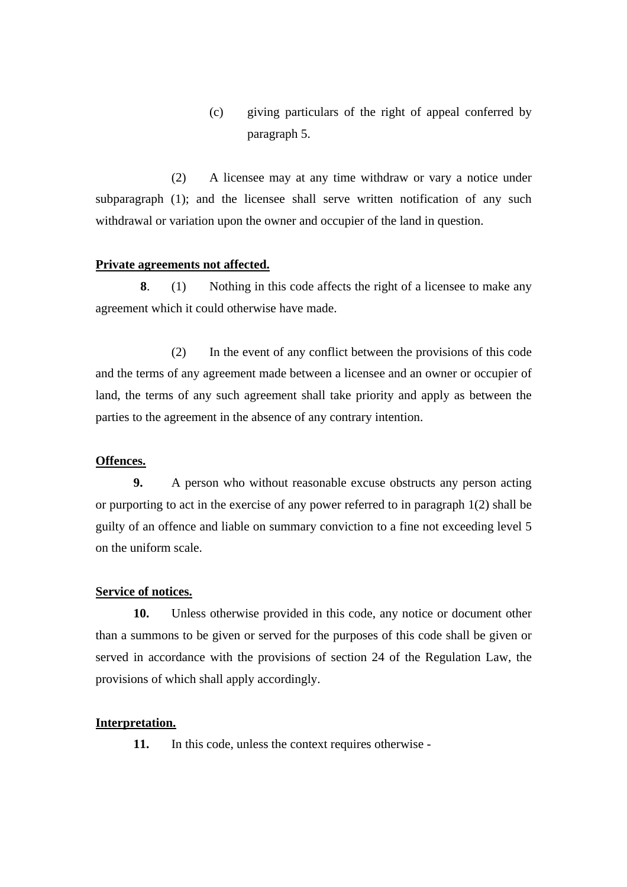(c) giving particulars of the right of appeal conferred by paragraph 5.

(2) A licensee may at any time withdraw or vary a notice under subparagraph (1); and the licensee shall serve written notification of any such withdrawal or variation upon the owner and occupier of the land in question.

**Private agreements not affected.**

**8**. (1) Nothing in this code affects the right of a licensee to make any agreement which it could otherwise have made.

(2) In the event of any conflict between the provisions of this code and the terms of any agreement made between a licensee and an owner or occupier of land, the terms of any such agreement shall take priority and apply as between the parties to the agreement in the absence of any contrary intention.

**Offences.**

**9.** A person who without reasonable excuse obstructs any person acting or purporting to act in the exercise of any power referred to in paragraph 1(2) shall be guilty of an offence and liable on summary conviction to a fine not exceeding level 5 on the uniform scale.

**Service of notices.**

**10.** Unless otherwise provided in this code, any notice or document other than a summons to be given or served for the purposes of this code shall be given or served in accordance with the provisions of section 24 of the Regulation Law, the provisions of which shall apply accordingly.

**Interpretation.**

**11.** In this code, unless the context requires otherwise -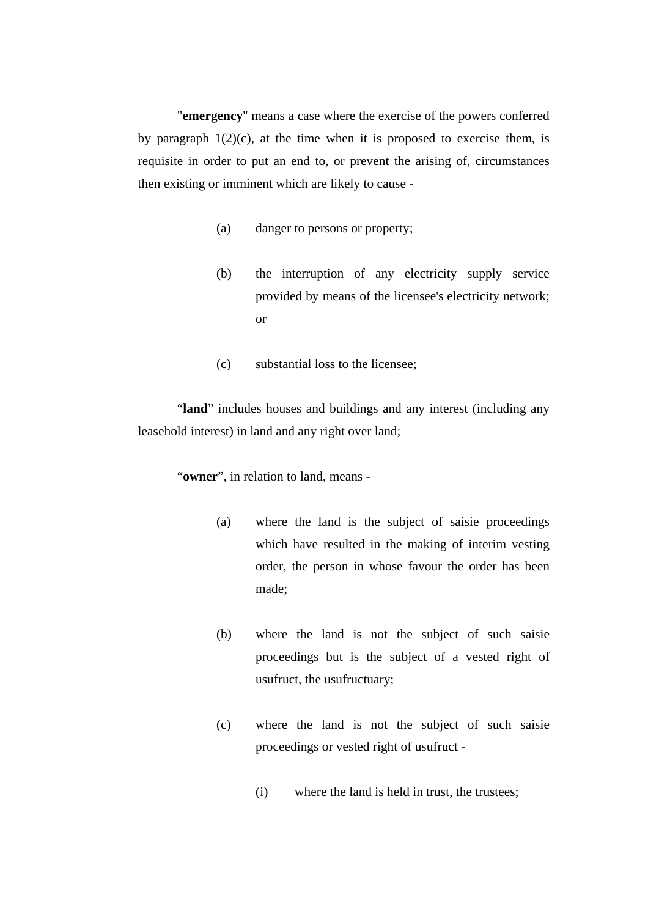"**emergency**" means a case where the exercise of the powers conferred by paragraph 1(2)(c), at the time when it is proposed to exercise them, is requisite in order to put an end to, or prevent the arising of, circumstances then existing or imminent which are likely to cause -

(a) danger to persons or property;

(b) the interruption of any electricity supply service provided by means of the licensee's electricity network; or

(c) substantial loss to the licensee;

“**land**” includes houses and buildings and any interest (including any leasehold interest) in land and any right over land;

“**owner**”, in relation to land, means -

(a) where the land is the subject of saisie proceedings which have resulted in the making of interim vesting order, the person in whose favour the order has been made;

(b) where the land is not the subject of such saisie proceedings but is the subject of a vested right of usufruct, the usufructuary;

(c) where the land is not the subject of such saisie proceedings or vested right of usufruct -

(i) where the land is held in trust, the trustees;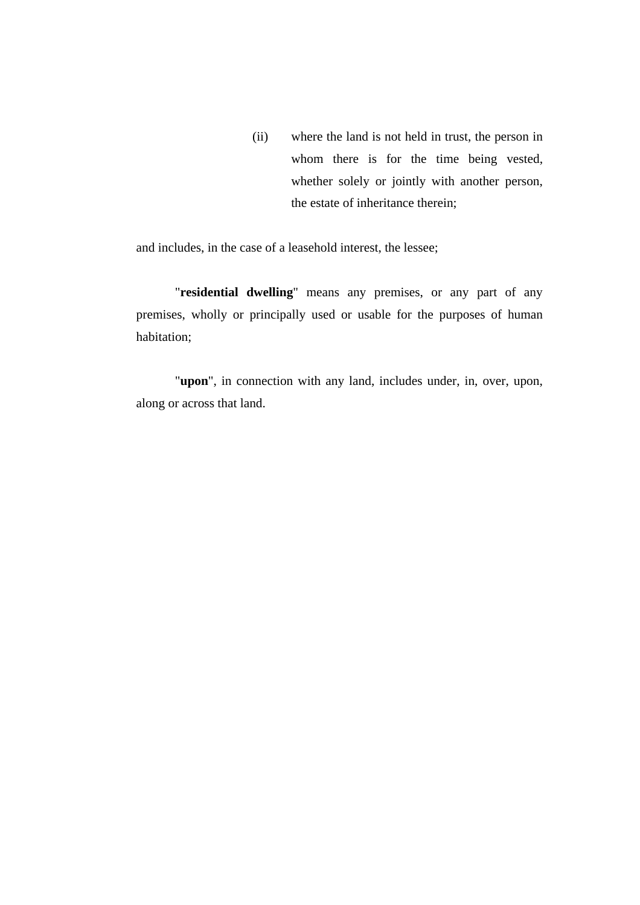(ii) where the land is not held in trust, the person in whom there is for the time being vested, whether solely or jointly with another person, the estate of inheritance therein;

and includes, in the case of a leasehold interest, the lessee;

"**residential dwelling**" means any premises, or any part of any premises, wholly or principally used or usable for the purposes of human habitation;

"**upon**", in connection with any land, includes under, in, over, upon, along or across that land.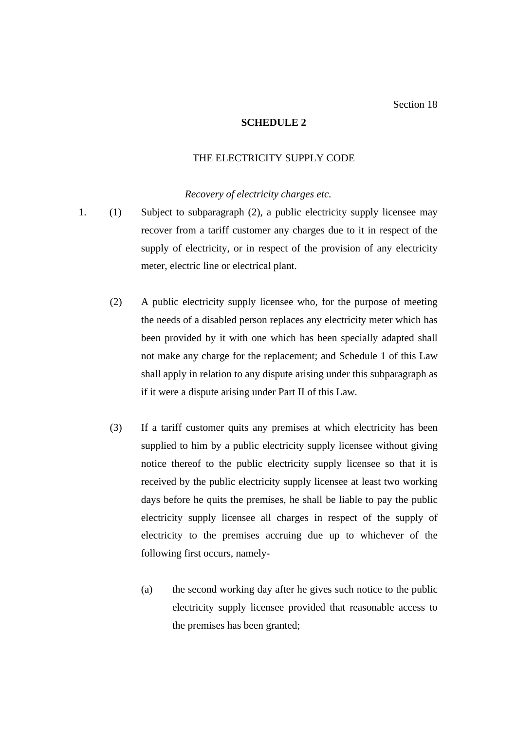Section 18

## SCHEDULE 2

### THE ELECTRICITY SUPPLY CODE

*Recovery of electricity charges etc.*

1. (1) Subject to subparagraph (2), a public electricity supply licensee may recover from a tariff customer any charges due to it in respect of the supply of electricity, or in respect of the provision of any electricity meter, electric line or electrical plant.

(2) A public electricity supply licensee who, for the purpose of meeting the needs of a disabled person replaces any electricity meter which has been provided by it with one which has been specially adapted shall not make any charge for the replacement; and Schedule 1 of this Law shall apply in relation to any dispute arising under this subparagraph as if it were a dispute arising under Part II of this Law.

(3) If a tariff customer quits any premises at which electricity has been supplied to him by a public electricity supply licensee without giving notice thereof to the public electricity supply licensee so that it is received by the public electricity supply licensee at least two working days before he quits the premises, he shall be liable to pay the public electricity supply licensee all charges in respect of the supply of electricity to the premises accruing due up to whichever of the following first occurs, namely-

(a) the second working day after he gives such notice to the public electricity supply licensee provided that reasonable access to the premises has been granted;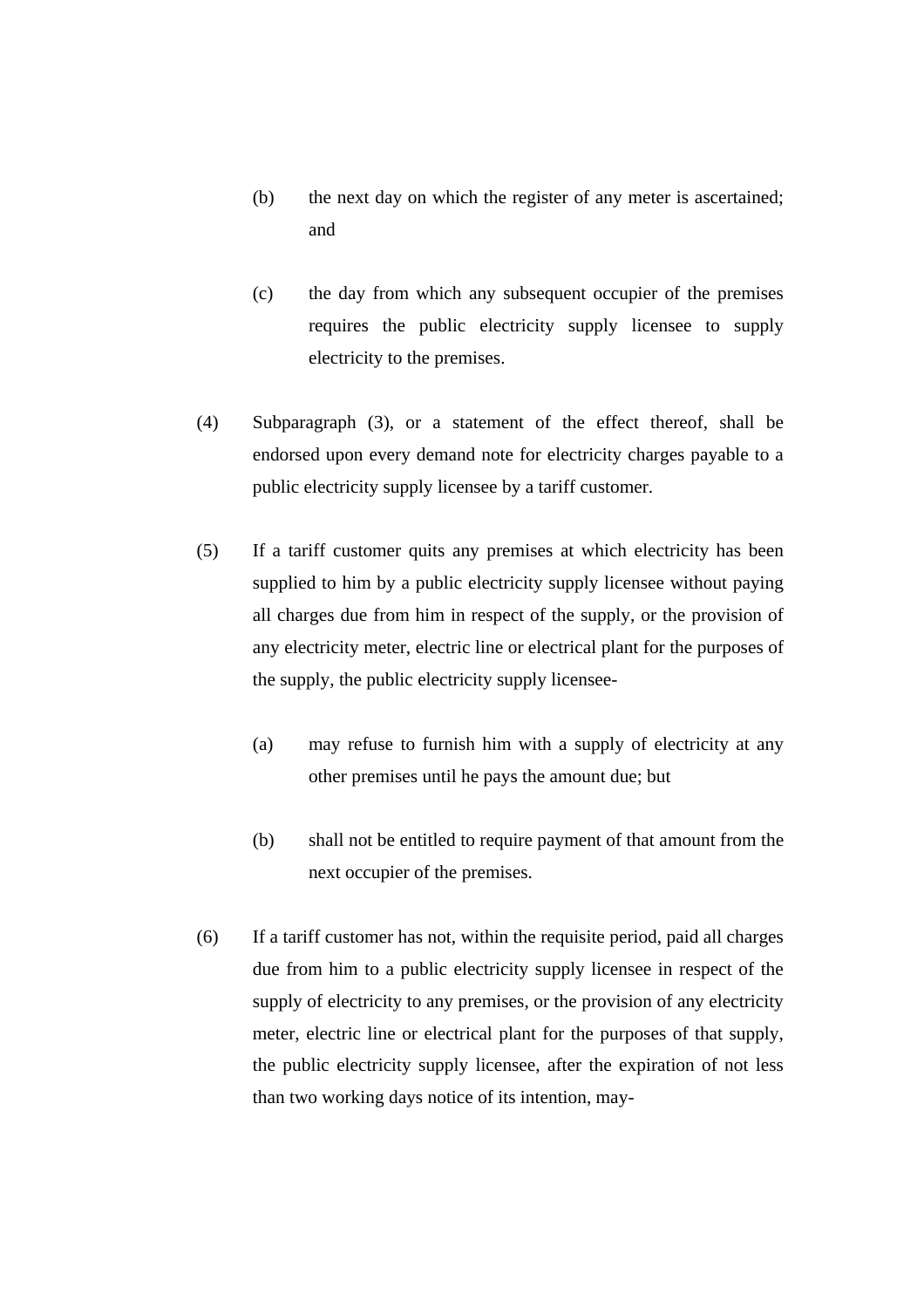(b) the next day on which the register of any meter is ascertained; and

(c) the day from which any subsequent occupier of the premises requires the public electricity supply licensee to supply electricity to the premises.

(4) Subparagraph (3), or a statement of the effect thereof, shall be endorsed upon every demand note for electricity charges payable to a public electricity supply licensee by a tariff customer.

(5) If a tariff customer quits any premises at which electricity has been supplied to him by a public electricity supply licensee without paying all charges due from him in respect of the supply, or the provision of any electricity meter, electric line or electrical plant for the purposes of the supply, the public electricity supply licensee-

(a) may refuse to furnish him with a supply of electricity at any other premises until he pays the amount due; but

(b) shall not be entitled to require payment of that amount from the next occupier of the premises.

(6) If a tariff customer has not, within the requisite period, paid all charges due from him to a public electricity supply licensee in respect of the supply of electricity to any premises, or the provision of any electricity meter, electric line or electrical plant for the purposes of that supply, the public electricity supply licensee, after the expiration of not less than two working days notice of its intention, may-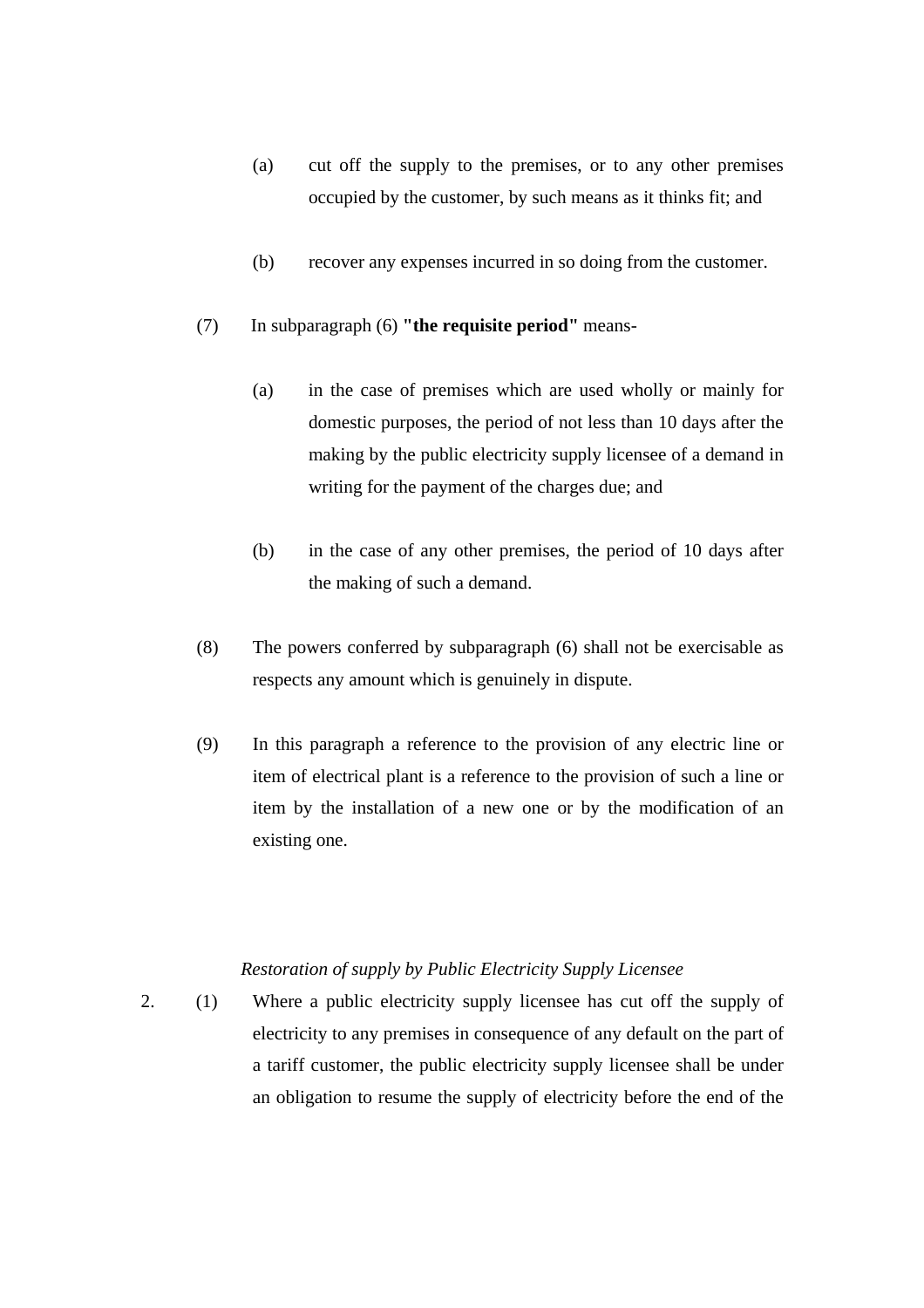(a) cut off the supply to the premises, or to any other premises occupied by the customer, by such means as it thinks fit; and

(b) recover any expenses incurred in so doing from the customer.

(7) In subparagraph (6) **"the requisite period"** means-

(a) in the case of premises which are used wholly or mainly for domestic purposes, the period of not less than 10 days after the making by the public electricity supply licensee of a demand in writing for the payment of the charges due; and

(b) in the case of any other premises, the period of 10 days after the making of such a demand.

(8) The powers conferred by subparagraph (6) shall not be exercisable as respects any amount which is genuinely in dispute.

(9) In this paragraph a reference to the provision of any electric line or item of electrical plant is a reference to the provision of such a line or item by the installation of a new one or by the modification of an existing one.

*Restoration of supply by Public Electricity Supply Licensee*

2. (1) Where a public electricity supply licensee has cut off the supply of electricity to any premises in consequence of any default on the part of a tariff customer, the public electricity supply licensee shall be under an obligation to resume the supply of electricity before the end of the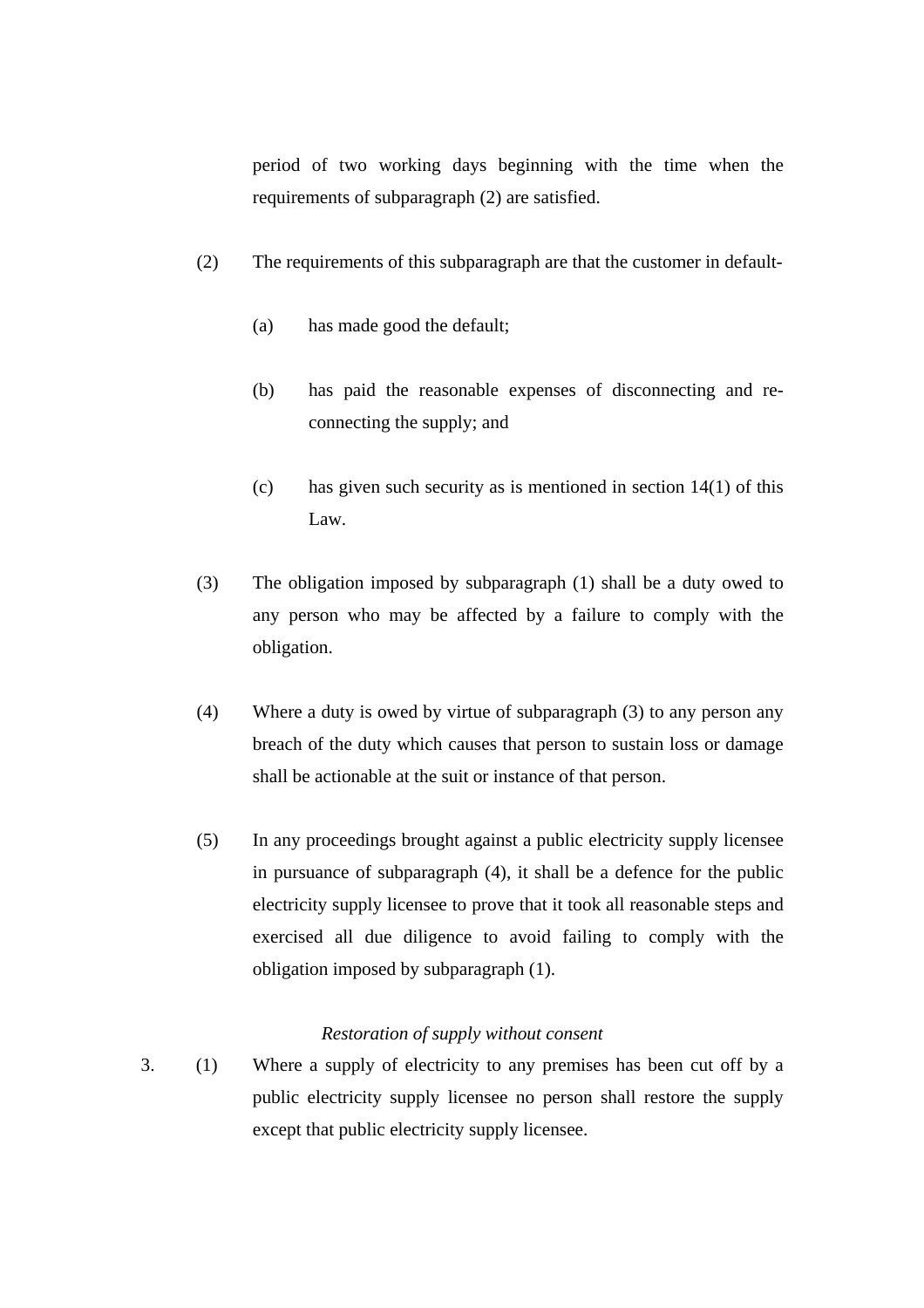period of two working days beginning with the time when the requirements of subparagraph (2) are satisfied.

(2) The requirements of this subparagraph are that the customer in default-

(a) has made good the default;

(b) has paid the reasonable expenses of disconnecting and re-connecting the supply; and

(c) has given such security as is mentioned in section 14(1) of this Law.

(3) The obligation imposed by subparagraph (1) shall be a duty owed to any person who may be affected by a failure to comply with the obligation.

(4) Where a duty is owed by virtue of subparagraph (3) to any person any breach of the duty which causes that person to sustain loss or damage shall be actionable at the suit or instance of that person.

(5) In any proceedings brought against a public electricity supply licensee in pursuance of subparagraph (4), it shall be a defence for the public electricity supply licensee to prove that it took all reasonable steps and exercised all due diligence to avoid failing to comply with the obligation imposed by subparagraph (1).

*Restoration of supply without consent*

3. (1) Where a supply of electricity to any premises has been cut off by a public electricity supply licensee no person shall restore the supply except that public electricity supply licensee.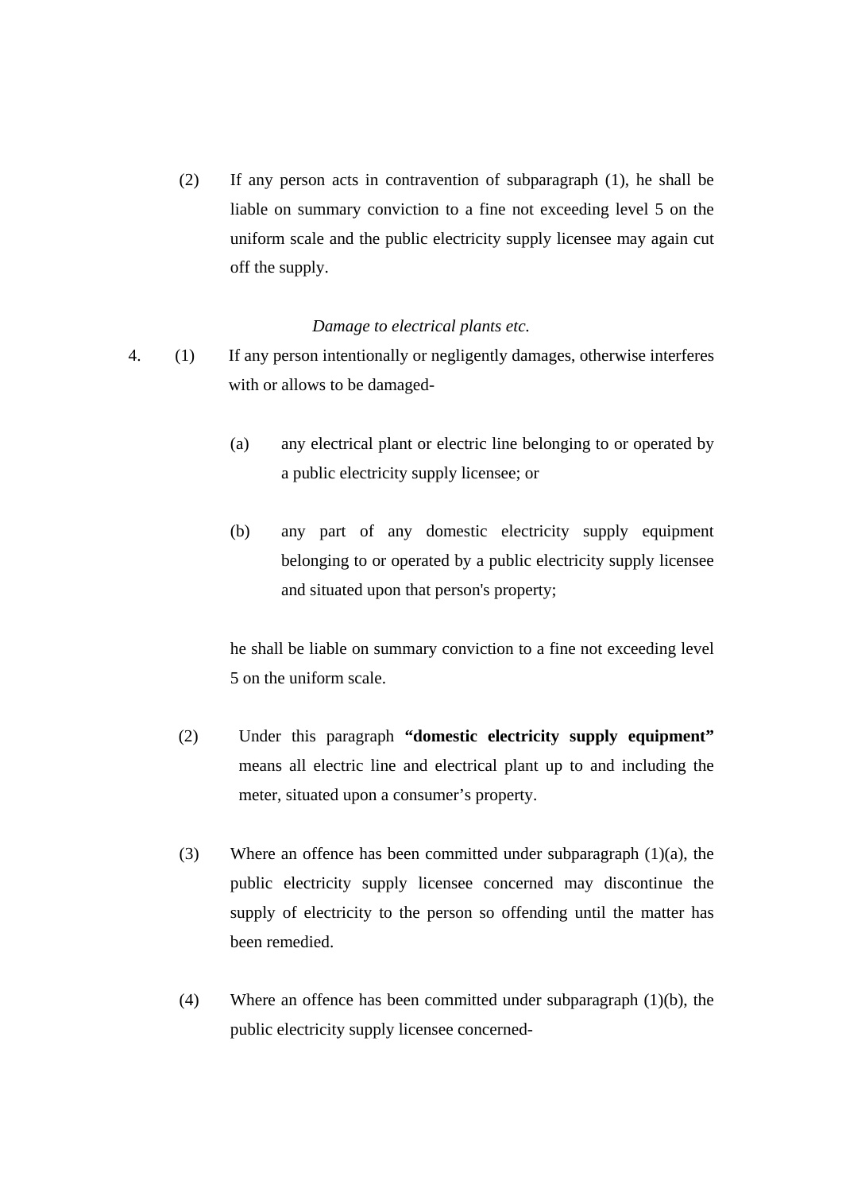(2) If any person acts in contravention of subparagraph (1), he shall be liable on summary conviction to a fine not exceeding level 5 on the uniform scale and the public electricity supply licensee may again cut off the supply.

*Damage to electrical plants etc.*

4. (1) If any person intentionally or negligently damages, otherwise interferes with or allows to be damaged-

(a) any electrical plant or electric line belonging to or operated by a public electricity supply licensee; or

(b) any part of any domestic electricity supply equipment belonging to or operated by a public electricity supply licensee and situated upon that person's property;

he shall be liable on summary conviction to a fine not exceeding level 5 on the uniform scale.

(2) Under this paragraph **"domestic electricity supply equipment"** means all electric line and electrical plant up to and including the meter, situated upon a consumer's property.

(3) Where an offence has been committed under subparagraph (1)(a), the public electricity supply licensee concerned may discontinue the supply of electricity to the person so offending until the matter has been remedied.

(4) Where an offence has been committed under subparagraph (1)(b), the public electricity supply licensee concerned-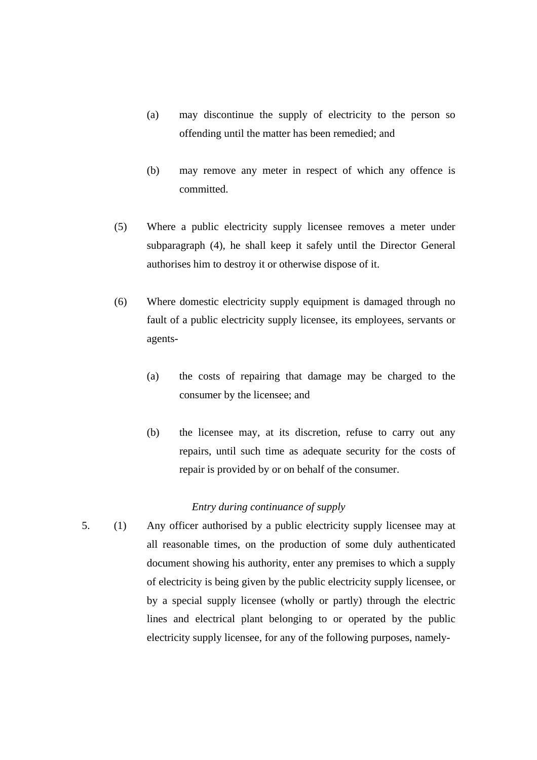(a) may discontinue the supply of electricity to the person so offending until the matter has been remedied; and

(b) may remove any meter in respect of which any offence is committed.

(5) Where a public electricity supply licensee removes a meter under subparagraph (4), he shall keep it safely until the Director General authorises him to destroy it or otherwise dispose of it.

(6) Where domestic electricity supply equipment is damaged through no fault of a public electricity supply licensee, its employees, servants or agents-

(a) the costs of repairing that damage may be charged to the consumer by the licensee; and

(b) the licensee may, at its discretion, refuse to carry out any repairs, until such time as adequate security for the costs of repair is provided by or on behalf of the consumer.

*Entry during continuance of supply*

5. (1) Any officer authorised by a public electricity supply licensee may at all reasonable times, on the production of some duly authenticated document showing his authority, enter any premises to which a supply of electricity is being given by the public electricity supply licensee, or by a special supply licensee (wholly or partly) through the electric lines and electrical plant belonging to or operated by the public electricity supply licensee, for any of the following purposes, namely-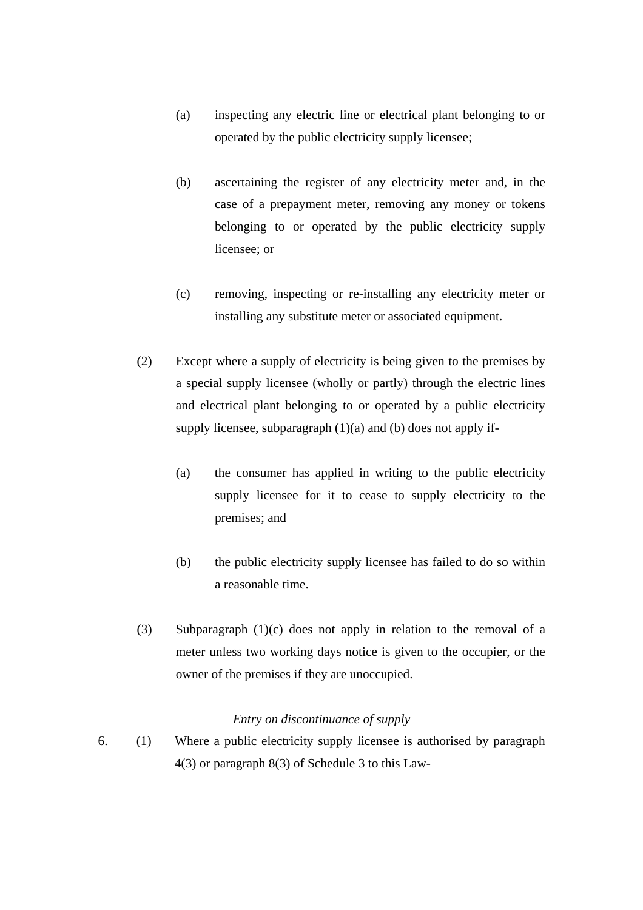(a) inspecting any electric line or electrical plant belonging to or operated by the public electricity supply licensee;

(b) ascertaining the register of any electricity meter and, in the case of a prepayment meter, removing any money or tokens belonging to or operated by the public electricity supply licensee; or

(c) removing, inspecting or re-installing any electricity meter or installing any substitute meter or associated equipment.

(2) Except where a supply of electricity is being given to the premises by a special supply licensee (wholly or partly) through the electric lines and electrical plant belonging to or operated by a public electricity supply licensee, subparagraph (1)(a) and (b) does not apply if-

(a) the consumer has applied in writing to the public electricity supply licensee for it to cease to supply electricity to the premises; and

(b) the public electricity supply licensee has failed to do so within a reasonable time.

(3) Subparagraph (1)(c) does not apply in relation to the removal of a meter unless two working days notice is given to the occupier, or the owner of the premises if they are unoccupied.

*Entry on discontinuance of supply*

6. (1) Where a public electricity supply licensee is authorised by paragraph 4(3) or paragraph 8(3) of Schedule 3 to this Law-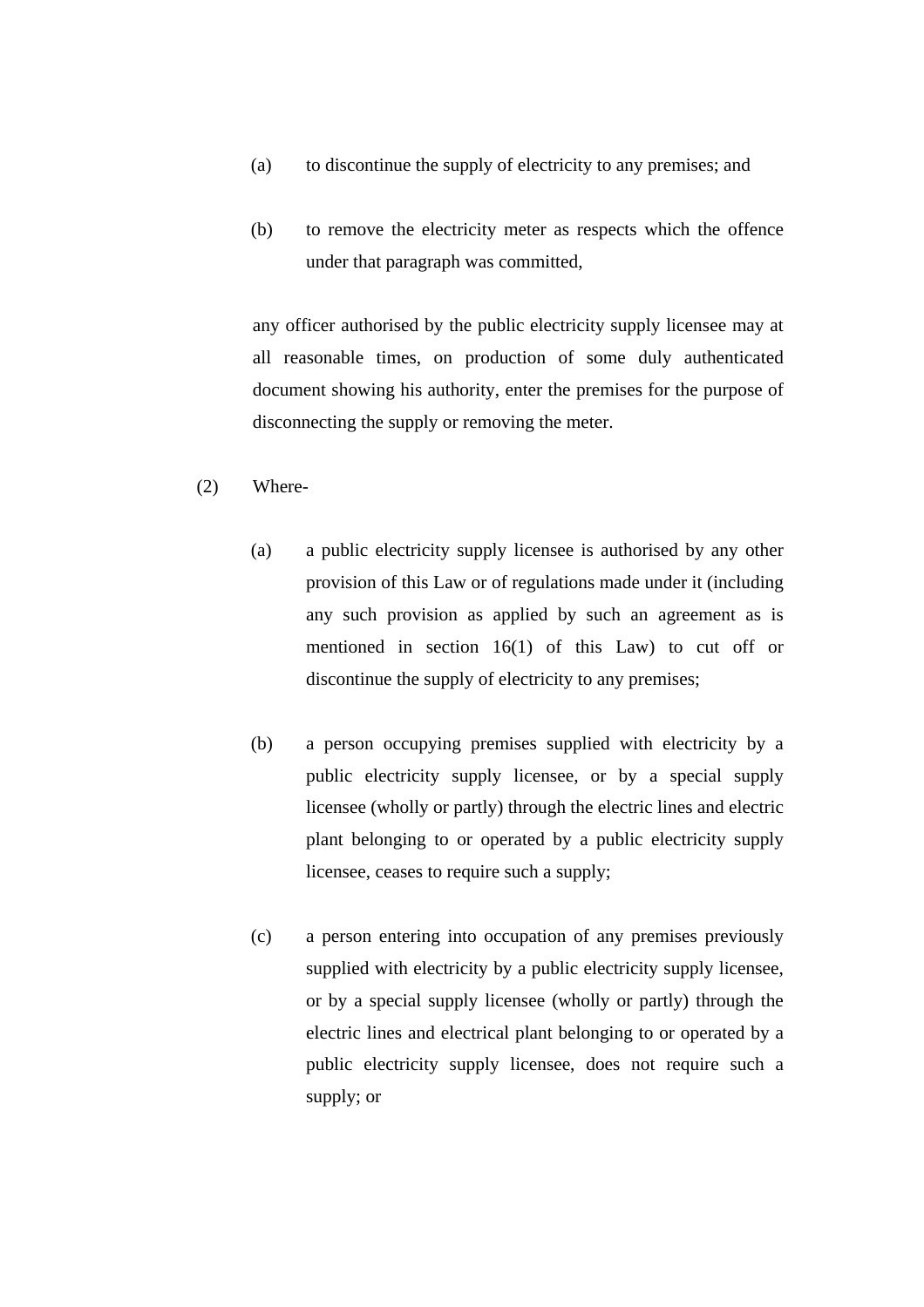(a) to discontinue the supply of electricity to any premises; and

(b) to remove the electricity meter as respects which the offence under that paragraph was committed,

any officer authorised by the public electricity supply licensee may at all reasonable times, on production of some duly authenticated document showing his authority, enter the premises for the purpose of disconnecting the supply or removing the meter.

(2) Where-

(a) a public electricity supply licensee is authorised by any other provision of this Law or of regulations made under it (including any such provision as applied by such an agreement as is mentioned in section 16(1) of this Law) to cut off or discontinue the supply of electricity to any premises;

(b) a person occupying premises supplied with electricity by a public electricity supply licensee, or by a special supply licensee (wholly or partly) through the electric lines and electric plant belonging to or operated by a public electricity supply licensee, ceases to require such a supply;

(c) a person entering into occupation of any premises previously supplied with electricity by a public electricity supply licensee, or by a special supply licensee (wholly or partly) through the electric lines and electrical plant belonging to or operated by a public electricity supply licensee, does not require such a supply; or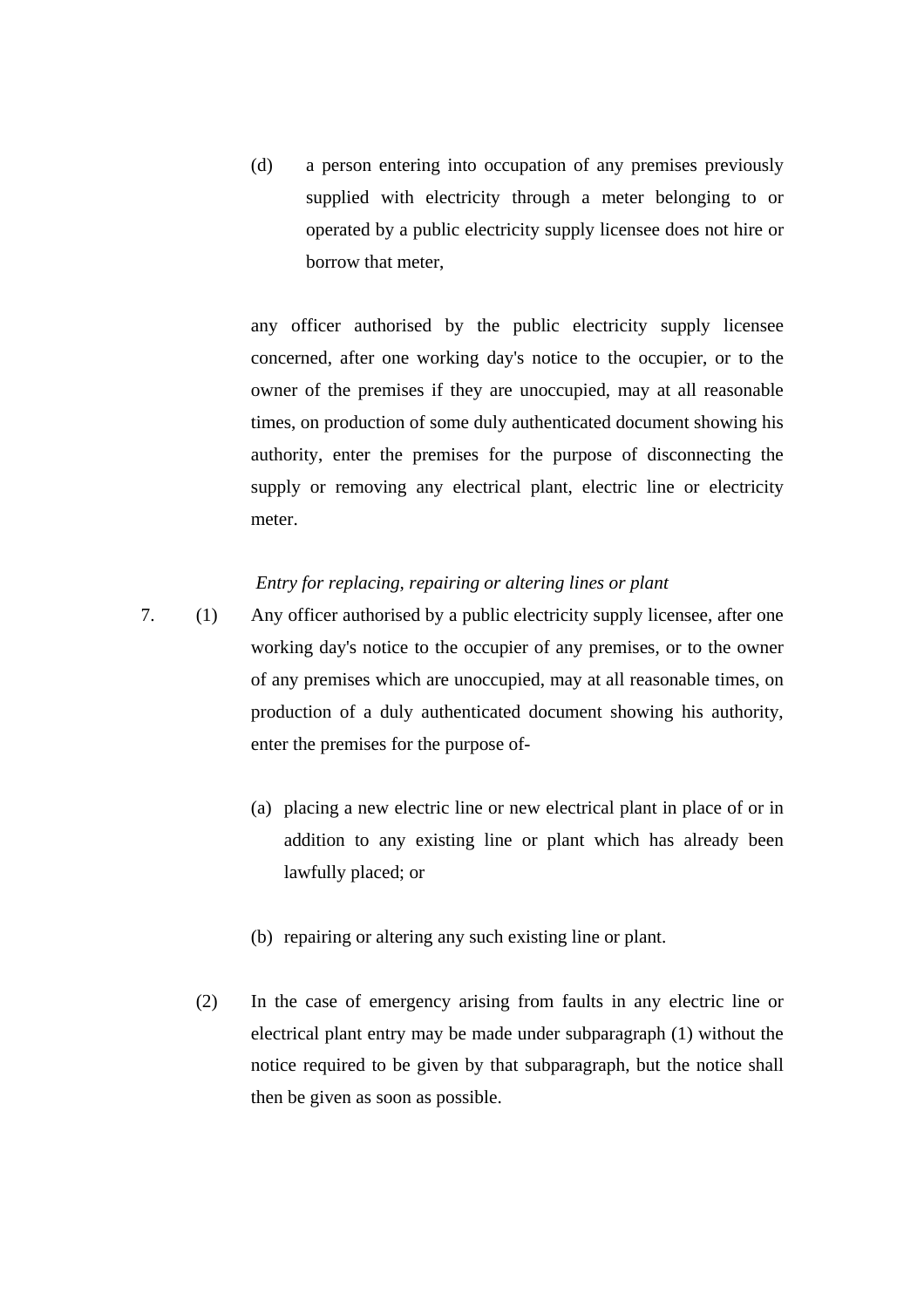(d) a person entering into occupation of any premises previously supplied with electricity through a meter belonging to or operated by a public electricity supply licensee does not hire or borrow that meter,

any officer authorised by the public electricity supply licensee concerned, after one working day's notice to the occupier, or to the owner of the premises if they are unoccupied, may at all reasonable times, on production of some duly authenticated document showing his authority, enter the premises for the purpose of disconnecting the supply or removing any electrical plant, electric line or electricity meter.

*Entry for replacing, repairing or altering lines or plant*

7. (1) Any officer authorised by a public electricity supply licensee, after one working day's notice to the occupier of any premises, or to the owner of any premises which are unoccupied, may at all reasonable times, on production of a duly authenticated document showing his authority, enter the premises for the purpose of-

(a) placing a new electric line or new electrical plant in place of or in addition to any existing line or plant which has already been lawfully placed; or

(b) repairing or altering any such existing line or plant.

(2) In the case of emergency arising from faults in any electric line or electrical plant entry may be made under subparagraph (1) without the notice required to be given by that subparagraph, but the notice shall then be given as soon as possible.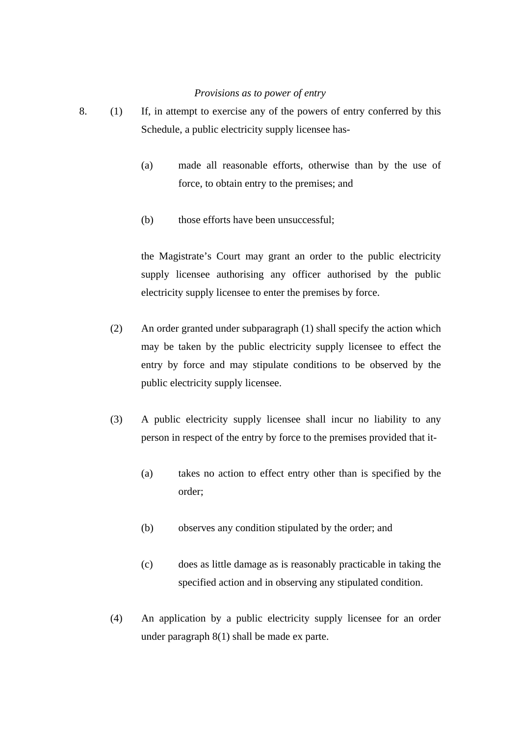*Provisions as to power of entry*

8. (1) If, in attempt to exercise any of the powers of entry conferred by this Schedule, a public electricity supply licensee has-

(a) made all reasonable efforts, otherwise than by the use of force, to obtain entry to the premises; and

(b) those efforts have been unsuccessful;

the Magistrate's Court may grant an order to the public electricity supply licensee authorising any officer authorised by the public electricity supply licensee to enter the premises by force.

(2) An order granted under subparagraph (1) shall specify the action which may be taken by the public electricity supply licensee to effect the entry by force and may stipulate conditions to be observed by the public electricity supply licensee.

(3) A public electricity supply licensee shall incur no liability to any person in respect of the entry by force to the premises provided that it-

(a) takes no action to effect entry other than is specified by the order;

(b) observes any condition stipulated by the order; and

(c) does as little damage as is reasonably practicable in taking the specified action and in observing any stipulated condition.

(4) An application by a public electricity supply licensee for an order under paragraph 8(1) shall be made ex parte.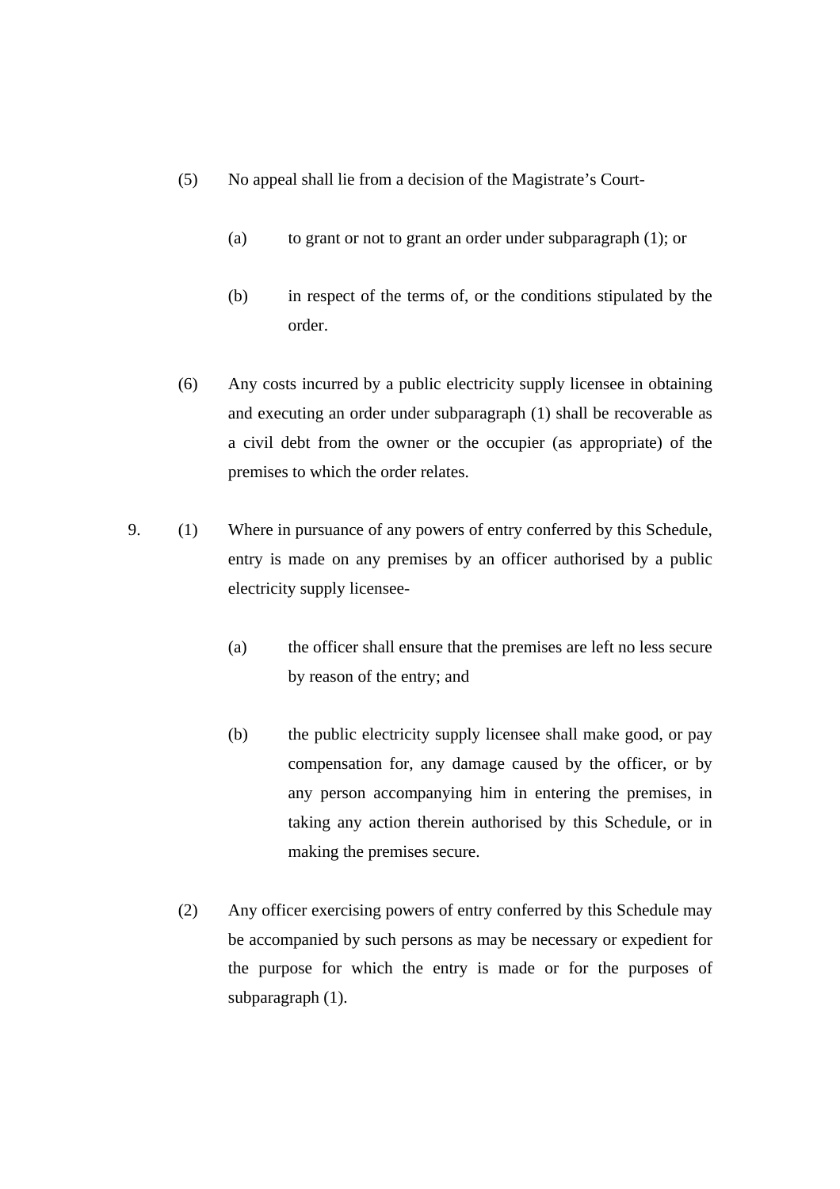(5) No appeal shall lie from a decision of the Magistrate's Court-

(a) to grant or not to grant an order under subparagraph (1); or

(b) in respect of the terms of, or the conditions stipulated by the order.

(6) Any costs incurred by a public electricity supply licensee in obtaining and executing an order under subparagraph (1) shall be recoverable as a civil debt from the owner or the occupier (as appropriate) of the premises to which the order relates.

9. (1) Where in pursuance of any powers of entry conferred by this Schedule, entry is made on any premises by an officer authorised by a public electricity supply licensee-

(a) the officer shall ensure that the premises are left no less secure by reason of the entry; and

(b) the public electricity supply licensee shall make good, or pay compensation for, any damage caused by the officer, or by any person accompanying him in entering the premises, in taking any action therein authorised by this Schedule, or in making the premises secure.

(2) Any officer exercising powers of entry conferred by this Schedule may be accompanied by such persons as may be necessary or expedient for the purpose for which the entry is made or for the purposes of subparagraph (1).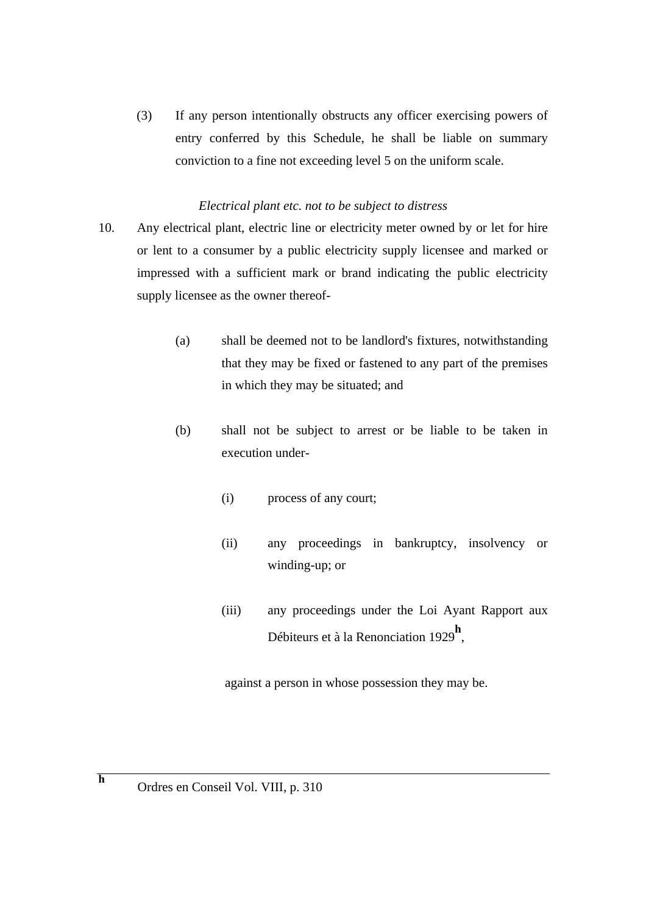(3) If any person intentionally obstructs any officer exercising powers of entry conferred by this Schedule, he shall be liable on summary conviction to a fine not exceeding level 5 on the uniform scale.

*Electrical plant etc. not to be subject to distress*

10. Any electrical plant, electric line or electricity meter owned by or let for hire or lent to a consumer by a public electricity supply licensee and marked or impressed with a sufficient mark or brand indicating the public electricity supply licensee as the owner thereof-

(a) shall be deemed not to be landlord's fixtures, notwithstanding that they may be fixed or fastened to any part of the premises in which they may be situated; and

(b) shall not be subject to arrest or be liable to be taken in execution under-

(i) process of any court;

(ii) any proceedings in bankruptcy, insolvency or winding-up; or

(iii) any proceedings under the Loi Ayant Rapport aux Débiteurs et à la Renonciation 1929[h],

against a person in whose possession they may be.

---

[h] Ordres en Conseil Vol. VIII, p. 310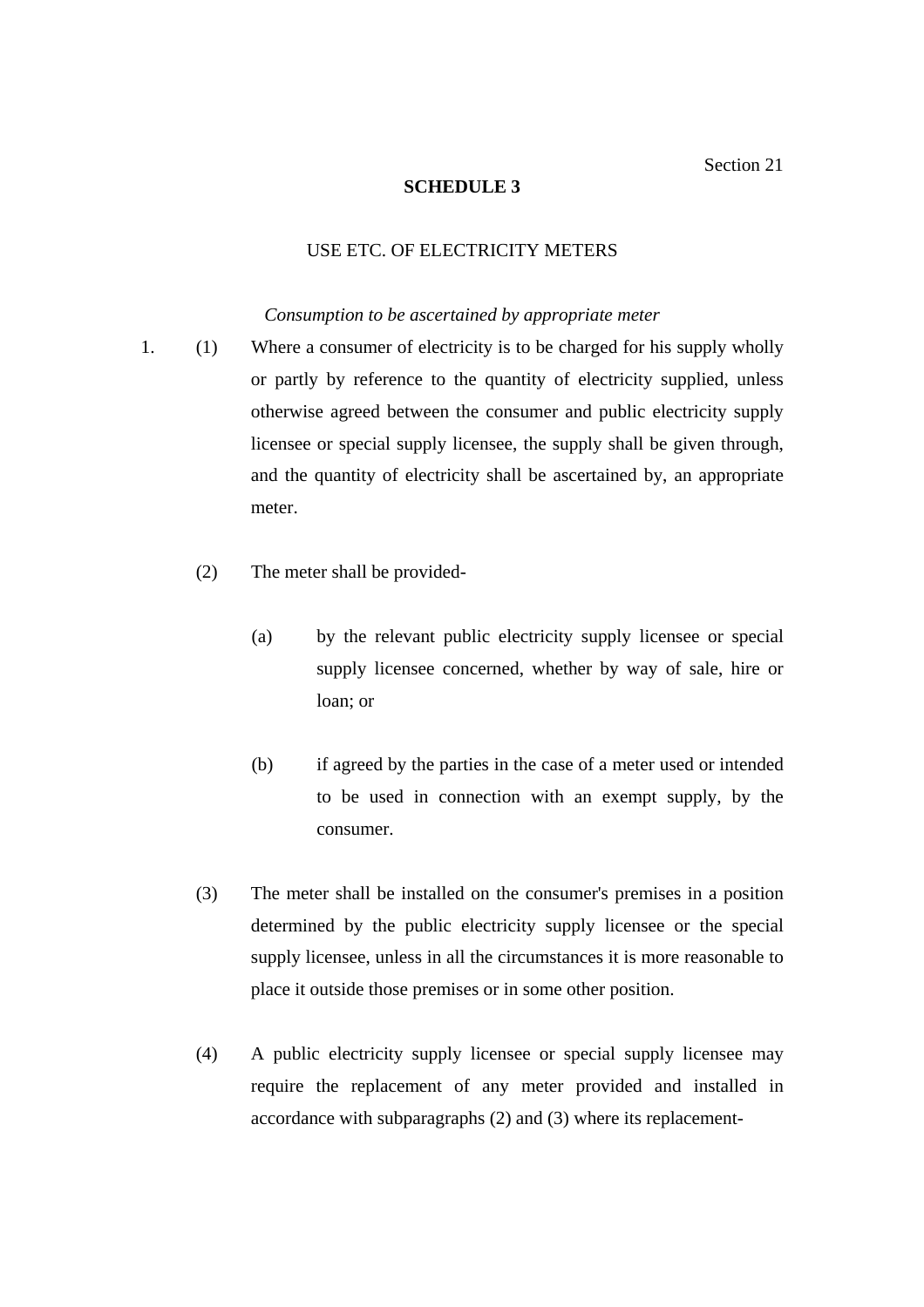Section 21

## SCHEDULE 3

USE ETC. OF ELECTRICITY METERS

*Consumption to be ascertained by appropriate meter*

1. (1) Where a consumer of electricity is to be charged for his supply wholly or partly by reference to the quantity of electricity supplied, unless otherwise agreed between the consumer and public electricity supply licensee or special supply licensee, the supply shall be given through, and the quantity of electricity shall be ascertained by, an appropriate meter.

   (2) The meter shall be provided-

   (a) by the relevant public electricity supply licensee or special supply licensee concerned, whether by way of sale, hire or loan; or

   (b) if agreed by the parties in the case of a meter used or intended to be used in connection with an exempt supply, by the consumer.

   (3) The meter shall be installed on the consumer's premises in a position determined by the public electricity supply licensee or the special supply licensee, unless in all the circumstances it is more reasonable to place it outside those premises or in some other position.

   (4) A public electricity supply licensee or special supply licensee may require the replacement of any meter provided and installed in accordance with subparagraphs (2) and (3) where its replacement-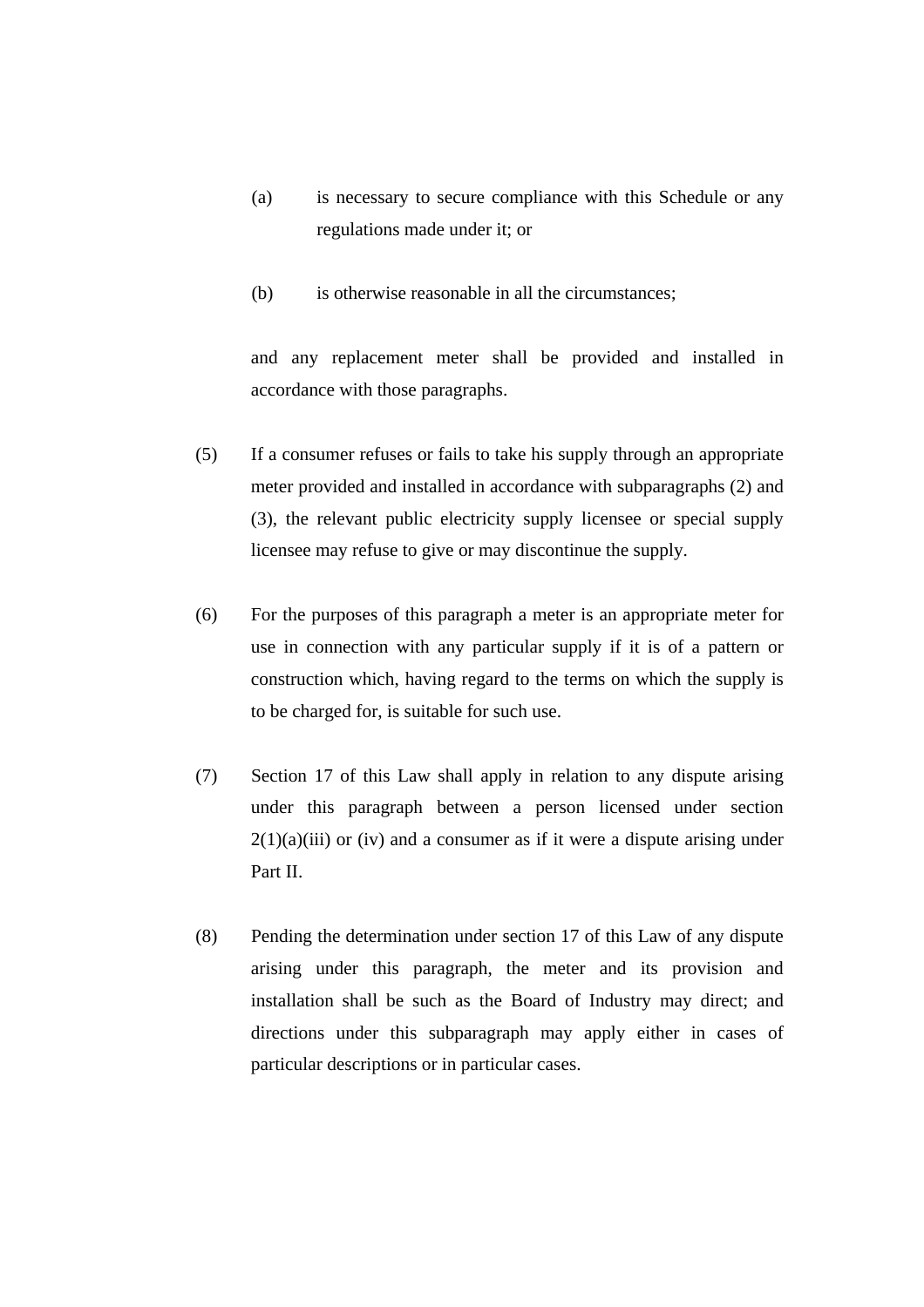(a) is necessary to secure compliance with this Schedule or any regulations made under it; or

(b) is otherwise reasonable in all the circumstances;

and any replacement meter shall be provided and installed in accordance with those paragraphs.

(5) If a consumer refuses or fails to take his supply through an appropriate meter provided and installed in accordance with subparagraphs (2) and (3), the relevant public electricity supply licensee or special supply licensee may refuse to give or may discontinue the supply.

(6) For the purposes of this paragraph a meter is an appropriate meter for use in connection with any particular supply if it is of a pattern or construction which, having regard to the terms on which the supply is to be charged for, is suitable for such use.

(7) Section 17 of this Law shall apply in relation to any dispute arising under this paragraph between a person licensed under section 2(1)(a)(iii) or (iv) and a consumer as if it were a dispute arising under Part II.

(8) Pending the determination under section 17 of this Law of any dispute arising under this paragraph, the meter and its provision and installation shall be such as the Board of Industry may direct; and directions under this subparagraph may apply either in cases of particular descriptions or in particular cases.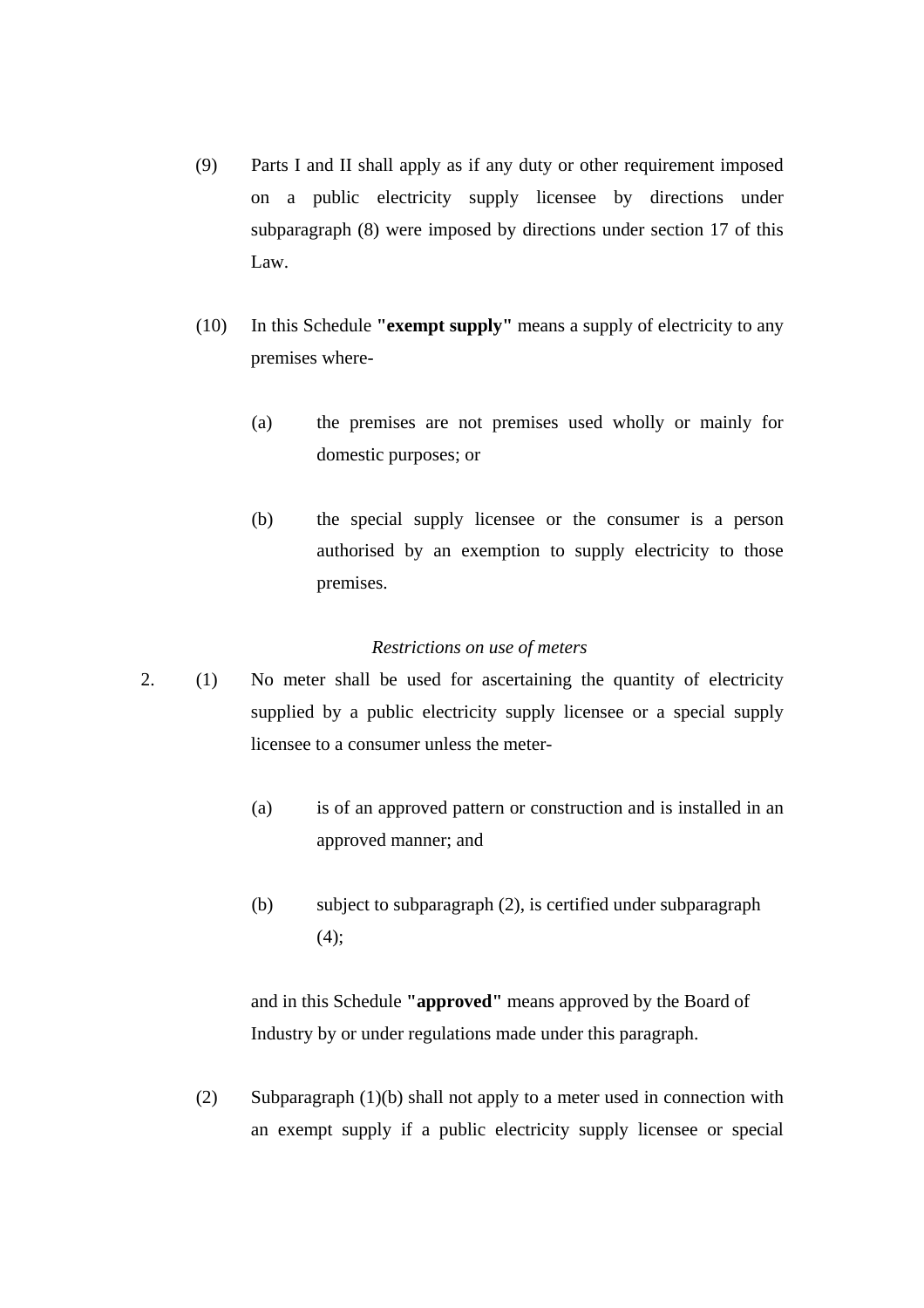(9) Parts I and II shall apply as if any duty or other requirement imposed on a public electricity supply licensee by directions under subparagraph (8) were imposed by directions under section 17 of this Law.

(10) In this Schedule **"exempt supply"** means a supply of electricity to any premises where-

(a) the premises are not premises used wholly or mainly for domestic purposes; or

(b) the special supply licensee or the consumer is a person authorised by an exemption to supply electricity to those premises.

*Restrictions on use of meters*

2. (1) No meter shall be used for ascertaining the quantity of electricity supplied by a public electricity supply licensee or a special supply licensee to a consumer unless the meter-

(a) is of an approved pattern or construction and is installed in an approved manner; and

(b) subject to subparagraph (2), is certified under subparagraph (4);

and in this Schedule **"approved"** means approved by the Board of Industry by or under regulations made under this paragraph.

(2) Subparagraph (1)(b) shall not apply to a meter used in connection with an exempt supply if a public electricity supply licensee or special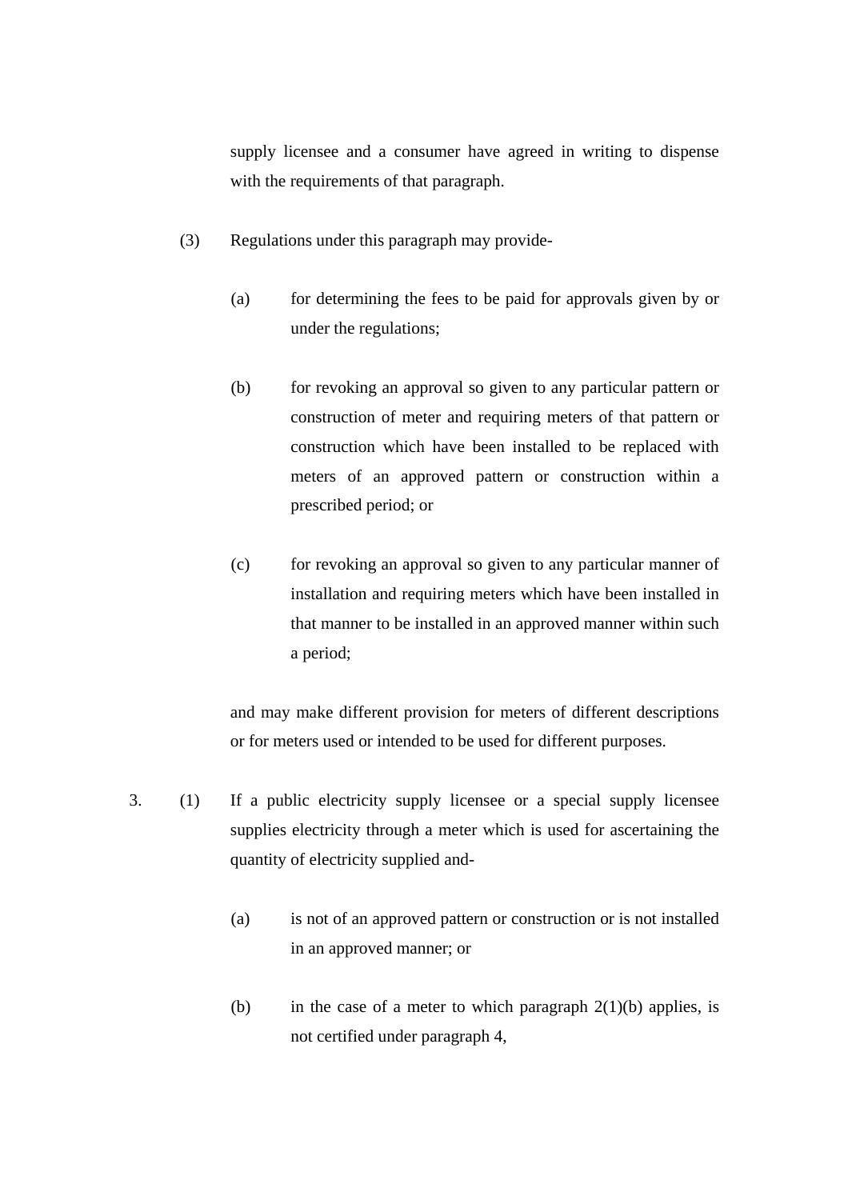supply licensee and a consumer have agreed in writing to dispense with the requirements of that paragraph.

(3) Regulations under this paragraph may provide-

(a) for determining the fees to be paid for approvals given by or under the regulations;

(b) for revoking an approval so given to any particular pattern or construction of meter and requiring meters of that pattern or construction which have been installed to be replaced with meters of an approved pattern or construction within a prescribed period; or

(c) for revoking an approval so given to any particular manner of installation and requiring meters which have been installed in that manner to be installed in an approved manner within such a period;

and may make different provision for meters of different descriptions or for meters used or intended to be used for different purposes.

3. (1) If a public electricity supply licensee or a special supply licensee supplies electricity through a meter which is used for ascertaining the quantity of electricity supplied and-

(a) is not of an approved pattern or construction or is not installed in an approved manner; or

(b) in the case of a meter to which paragraph 2(1)(b) applies, is not certified under paragraph 4,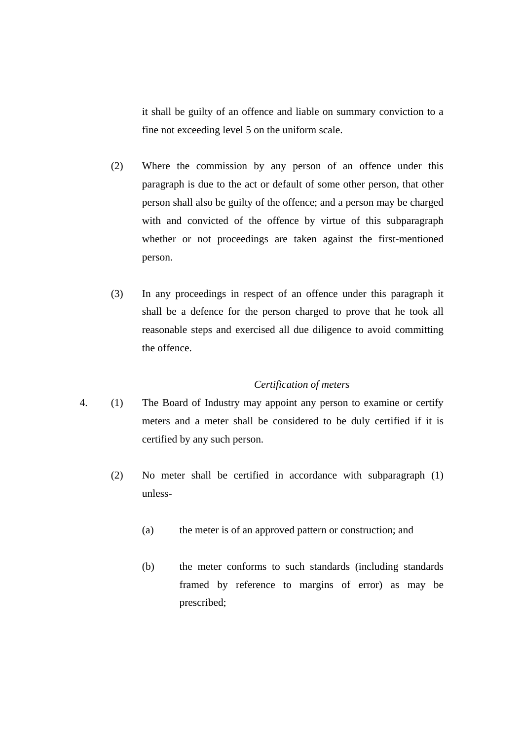it shall be guilty of an offence and liable on summary conviction to a fine not exceeding level 5 on the uniform scale.

(2) Where the commission by any person of an offence under this paragraph is due to the act or default of some other person, that other person shall also be guilty of the offence; and a person may be charged with and convicted of the offence by virtue of this subparagraph whether or not proceedings are taken against the first-mentioned person.

(3) In any proceedings in respect of an offence under this paragraph it shall be a defence for the person charged to prove that he took all reasonable steps and exercised all due diligence to avoid committing the offence.

*Certification of meters*

4. (1) The Board of Industry may appoint any person to examine or certify meters and a meter shall be considered to be duly certified if it is certified by any such person.

(2) No meter shall be certified in accordance with subparagraph (1) unless-

(a) the meter is of an approved pattern or construction; and

(b) the meter conforms to such standards (including standards framed by reference to margins of error) as may be prescribed;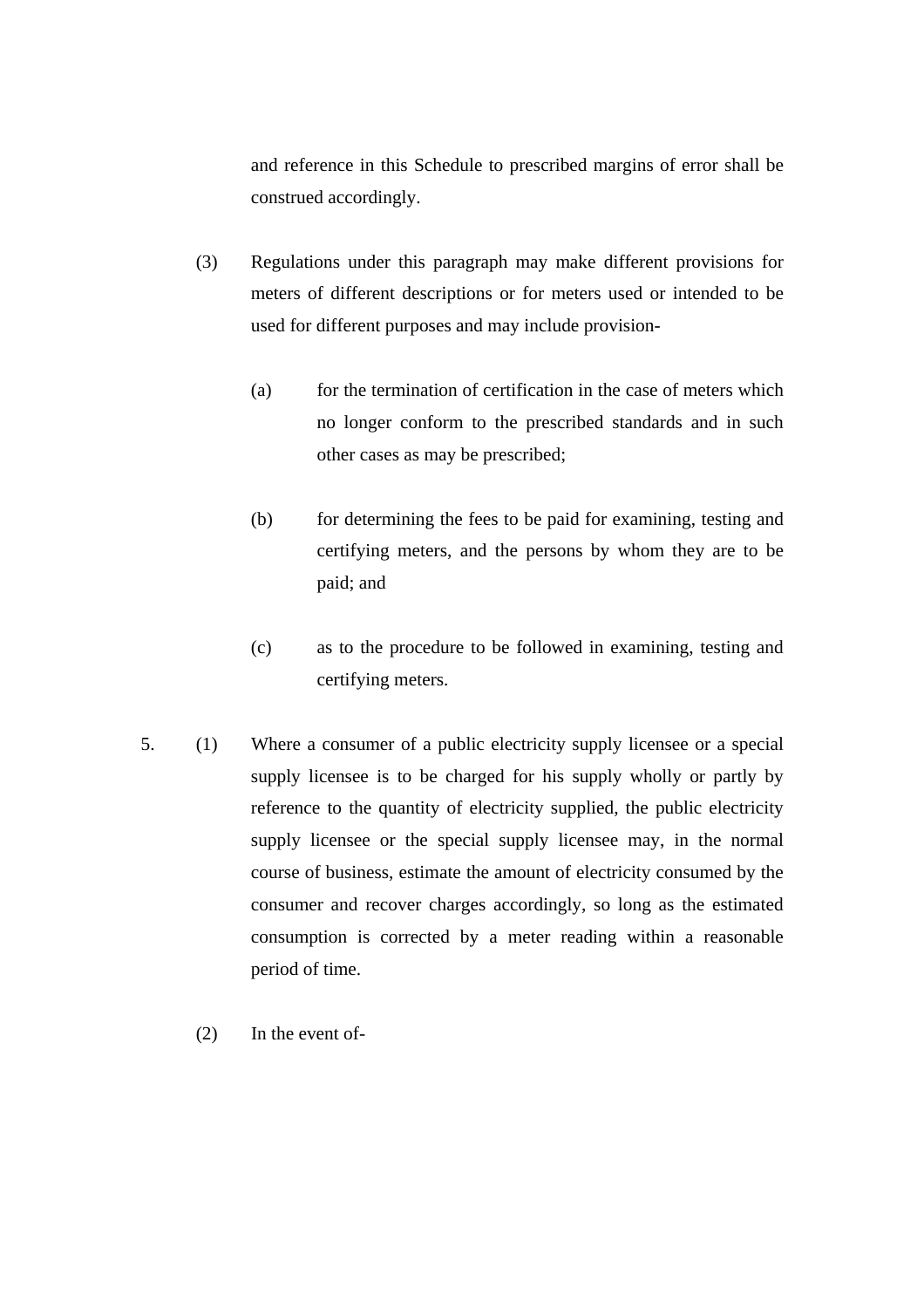and reference in this Schedule to prescribed margins of error shall be construed accordingly.

(3) Regulations under this paragraph may make different provisions for meters of different descriptions or for meters used or intended to be used for different purposes and may include provision-

(a) for the termination of certification in the case of meters which no longer conform to the prescribed standards and in such other cases as may be prescribed;

(b) for determining the fees to be paid for examining, testing and certifying meters, and the persons by whom they are to be paid; and

(c) as to the procedure to be followed in examining, testing and certifying meters.

5. (1) Where a consumer of a public electricity supply licensee or a special supply licensee is to be charged for his supply wholly or partly by reference to the quantity of electricity supplied, the public electricity supply licensee or the special supply licensee may, in the normal course of business, estimate the amount of electricity consumed by the consumer and recover charges accordingly, so long as the estimated consumption is corrected by a meter reading within a reasonable period of time.

(2) In the event of-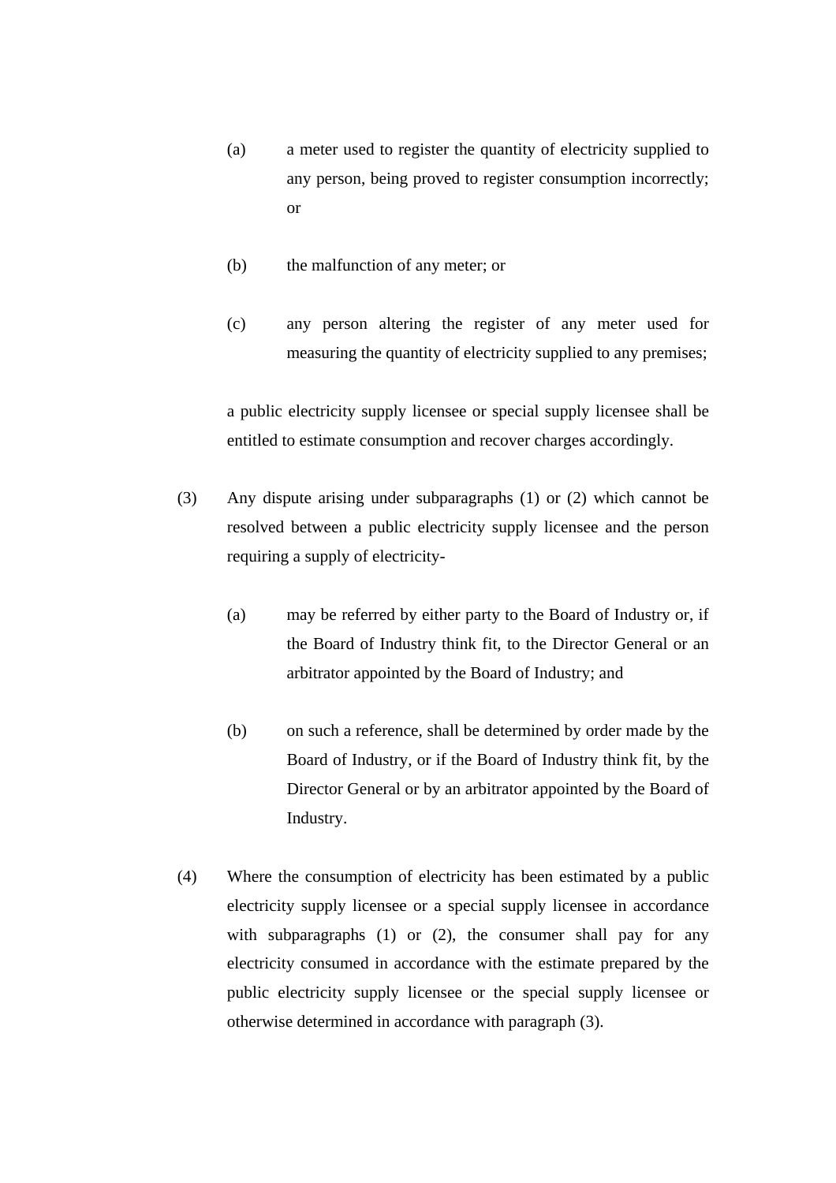(a) a meter used to register the quantity of electricity supplied to any person, being proved to register consumption incorrectly; or

(b) the malfunction of any meter; or

(c) any person altering the register of any meter used for measuring the quantity of electricity supplied to any premises;

a public electricity supply licensee or special supply licensee shall be entitled to estimate consumption and recover charges accordingly.

(3) Any dispute arising under subparagraphs (1) or (2) which cannot be resolved between a public electricity supply licensee and the person requiring a supply of electricity-

(a) may be referred by either party to the Board of Industry or, if the Board of Industry think fit, to the Director General or an arbitrator appointed by the Board of Industry; and

(b) on such a reference, shall be determined by order made by the Board of Industry, or if the Board of Industry think fit, by the Director General or by an arbitrator appointed by the Board of Industry.

(4) Where the consumption of electricity has been estimated by a public electricity supply licensee or a special supply licensee in accordance with subparagraphs (1) or (2), the consumer shall pay for any electricity consumed in accordance with the estimate prepared by the public electricity supply licensee or the special supply licensee or otherwise determined in accordance with paragraph (3).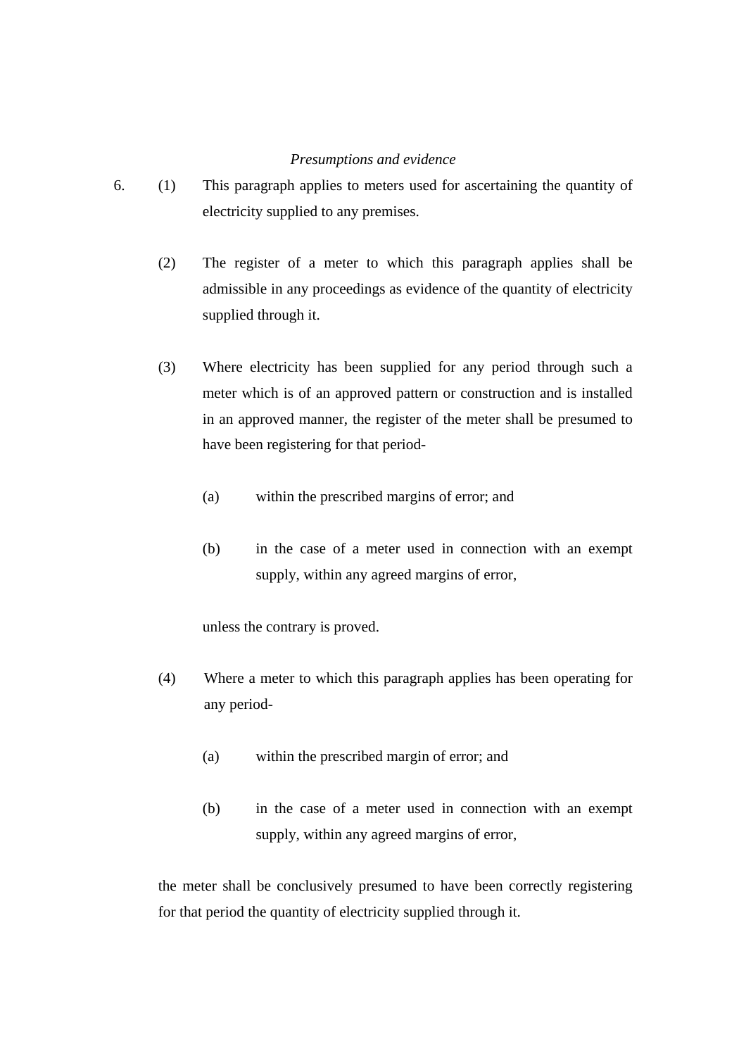*Presumptions and evidence*

6. (1) This paragraph applies to meters used for ascertaining the quantity of electricity supplied to any premises.

(2) The register of a meter to which this paragraph applies shall be admissible in any proceedings as evidence of the quantity of electricity supplied through it.

(3) Where electricity has been supplied for any period through such a meter which is of an approved pattern or construction and is installed in an approved manner, the register of the meter shall be presumed to have been registering for that period-

(a) within the prescribed margins of error; and

(b) in the case of a meter used in connection with an exempt supply, within any agreed margins of error,

unless the contrary is proved.

(4) Where a meter to which this paragraph applies has been operating for any period-

(a) within the prescribed margin of error; and

(b) in the case of a meter used in connection with an exempt supply, within any agreed margins of error,

the meter shall be conclusively presumed to have been correctly registering for that period the quantity of electricity supplied through it.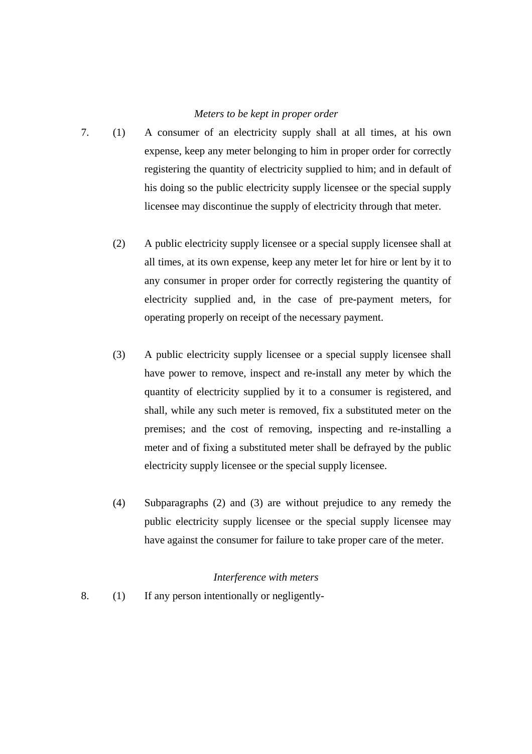*Meters to be kept in proper order*

7. (1) A consumer of an electricity supply shall at all times, at his own expense, keep any meter belonging to him in proper order for correctly registering the quantity of electricity supplied to him; and in default of his doing so the public electricity supply licensee or the special supply licensee may discontinue the supply of electricity through that meter.

(2) A public electricity supply licensee or a special supply licensee shall at all times, at its own expense, keep any meter let for hire or lent by it to any consumer in proper order for correctly registering the quantity of electricity supplied and, in the case of pre-payment meters, for operating properly on receipt of the necessary payment.

(3) A public electricity supply licensee or a special supply licensee shall have power to remove, inspect and re-install any meter by which the quantity of electricity supplied by it to a consumer is registered, and shall, while any such meter is removed, fix a substituted meter on the premises; and the cost of removing, inspecting and re-installing a meter and of fixing a substituted meter shall be defrayed by the public electricity supply licensee or the special supply licensee.

(4) Subparagraphs (2) and (3) are without prejudice to any remedy the public electricity supply licensee or the special supply licensee may have against the consumer for failure to take proper care of the meter.

*Interference with meters*

8. (1) If any person intentionally or negligently-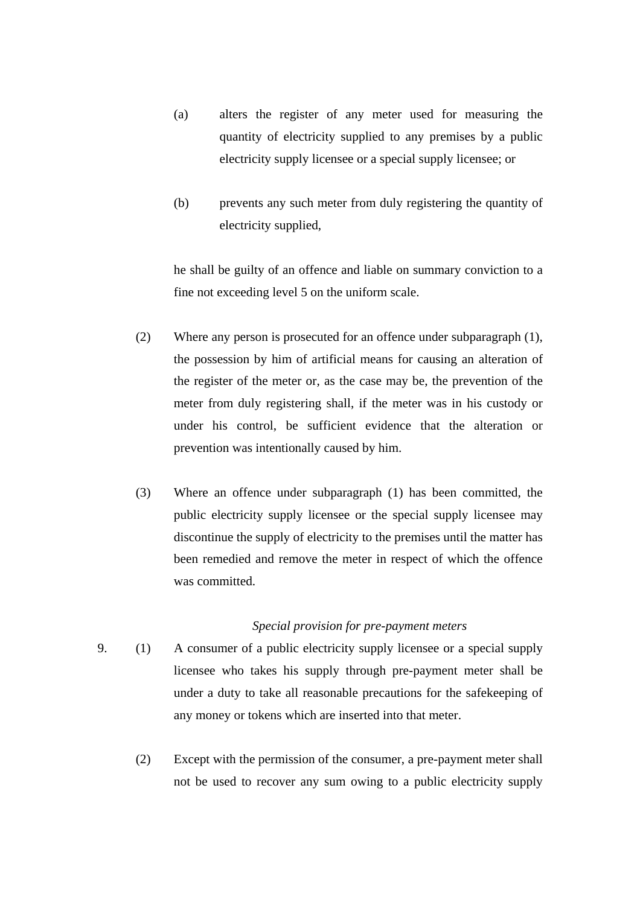(a) alters the register of any meter used for measuring the quantity of electricity supplied to any premises by a public electricity supply licensee or a special supply licensee; or

(b) prevents any such meter from duly registering the quantity of electricity supplied,

he shall be guilty of an offence and liable on summary conviction to a fine not exceeding level 5 on the uniform scale.

(2) Where any person is prosecuted for an offence under subparagraph (1), the possession by him of artificial means for causing an alteration of the register of the meter or, as the case may be, the prevention of the meter from duly registering shall, if the meter was in his custody or under his control, be sufficient evidence that the alteration or prevention was intentionally caused by him.

(3) Where an offence under subparagraph (1) has been committed, the public electricity supply licensee or the special supply licensee may discontinue the supply of electricity to the premises until the matter has been remedied and remove the meter in respect of which the offence was committed.

*Special provision for pre-payment meters*

9. (1) A consumer of a public electricity supply licensee or a special supply licensee who takes his supply through pre-payment meter shall be under a duty to take all reasonable precautions for the safekeeping of any money or tokens which are inserted into that meter.

(2) Except with the permission of the consumer, a pre-payment meter shall not be used to recover any sum owing to a public electricity supply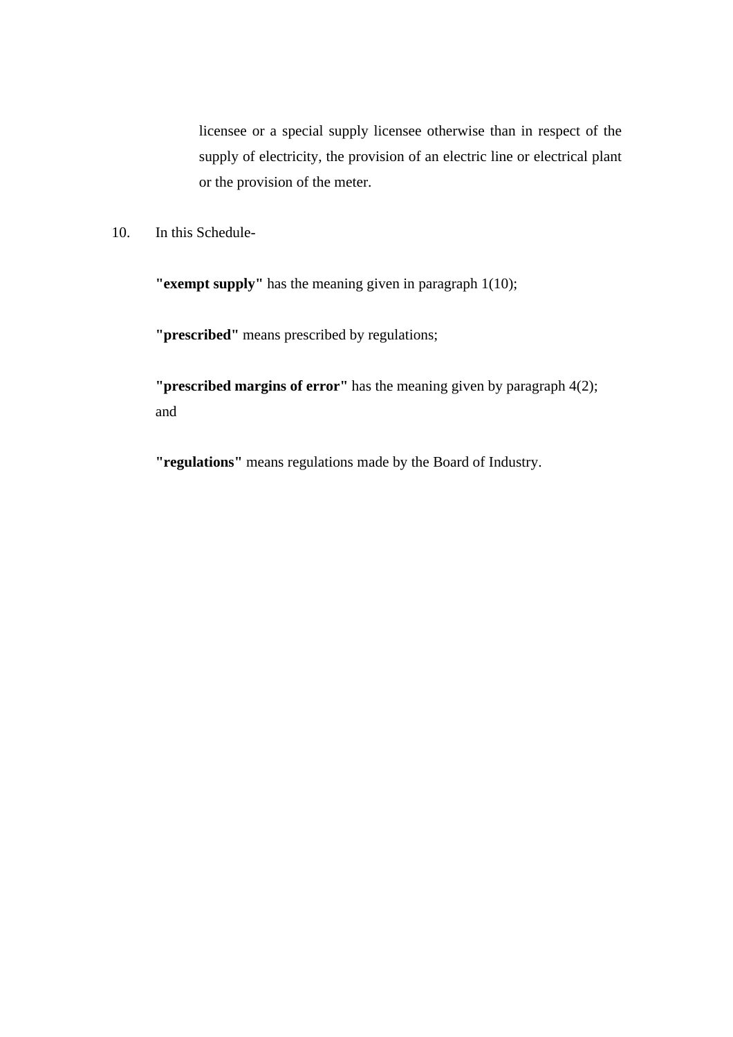licensee or a special supply licensee otherwise than in respect of the supply of electricity, the provision of an electric line or electrical plant or the provision of the meter.

10. In this Schedule-

**"exempt supply"** has the meaning given in paragraph 1(10);

**"prescribed"** means prescribed by regulations;

**"prescribed margins of error"** has the meaning given by paragraph 4(2); and

**"regulations"** means regulations made by the Board of Industry.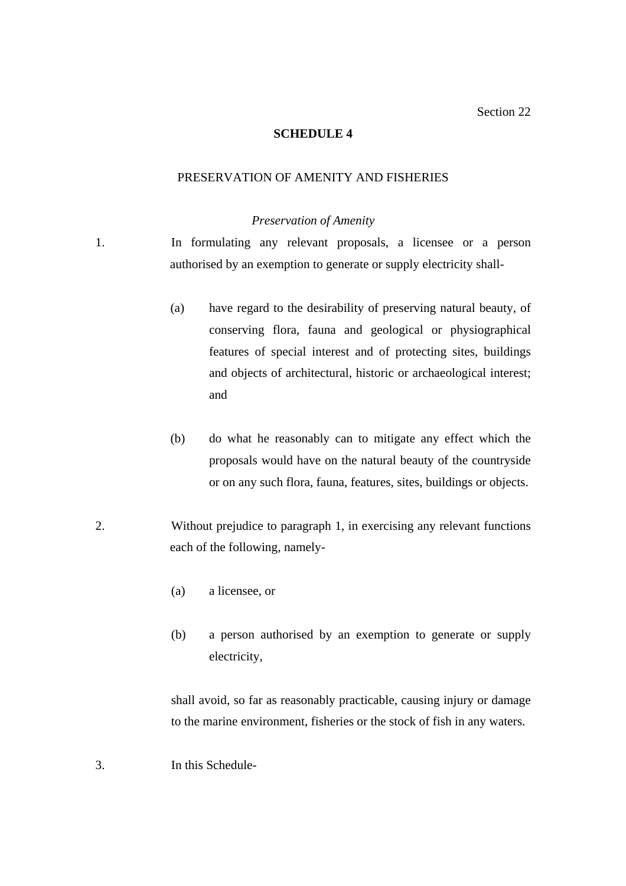Section 22

## SCHEDULE 4

### PRESERVATION OF AMENITY AND FISHERIES

*Preservation of Amenity*

1. In formulating any relevant proposals, a licensee or a person authorised by an exemption to generate or supply electricity shall-

   (a) have regard to the desirability of preserving natural beauty, of conserving flora, fauna and geological or physiographical features of special interest and of protecting sites, buildings and objects of architectural, historic or archaeological interest; and

   (b) do what he reasonably can to mitigate any effect which the proposals would have on the natural beauty of the countryside or on any such flora, fauna, features, sites, buildings or objects.

2. Without prejudice to paragraph 1, in exercising any relevant functions each of the following, namely-

   (a) a licensee, or

   (b) a person authorised by an exemption to generate or supply electricity,

   shall avoid, so far as reasonably practicable, causing injury or damage to the marine environment, fisheries or the stock of fish in any waters.

3. In this Schedule-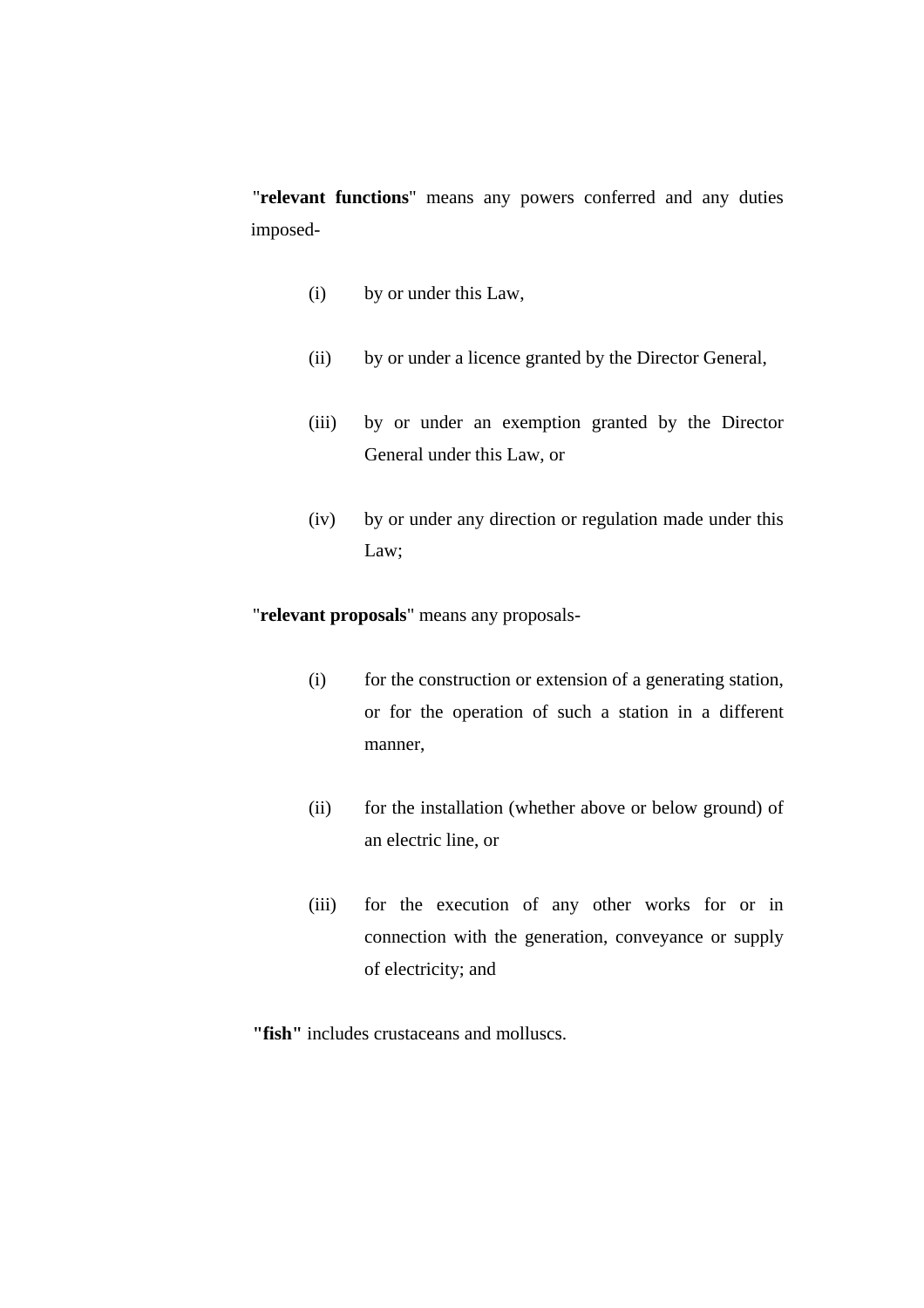"**relevant functions**" means any powers conferred and any duties imposed-

(i) by or under this Law,

(ii) by or under a licence granted by the Director General,

(iii) by or under an exemption granted by the Director General under this Law, or

(iv) by or under any direction or regulation made under this Law;

"**relevant proposals**" means any proposals-

(i) for the construction or extension of a generating station, or for the operation of such a station in a different manner,

(ii) for the installation (whether above or below ground) of an electric line, or

(iii) for the execution of any other works for or in connection with the generation, conveyance or supply of electricity; and

**"fish"** includes crustaceans and molluscs.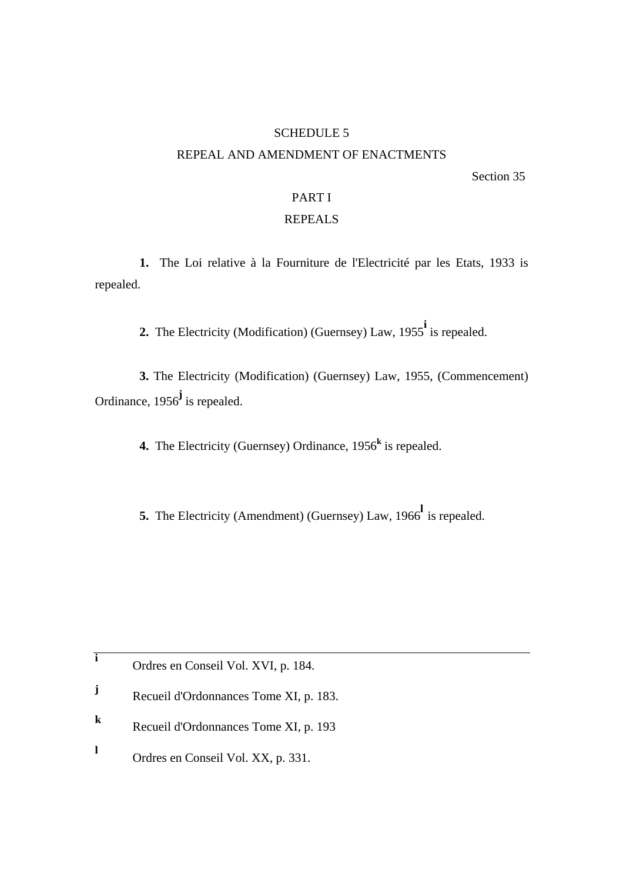## SCHEDULE 5

## REPEAL AND AMENDMENT OF ENACTMENTS

Section 35

### PART I

### REPEALS

**1.** The Loi relative à la Fourniture de l'Electricité par les Etats, 1933 is repealed.

**2.** The Electricity (Modification) (Guernsey) Law, 1955[i] is repealed.

**3.** The Electricity (Modification) (Guernsey) Law, 1955, (Commencement) Ordinance, 1956[j] is repealed.

**4.** The Electricity (Guernsey) Ordinance, 1956[k] is repealed.

**5.** The Electricity (Amendment) (Guernsey) Law, 1966[l] is repealed.

---

[i] Ordres en Conseil Vol. XVI, p. 184.

[j] Recueil d'Ordonnances Tome XI, p. 183.

[k] Recueil d'Ordonnances Tome XI, p. 193

[l] Ordres en Conseil Vol. XX, p. 331.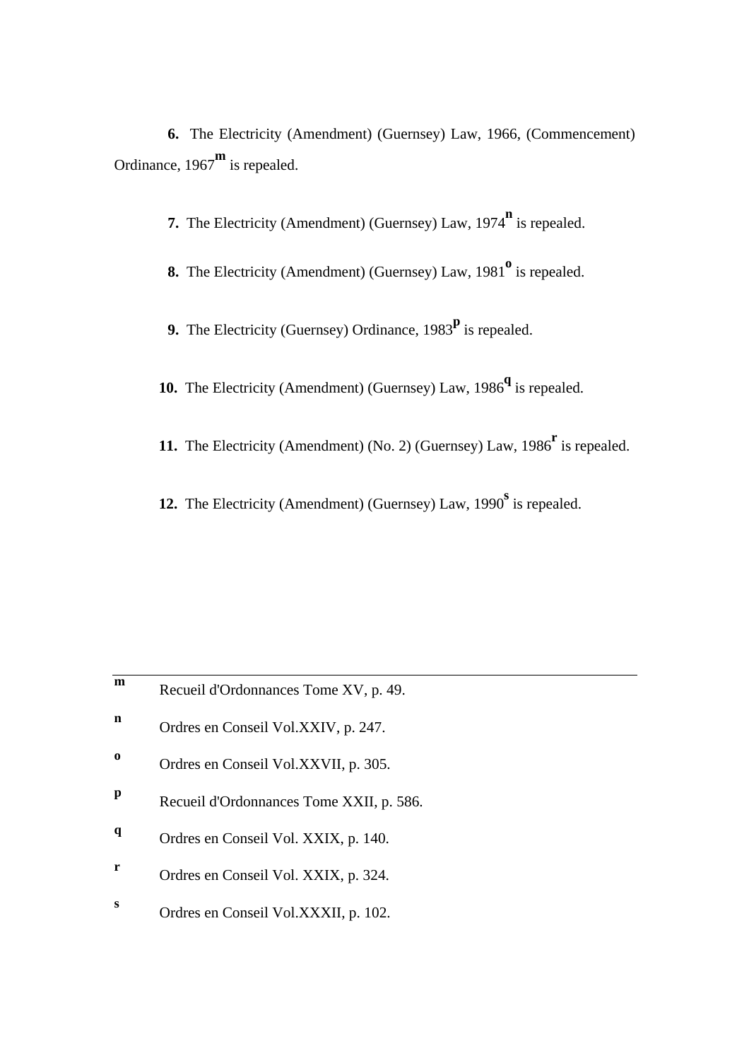**6.** The Electricity (Amendment) (Guernsey) Law, 1966, (Commencement) Ordinance, 1967[m] is repealed.

**7.** The Electricity (Amendment) (Guernsey) Law, 1974[n] is repealed.

**8.** The Electricity (Amendment) (Guernsey) Law, 1981[o] is repealed.

**9.** The Electricity (Guernsey) Ordinance, 1983[p] is repealed.

**10.** The Electricity (Amendment) (Guernsey) Law, 1986[q] is repealed.

**11.** The Electricity (Amendment) (No. 2) (Guernsey) Law, 1986[r] is repealed.

**12.** The Electricity (Amendment) (Guernsey) Law, 1990[s] is repealed.

---

[m] Recueil d'Ordonnances Tome XV, p. 49.

[n] Ordres en Conseil Vol.XXIV, p. 247.

[o] Ordres en Conseil Vol.XXVII, p. 305.

[p] Recueil d'Ordonnances Tome XXII, p. 586.

[q] Ordres en Conseil Vol. XXIX, p. 140.

[r] Ordres en Conseil Vol. XXIX, p. 324.

[s] Ordres en Conseil Vol.XXXII, p. 102.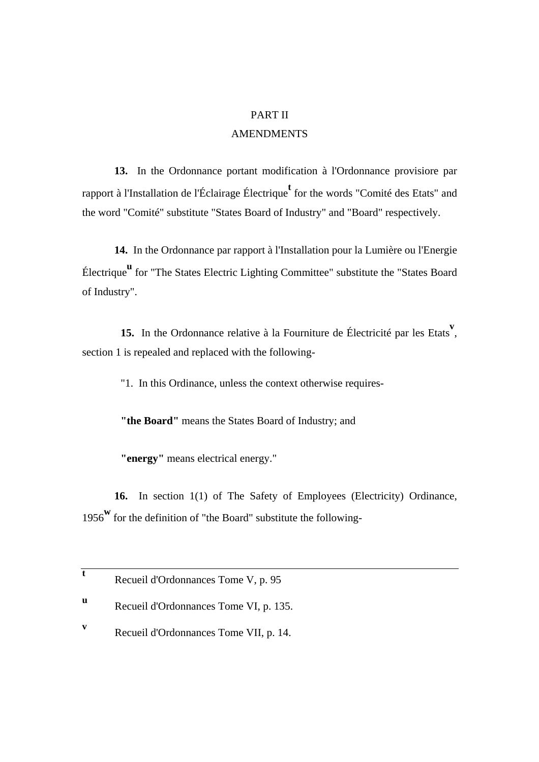PART II

AMENDMENTS

**13.** In the Ordonnance portant modification à l'Ordonnance provisiore par rapport à l'Installation de l'Éclairage Électrique[t] for the words "Comité des Etats" and the word "Comité" substitute "States Board of Industry" and "Board" respectively.

**14.** In the Ordonnance par rapport à l'Installation pour la Lumière ou l'Energie Électrique[u] for "The States Electric Lighting Committee" substitute the "States Board of Industry".

**15.** In the Ordonnance relative à la Fourniture de Électricité par les Etats[v], section 1 is repealed and replaced with the following-

"1. In this Ordinance, unless the context otherwise requires-

**"the Board"** means the States Board of Industry; and

**"energy"** means electrical energy."

**16.** In section 1(1) of The Safety of Employees (Electricity) Ordinance, 1956[w] for the definition of "the Board" substitute the following-

---

[t] Recueil d'Ordonnances Tome V, p. 95

[u] Recueil d'Ordonnances Tome VI, p. 135.

[v] Recueil d'Ordonnances Tome VII, p. 14.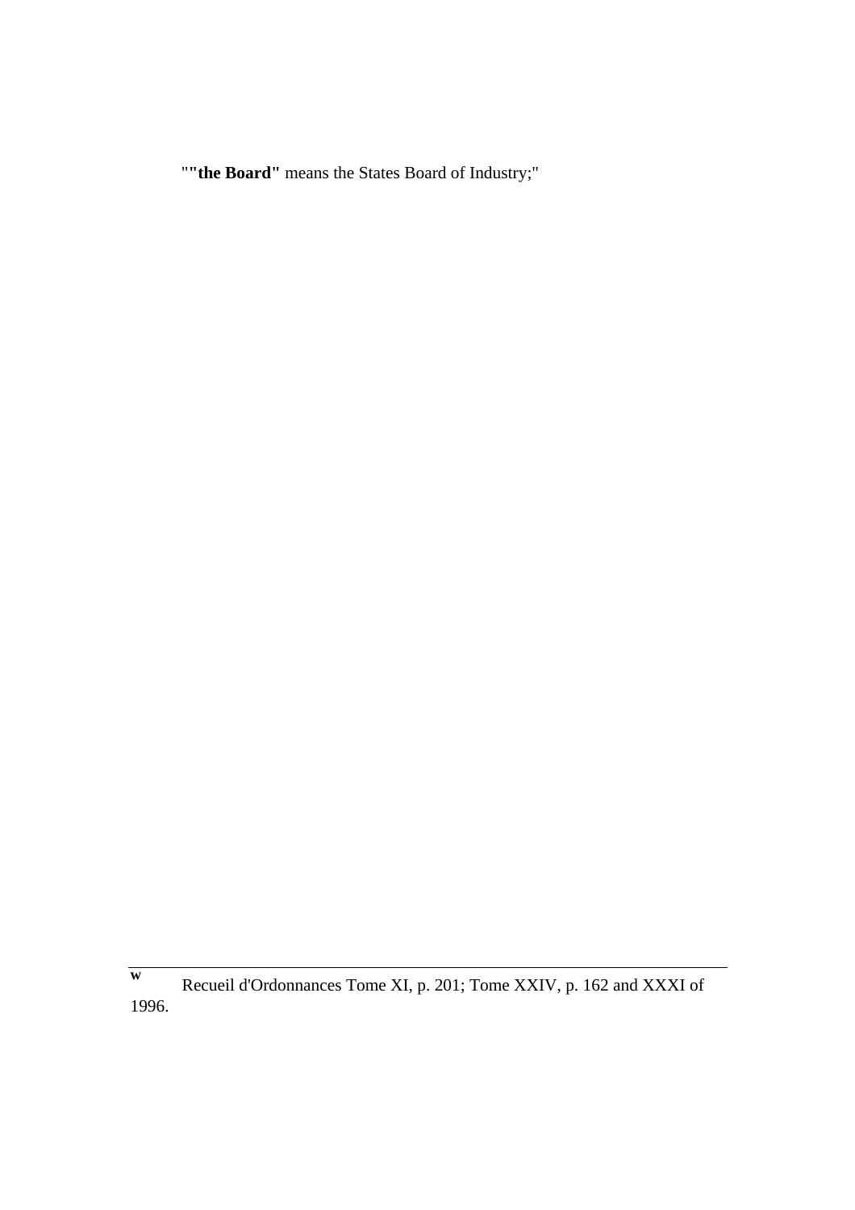"**"the Board"** means the States Board of Industry;"

---

[w] Recueil d'Ordonnances Tome XI, p. 201; Tome XXIV, p. 162 and XXXI of 1996.